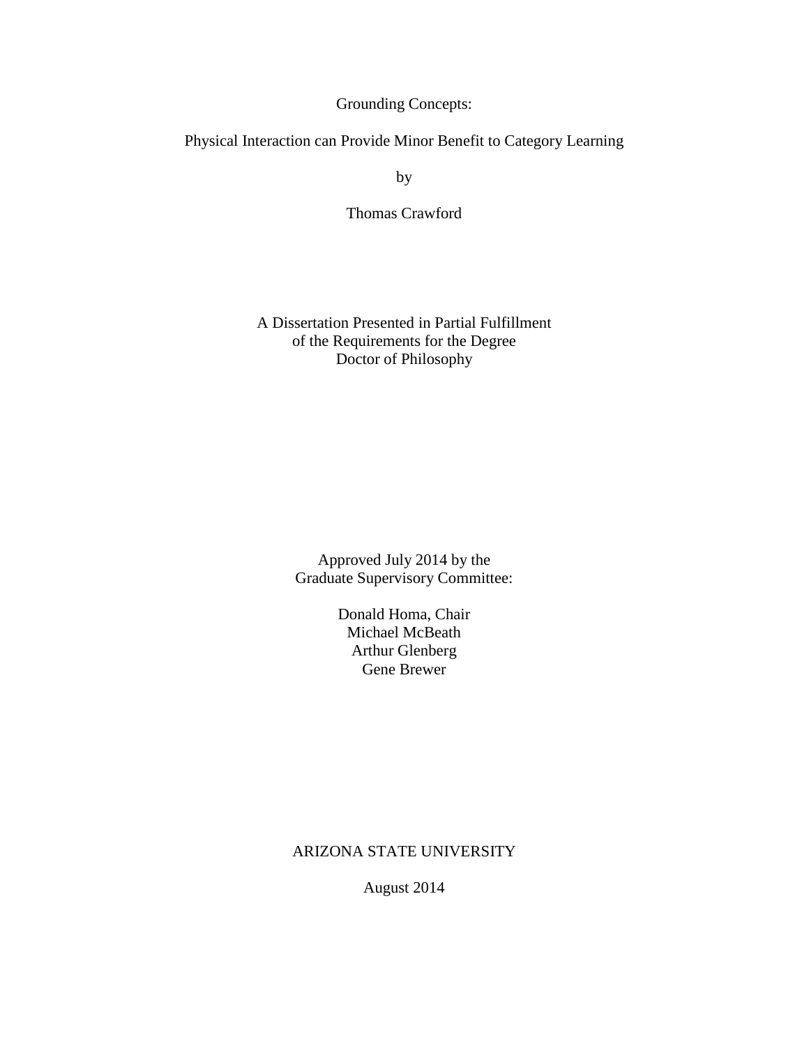# Grounding Concepts:

## Physical Interaction can Provide Minor Benefit to Category Learning

by

Thomas Crawford

A Dissertation Presented in Partial Fulfillment  
of the Requirements for the Degree  
Doctor of Philosophy

Approved July 2014 by the  
Graduate Supervisory Committee:

Donald Homa, Chair  
Michael McBeath  
Arthur Glenberg  
Gene Brewer

ARIZONA STATE UNIVERSITY

August 2014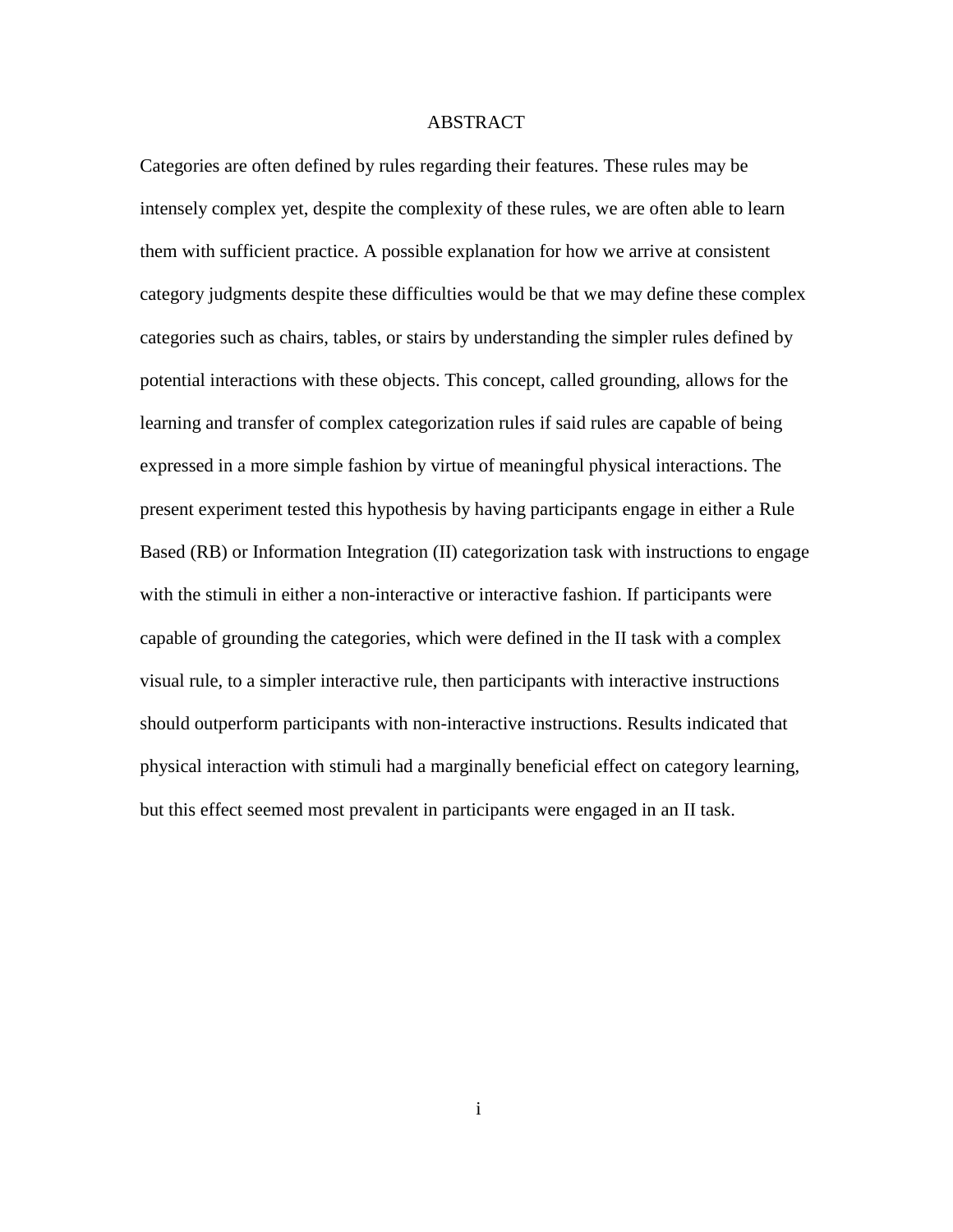# ABSTRACT

Categories are often defined by rules regarding their features. These rules may be intensely complex yet, despite the complexity of these rules, we are often able to learn them with sufficient practice. A possible explanation for how we arrive at consistent category judgments despite these difficulties would be that we may define these complex categories such as chairs, tables, or stairs by understanding the simpler rules defined by potential interactions with these objects. This concept, called grounding, allows for the learning and transfer of complex categorization rules if said rules are capable of being expressed in a more simple fashion by virtue of meaningful physical interactions. The present experiment tested this hypothesis by having participants engage in either a Rule Based (RB) or Information Integration (II) categorization task with instructions to engage with the stimuli in either a non-interactive or interactive fashion. If participants were capable of grounding the categories, which were defined in the II task with a complex visual rule, to a simpler interactive rule, then participants with interactive instructions should outperform participants with non-interactive instructions. Results indicated that physical interaction with stimuli had a marginally beneficial effect on category learning, but this effect seemed most prevalent in participants were engaged in an II task.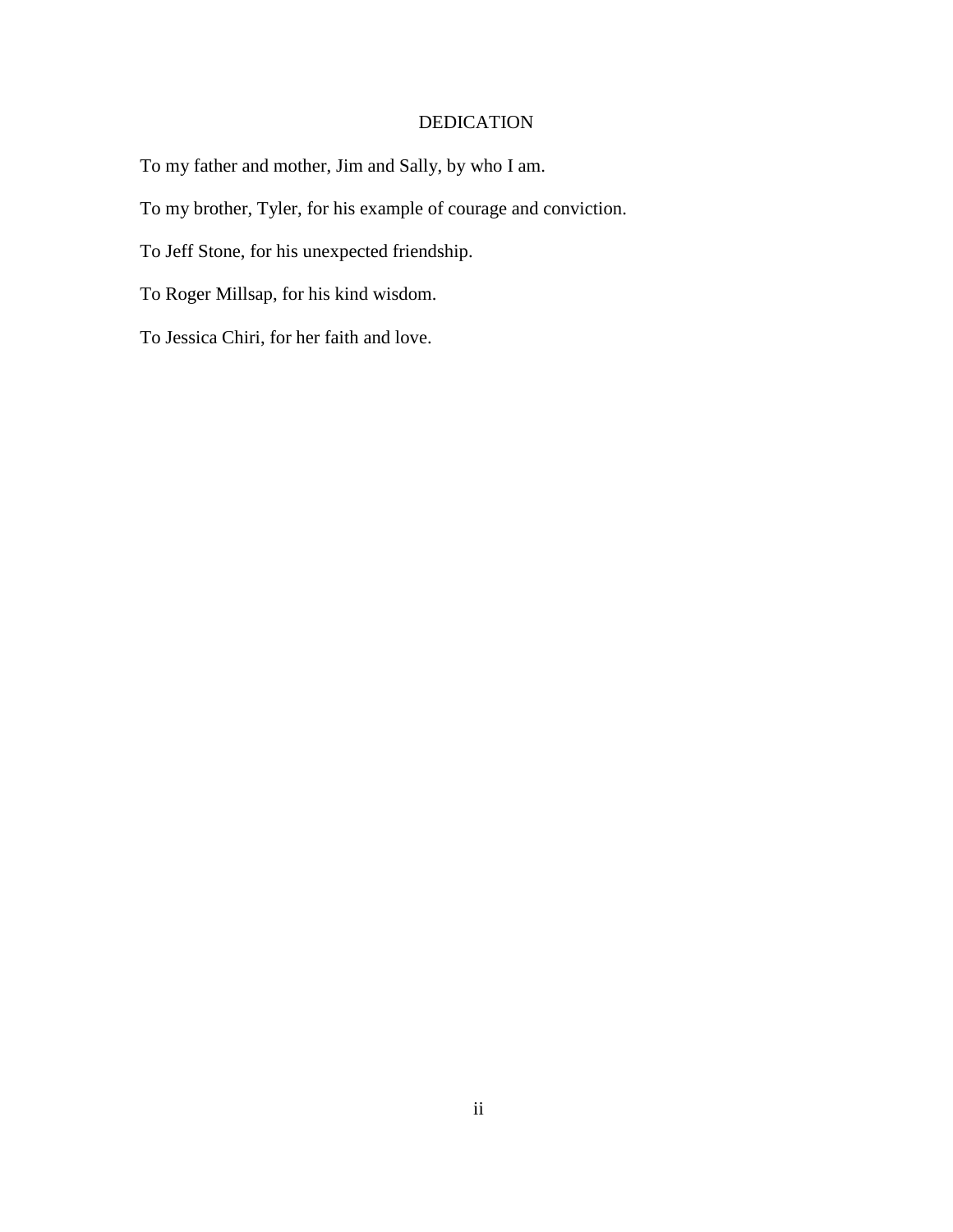# DEDICATION

To my father and mother, Jim and Sally, by who I am.

To my brother, Tyler, for his example of courage and conviction.

To Jeff Stone, for his unexpected friendship.

To Roger Millsap, for his kind wisdom.

To Jessica Chiri, for her faith and love.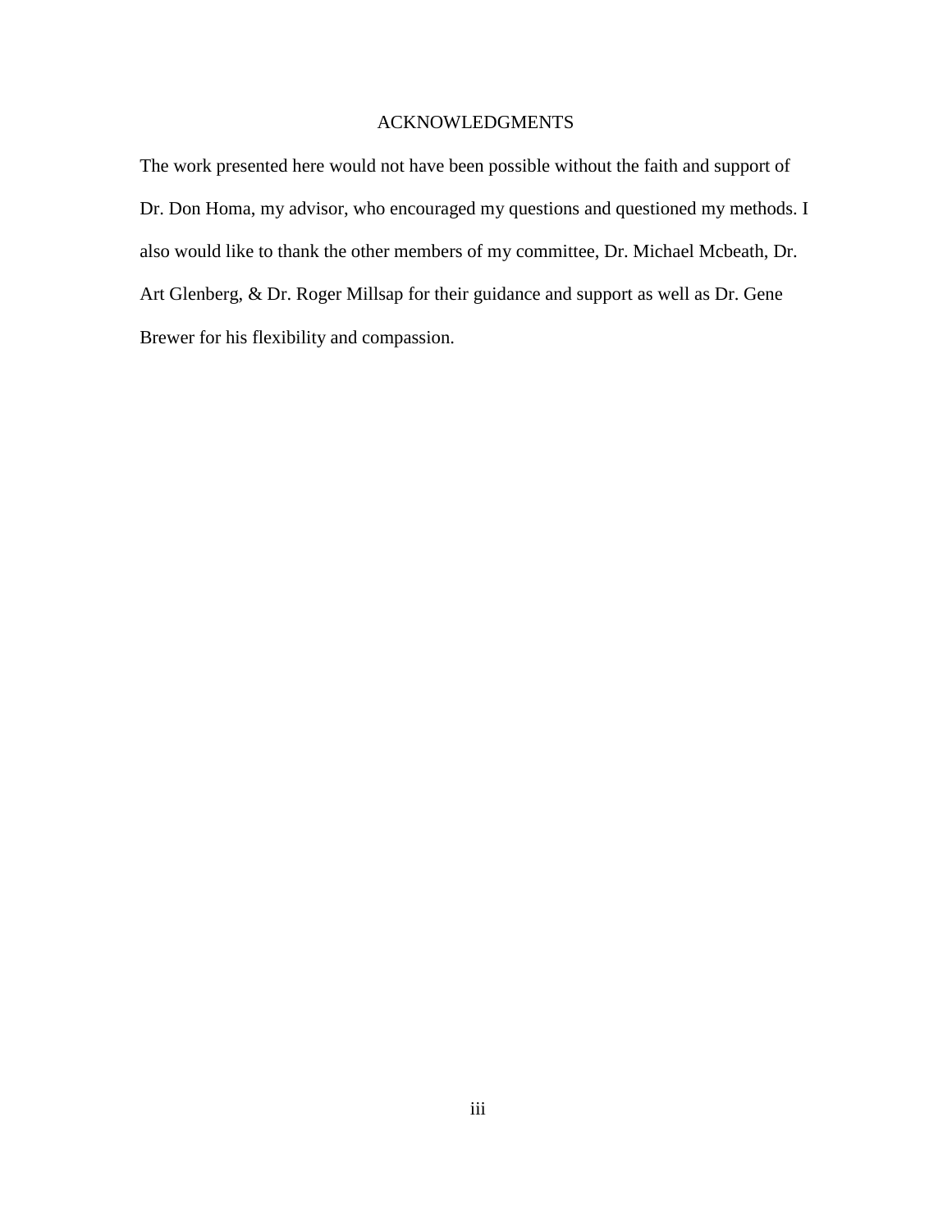# ACKNOWLEDGMENTS

The work presented here would not have been possible without the faith and support of Dr. Don Homa, my advisor, who encouraged my questions and questioned my methods. I also would like to thank the other members of my committee, Dr. Michael Mcbeath, Dr. Art Glenberg, & Dr. Roger Millsap for their guidance and support as well as Dr. Gene Brewer for his flexibility and compassion.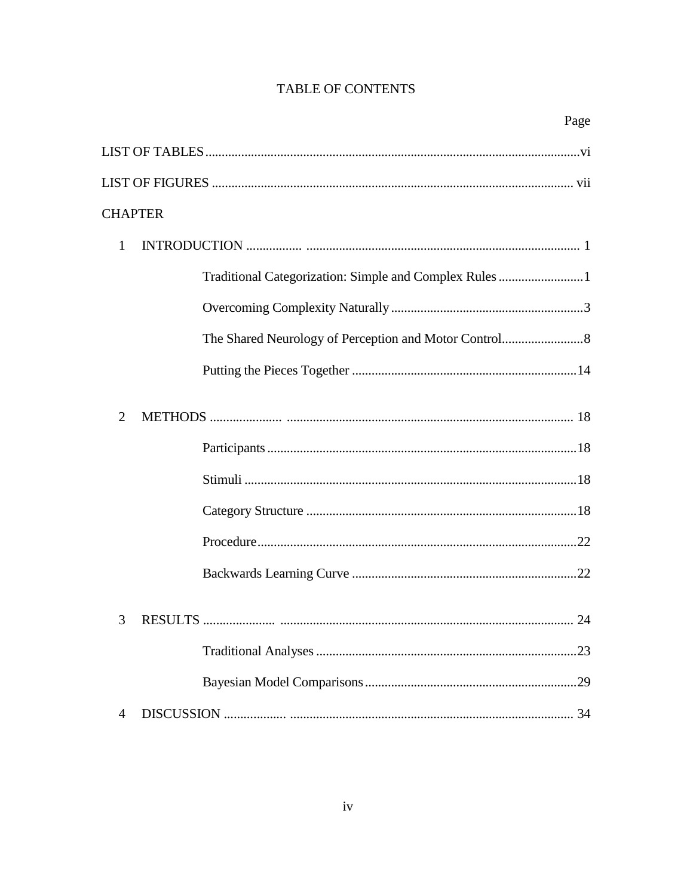# TABLE OF CONTENTS

| | Page |
|---|---|
| LIST OF TABLES | vi |
| LIST OF FIGURES | vii |
| CHAPTER | |
| 1 INTRODUCTION | 1 |
| Traditional Categorization: Simple and Complex Rules | 1 |
| Overcoming Complexity Naturally | 3 |
| The Shared Neurology of Perception and Motor Control | 8 |
| Putting the Pieces Together | 14 |
| 2 METHODS | 18 |
| Participants | 18 |
| Stimuli | 18 |
| Category Structure | 18 |
| Procedure | 22 |
| Backwards Learning Curve | 22 |
| 3 RESULTS | 24 |
| Traditional Analyses | 23 |
| Bayesian Model Comparisons | 29 |
| 4 DISCUSSION | 34 |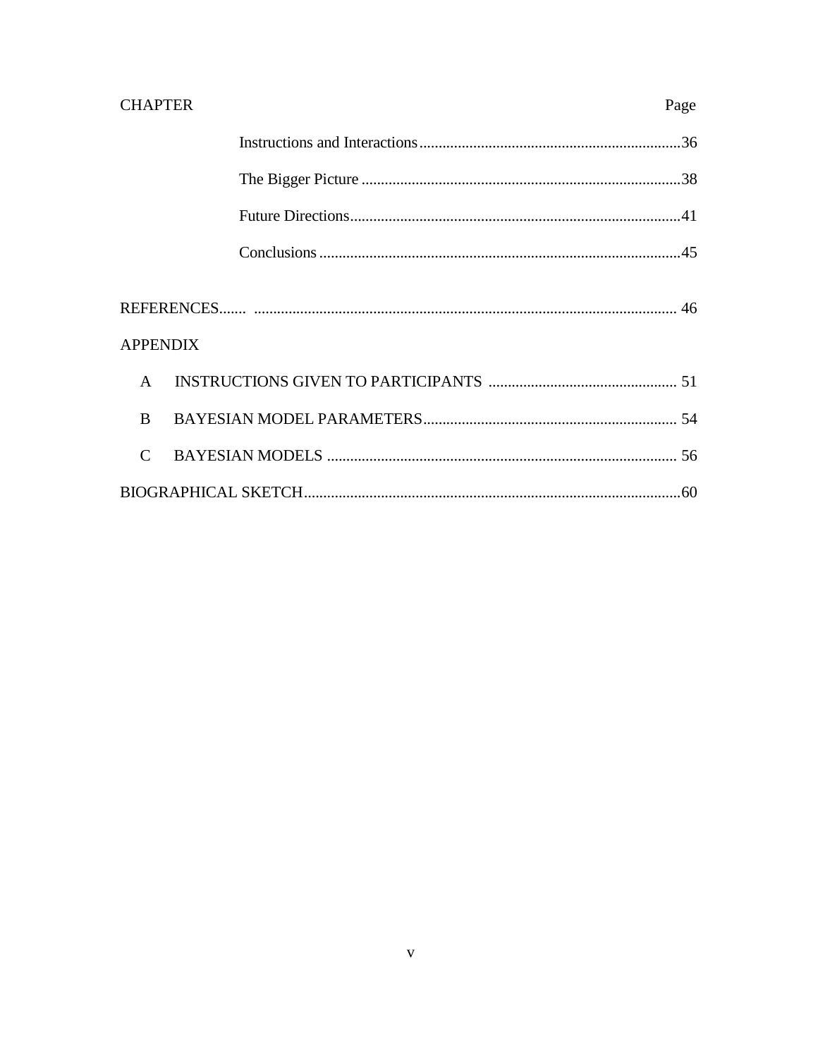| CHAPTER | Page |
|---|---|
| Instructions and Interactions | 36 |
| The Bigger Picture | 38 |
| Future Directions | 41 |
| Conclusions | 45 |
| REFERENCES | 46 |
| APPENDIX | |
| A INSTRUCTIONS GIVEN TO PARTICIPANTS | 51 |
| B BAYESIAN MODEL PARAMETERS | 54 |
| C BAYESIAN MODELS | 56 |
| BIOGRAPHICAL SKETCH | 60 |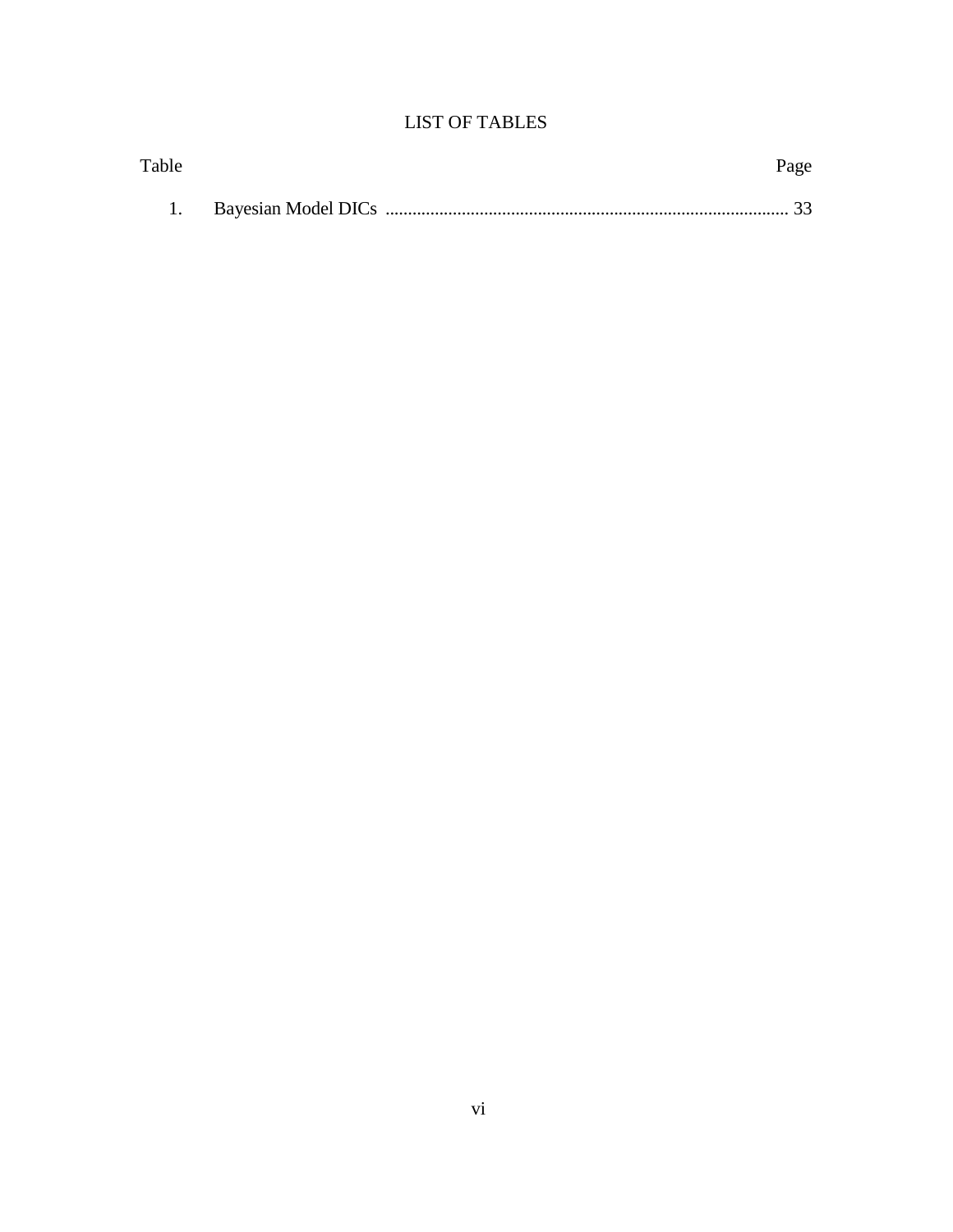# LIST OF TABLES

| Table | | Page |
|---|---|---|
| 1. | Bayesian Model DICs | 33 |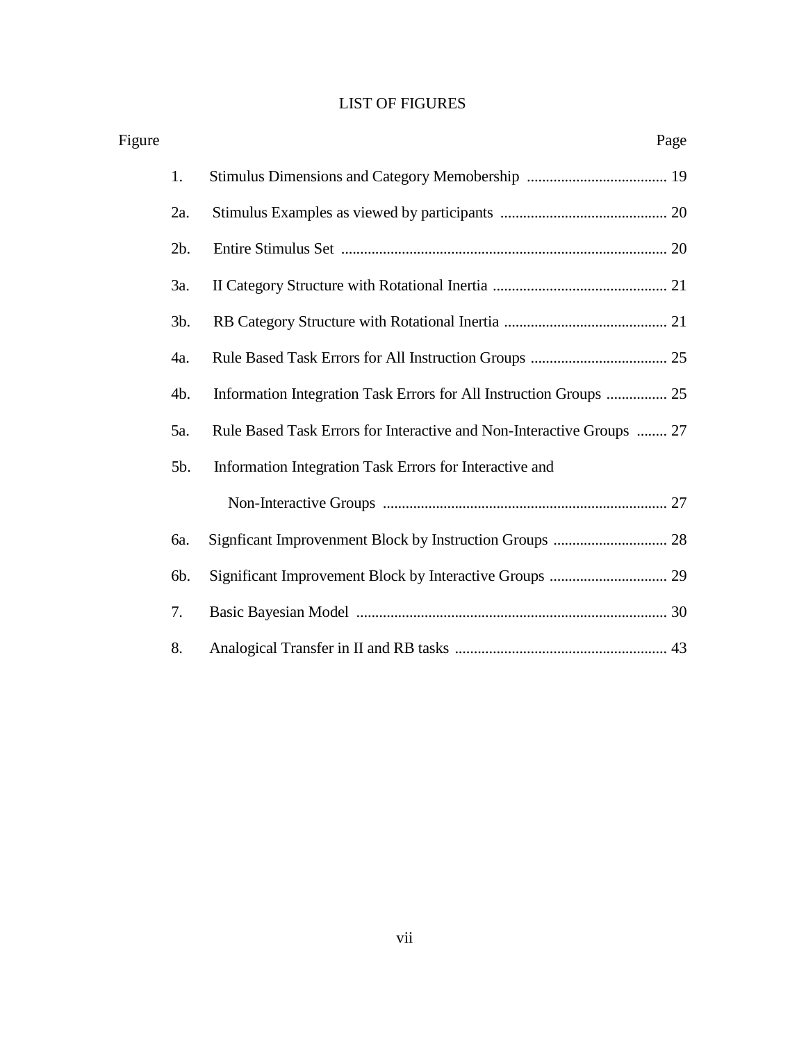# LIST OF FIGURES

| Figure | | Page |
|---|---|---|
| 1. | Stimulus Dimensions and Category Memobership | 19 |
| 2a. | Stimulus Examples as viewed by participants | 20 |
| 2b. | Entire Stimulus Set | 20 |
| 3a. | II Category Structure with Rotational Inertia | 21 |
| 3b. | RB Category Structure with Rotational Inertia | 21 |
| 4a. | Rule Based Task Errors for All Instruction Groups | 25 |
| 4b. | Information Integration Task Errors for All Instruction Groups | 25 |
| 5a. | Rule Based Task Errors for Interactive and Non-Interactive Groups | 27 |
| 5b. | Information Integration Task Errors for Interactive and Non-Interactive Groups | 27 |
| 6a. | Signficant Improvenment Block by Instruction Groups | 28 |
| 6b. | Significant Improvement Block by Interactive Groups | 29 |
| 7. | Basic Bayesian Model | 30 |
| 8. | Analogical Transfer in II and RB tasks | 43 |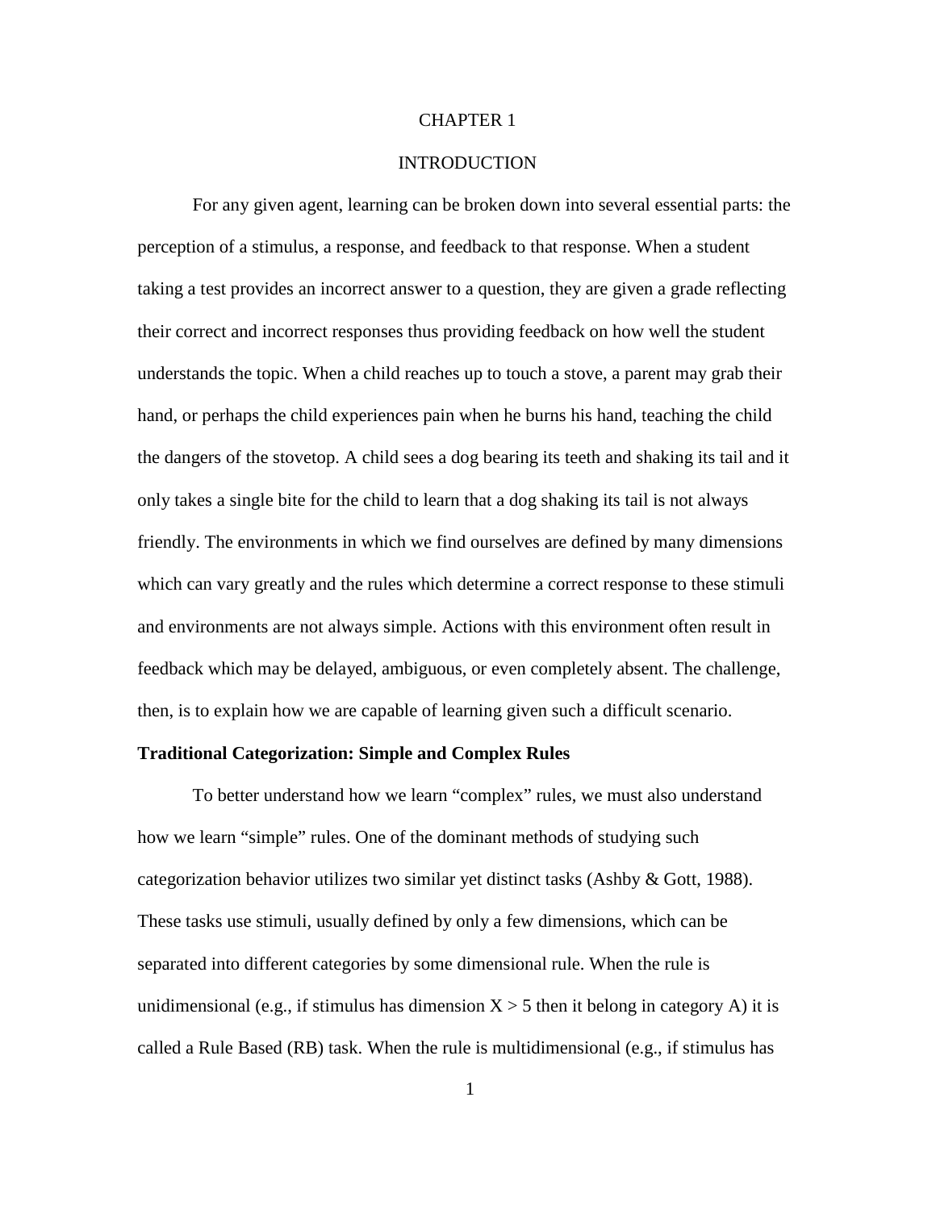# CHAPTER 1

# INTRODUCTION

For any given agent, learning can be broken down into several essential parts: the perception of a stimulus, a response, and feedback to that response. When a student taking a test provides an incorrect answer to a question, they are given a grade reflecting their correct and incorrect responses thus providing feedback on how well the student understands the topic. When a child reaches up to touch a stove, a parent may grab their hand, or perhaps the child experiences pain when he burns his hand, teaching the child the dangers of the stovetop. A child sees a dog bearing its teeth and shaking its tail and it only takes a single bite for the child to learn that a dog shaking its tail is not always friendly. The environments in which we find ourselves are defined by many dimensions which can vary greatly and the rules which determine a correct response to these stimuli and environments are not always simple. Actions with this environment often result in feedback which may be delayed, ambiguous, or even completely absent. The challenge, then, is to explain how we are capable of learning given such a difficult scenario.

## Traditional Categorization: Simple and Complex Rules

To better understand how we learn "complex" rules, we must also understand how we learn "simple" rules. One of the dominant methods of studying such categorization behavior utilizes two similar yet distinct tasks (Ashby & Gott, 1988). These tasks use stimuli, usually defined by only a few dimensions, which can be separated into different categories by some dimensional rule. When the rule is unidimensional (e.g., if stimulus has dimension $X > 5$ then it belong in category A) it is called a Rule Based (RB) task. When the rule is multidimensional (e.g., if stimulus has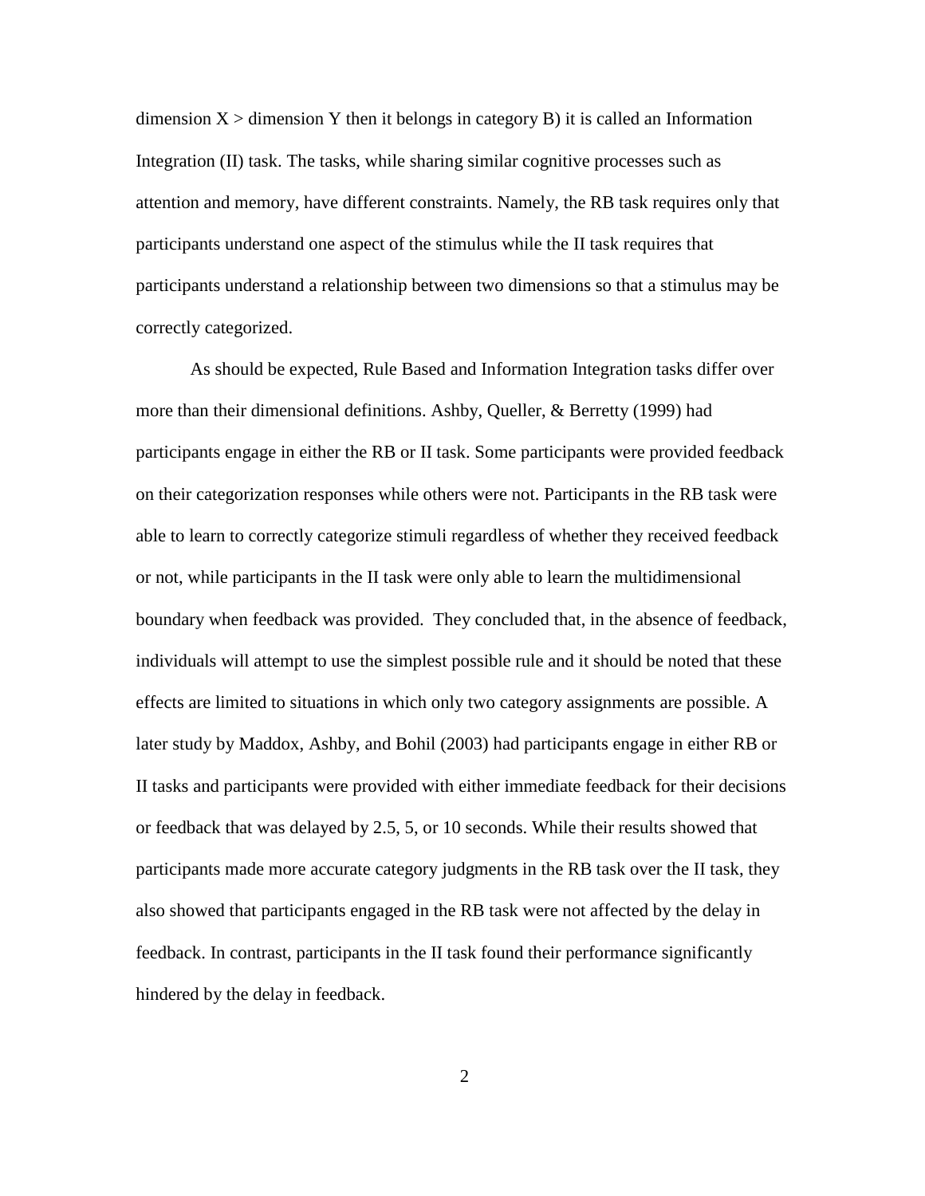dimension X > dimension Y then it belongs in category B) it is called an Information Integration (II) task. The tasks, while sharing similar cognitive processes such as attention and memory, have different constraints. Namely, the RB task requires only that participants understand one aspect of the stimulus while the II task requires that participants understand a relationship between two dimensions so that a stimulus may be correctly categorized.

As should be expected, Rule Based and Information Integration tasks differ over more than their dimensional definitions. Ashby, Queller, & Berretty (1999) had participants engage in either the RB or II task. Some participants were provided feedback on their categorization responses while others were not. Participants in the RB task were able to learn to correctly categorize stimuli regardless of whether they received feedback or not, while participants in the II task were only able to learn the multidimensional boundary when feedback was provided. They concluded that, in the absence of feedback, individuals will attempt to use the simplest possible rule and it should be noted that these effects are limited to situations in which only two category assignments are possible. A later study by Maddox, Ashby, and Bohil (2003) had participants engage in either RB or II tasks and participants were provided with either immediate feedback for their decisions or feedback that was delayed by 2.5, 5, or 10 seconds. While their results showed that participants made more accurate category judgments in the RB task over the II task, they also showed that participants engaged in the RB task were not affected by the delay in feedback. In contrast, participants in the II task found their performance significantly hindered by the delay in feedback.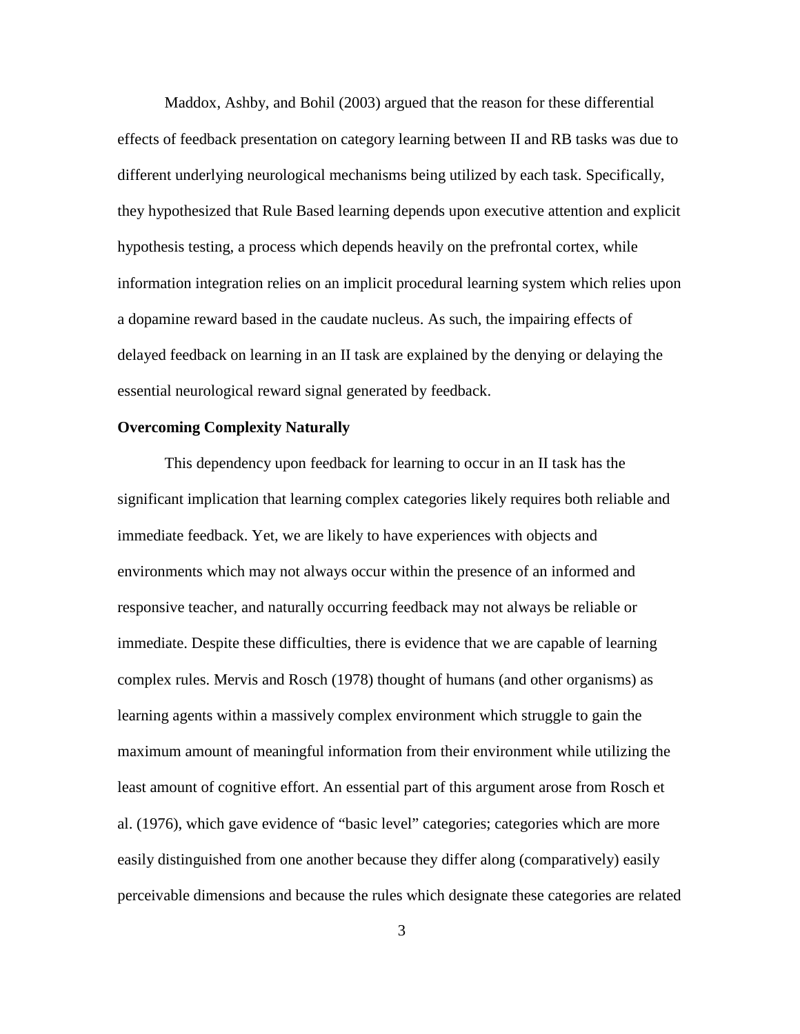Maddox, Ashby, and Bohil (2003) argued that the reason for these differential effects of feedback presentation on category learning between II and RB tasks was due to different underlying neurological mechanisms being utilized by each task. Specifically, they hypothesized that Rule Based learning depends upon executive attention and explicit hypothesis testing, a process which depends heavily on the prefrontal cortex, while information integration relies on an implicit procedural learning system which relies upon a dopamine reward based in the caudate nucleus. As such, the impairing effects of delayed feedback on learning in an II task are explained by the denying or delaying the essential neurological reward signal generated by feedback.

**Overcoming Complexity Naturally**

This dependency upon feedback for learning to occur in an II task has the significant implication that learning complex categories likely requires both reliable and immediate feedback. Yet, we are likely to have experiences with objects and environments which may not always occur within the presence of an informed and responsive teacher, and naturally occurring feedback may not always be reliable or immediate. Despite these difficulties, there is evidence that we are capable of learning complex rules. Mervis and Rosch (1978) thought of humans (and other organisms) as learning agents within a massively complex environment which struggle to gain the maximum amount of meaningful information from their environment while utilizing the least amount of cognitive effort. An essential part of this argument arose from Rosch et al. (1976), which gave evidence of "basic level" categories; categories which are more easily distinguished from one another because they differ along (comparatively) easily perceivable dimensions and because the rules which designate these categories are related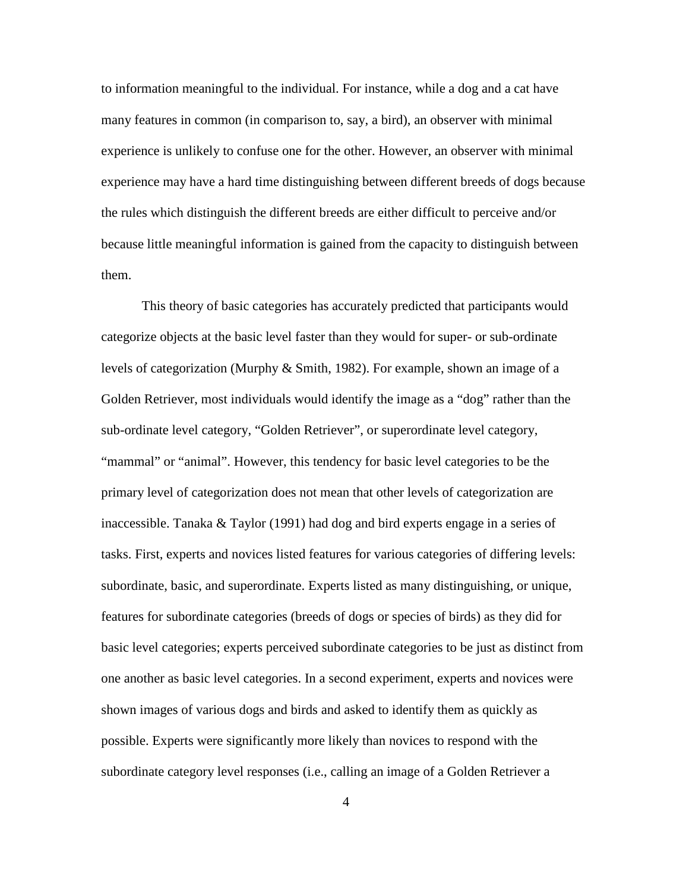to information meaningful to the individual. For instance, while a dog and a cat have many features in common (in comparison to, say, a bird), an observer with minimal experience is unlikely to confuse one for the other. However, an observer with minimal experience may have a hard time distinguishing between different breeds of dogs because the rules which distinguish the different breeds are either difficult to perceive and/or because little meaningful information is gained from the capacity to distinguish between them.

This theory of basic categories has accurately predicted that participants would categorize objects at the basic level faster than they would for super- or sub-ordinate levels of categorization (Murphy & Smith, 1982). For example, shown an image of a Golden Retriever, most individuals would identify the image as a "dog" rather than the sub-ordinate level category, "Golden Retriever", or superordinate level category, "mammal" or "animal". However, this tendency for basic level categories to be the primary level of categorization does not mean that other levels of categorization are inaccessible. Tanaka & Taylor (1991) had dog and bird experts engage in a series of tasks. First, experts and novices listed features for various categories of differing levels: subordinate, basic, and superordinate. Experts listed as many distinguishing, or unique, features for subordinate categories (breeds of dogs or species of birds) as they did for basic level categories; experts perceived subordinate categories to be just as distinct from one another as basic level categories. In a second experiment, experts and novices were shown images of various dogs and birds and asked to identify them as quickly as possible. Experts were significantly more likely than novices to respond with the subordinate category level responses (i.e., calling an image of a Golden Retriever a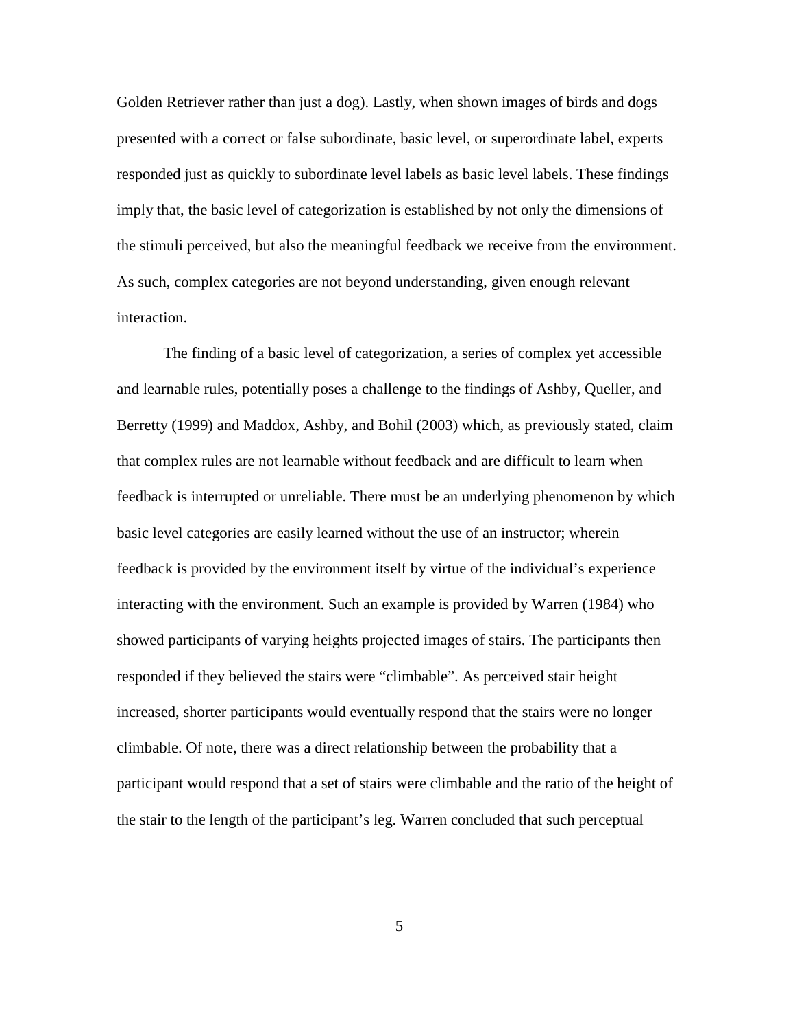Golden Retriever rather than just a dog). Lastly, when shown images of birds and dogs presented with a correct or false subordinate, basic level, or superordinate label, experts responded just as quickly to subordinate level labels as basic level labels. These findings imply that, the basic level of categorization is established by not only the dimensions of the stimuli perceived, but also the meaningful feedback we receive from the environment. As such, complex categories are not beyond understanding, given enough relevant interaction.

The finding of a basic level of categorization, a series of complex yet accessible and learnable rules, potentially poses a challenge to the findings of Ashby, Queller, and Berretty (1999) and Maddox, Ashby, and Bohil (2003) which, as previously stated, claim that complex rules are not learnable without feedback and are difficult to learn when feedback is interrupted or unreliable. There must be an underlying phenomenon by which basic level categories are easily learned without the use of an instructor; wherein feedback is provided by the environment itself by virtue of the individual's experience interacting with the environment. Such an example is provided by Warren (1984) who showed participants of varying heights projected images of stairs. The participants then responded if they believed the stairs were "climbable". As perceived stair height increased, shorter participants would eventually respond that the stairs were no longer climbable. Of note, there was a direct relationship between the probability that a participant would respond that a set of stairs were climbable and the ratio of the height of the stair to the length of the participant's leg. Warren concluded that such perceptual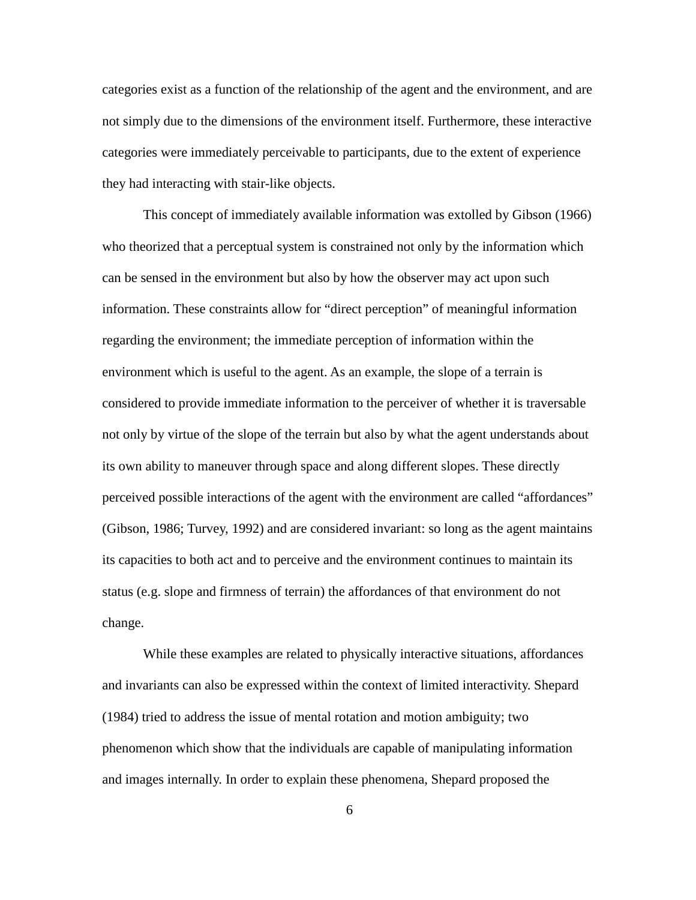categories exist as a function of the relationship of the agent and the environment, and are not simply due to the dimensions of the environment itself. Furthermore, these interactive categories were immediately perceivable to participants, due to the extent of experience they had interacting with stair-like objects.

This concept of immediately available information was extolled by Gibson (1966) who theorized that a perceptual system is constrained not only by the information which can be sensed in the environment but also by how the observer may act upon such information. These constraints allow for "direct perception" of meaningful information regarding the environment; the immediate perception of information within the environment which is useful to the agent. As an example, the slope of a terrain is considered to provide immediate information to the perceiver of whether it is traversable not only by virtue of the slope of the terrain but also by what the agent understands about its own ability to maneuver through space and along different slopes. These directly perceived possible interactions of the agent with the environment are called "affordances" (Gibson, 1986; Turvey, 1992) and are considered invariant: so long as the agent maintains its capacities to both act and to perceive and the environment continues to maintain its status (e.g. slope and firmness of terrain) the affordances of that environment do not change.

While these examples are related to physically interactive situations, affordances and invariants can also be expressed within the context of limited interactivity. Shepard (1984) tried to address the issue of mental rotation and motion ambiguity; two phenomenon which show that the individuals are capable of manipulating information and images internally. In order to explain these phenomena, Shepard proposed the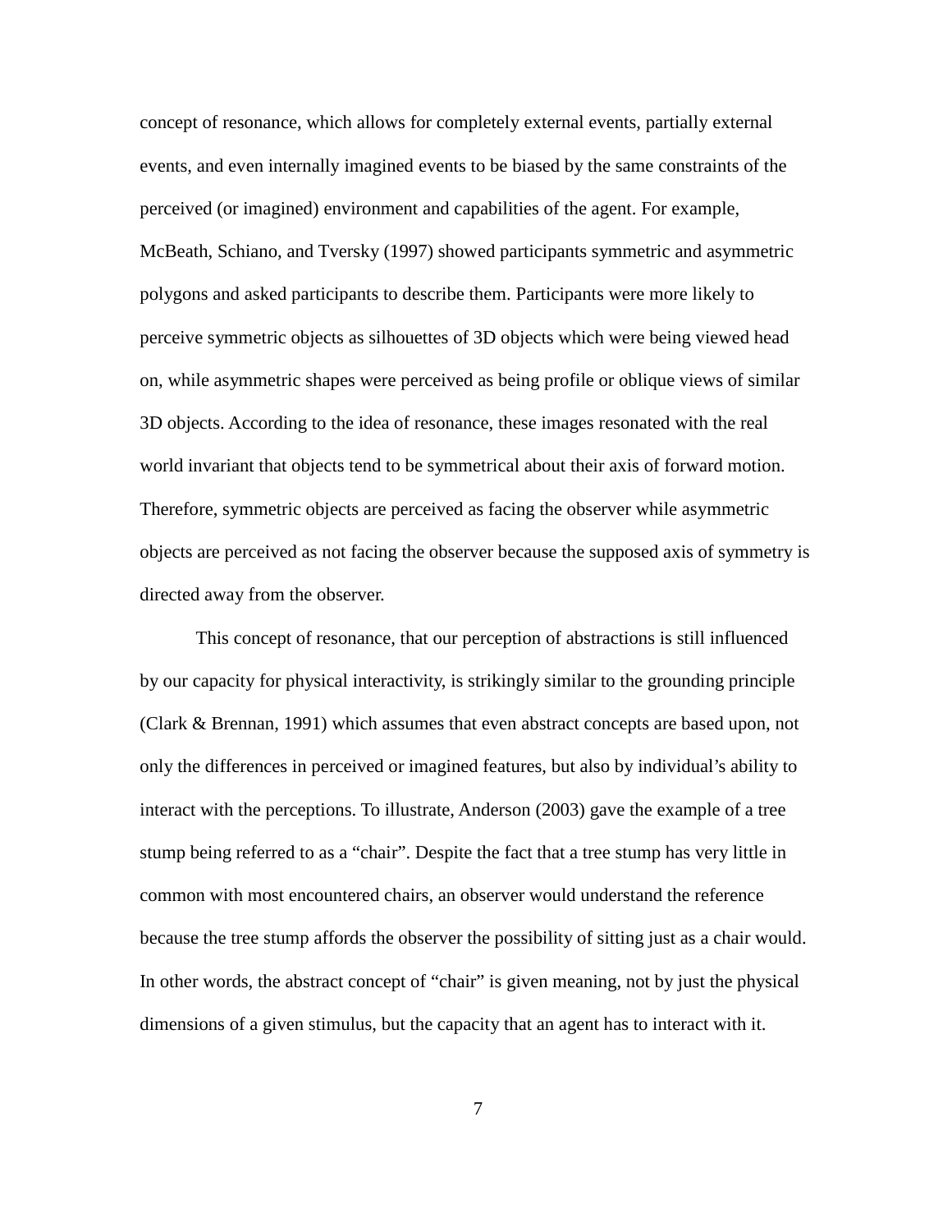concept of resonance, which allows for completely external events, partially external events, and even internally imagined events to be biased by the same constraints of the perceived (or imagined) environment and capabilities of the agent. For example, McBeath, Schiano, and Tversky (1997) showed participants symmetric and asymmetric polygons and asked participants to describe them. Participants were more likely to perceive symmetric objects as silhouettes of 3D objects which were being viewed head on, while asymmetric shapes were perceived as being profile or oblique views of similar 3D objects. According to the idea of resonance, these images resonated with the real world invariant that objects tend to be symmetrical about their axis of forward motion. Therefore, symmetric objects are perceived as facing the observer while asymmetric objects are perceived as not facing the observer because the supposed axis of symmetry is directed away from the observer.

This concept of resonance, that our perception of abstractions is still influenced by our capacity for physical interactivity, is strikingly similar to the grounding principle (Clark & Brennan, 1991) which assumes that even abstract concepts are based upon, not only the differences in perceived or imagined features, but also by individual's ability to interact with the perceptions. To illustrate, Anderson (2003) gave the example of a tree stump being referred to as a "chair". Despite the fact that a tree stump has very little in common with most encountered chairs, an observer would understand the reference because the tree stump affords the observer the possibility of sitting just as a chair would. In other words, the abstract concept of "chair" is given meaning, not by just the physical dimensions of a given stimulus, but the capacity that an agent has to interact with it.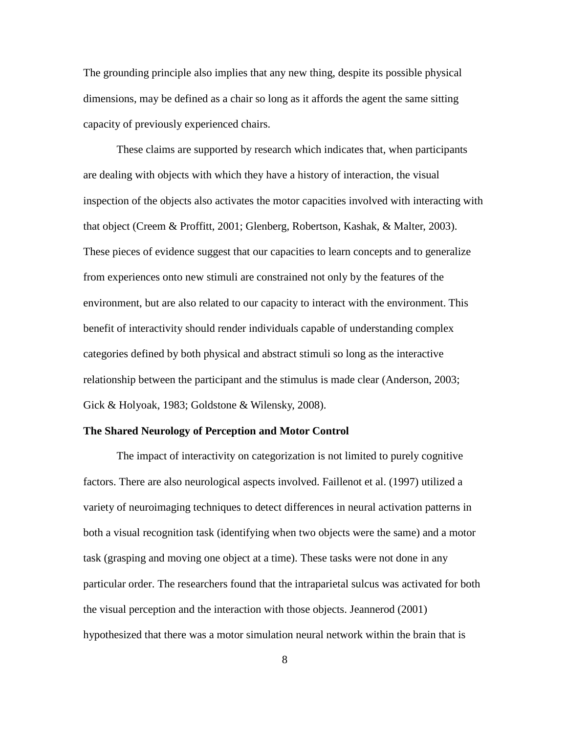The grounding principle also implies that any new thing, despite its possible physical dimensions, may be defined as a chair so long as it affords the agent the same sitting capacity of previously experienced chairs.

These claims are supported by research which indicates that, when participants are dealing with objects with which they have a history of interaction, the visual inspection of the objects also activates the motor capacities involved with interacting with that object (Creem & Proffitt, 2001; Glenberg, Robertson, Kashak, & Malter, 2003). These pieces of evidence suggest that our capacities to learn concepts and to generalize from experiences onto new stimuli are constrained not only by the features of the environment, but are also related to our capacity to interact with the environment. This benefit of interactivity should render individuals capable of understanding complex categories defined by both physical and abstract stimuli so long as the interactive relationship between the participant and the stimulus is made clear (Anderson, 2003; Gick & Holyoak, 1983; Goldstone & Wilensky, 2008).

**The Shared Neurology of Perception and Motor Control**

The impact of interactivity on categorization is not limited to purely cognitive factors. There are also neurological aspects involved. Faillenot et al. (1997) utilized a variety of neuroimaging techniques to detect differences in neural activation patterns in both a visual recognition task (identifying when two objects were the same) and a motor task (grasping and moving one object at a time). These tasks were not done in any particular order. The researchers found that the intraparietal sulcus was activated for both the visual perception and the interaction with those objects. Jeannerod (2001) hypothesized that there was a motor simulation neural network within the brain that is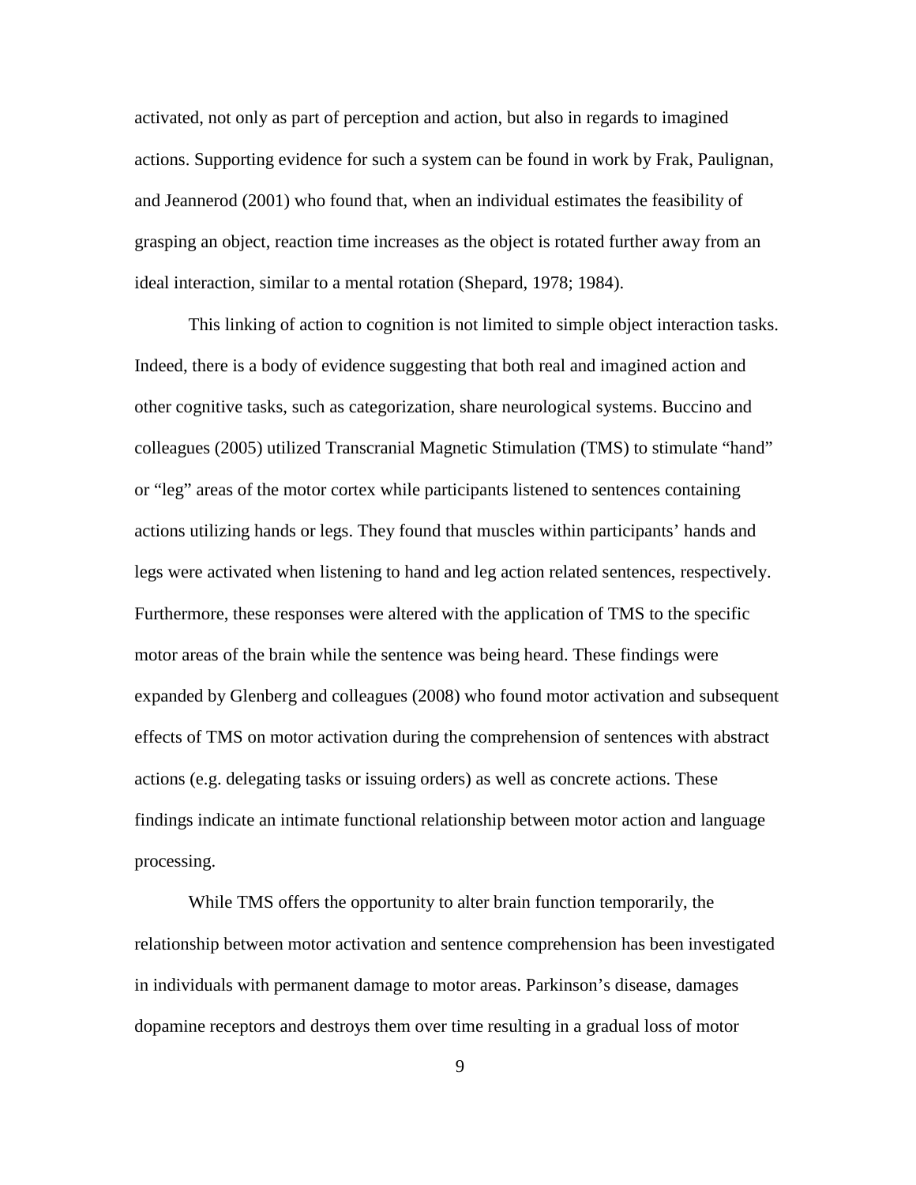activated, not only as part of perception and action, but also in regards to imagined actions. Supporting evidence for such a system can be found in work by Frak, Paulignan, and Jeannerod (2001) who found that, when an individual estimates the feasibility of grasping an object, reaction time increases as the object is rotated further away from an ideal interaction, similar to a mental rotation (Shepard, 1978; 1984).

This linking of action to cognition is not limited to simple object interaction tasks. Indeed, there is a body of evidence suggesting that both real and imagined action and other cognitive tasks, such as categorization, share neurological systems. Buccino and colleagues (2005) utilized Transcranial Magnetic Stimulation (TMS) to stimulate "hand" or "leg" areas of the motor cortex while participants listened to sentences containing actions utilizing hands or legs. They found that muscles within participants' hands and legs were activated when listening to hand and leg action related sentences, respectively. Furthermore, these responses were altered with the application of TMS to the specific motor areas of the brain while the sentence was being heard. These findings were expanded by Glenberg and colleagues (2008) who found motor activation and subsequent effects of TMS on motor activation during the comprehension of sentences with abstract actions (e.g. delegating tasks or issuing orders) as well as concrete actions. These findings indicate an intimate functional relationship between motor action and language processing.

While TMS offers the opportunity to alter brain function temporarily, the relationship between motor activation and sentence comprehension has been investigated in individuals with permanent damage to motor areas. Parkinson's disease, damages dopamine receptors and destroys them over time resulting in a gradual loss of motor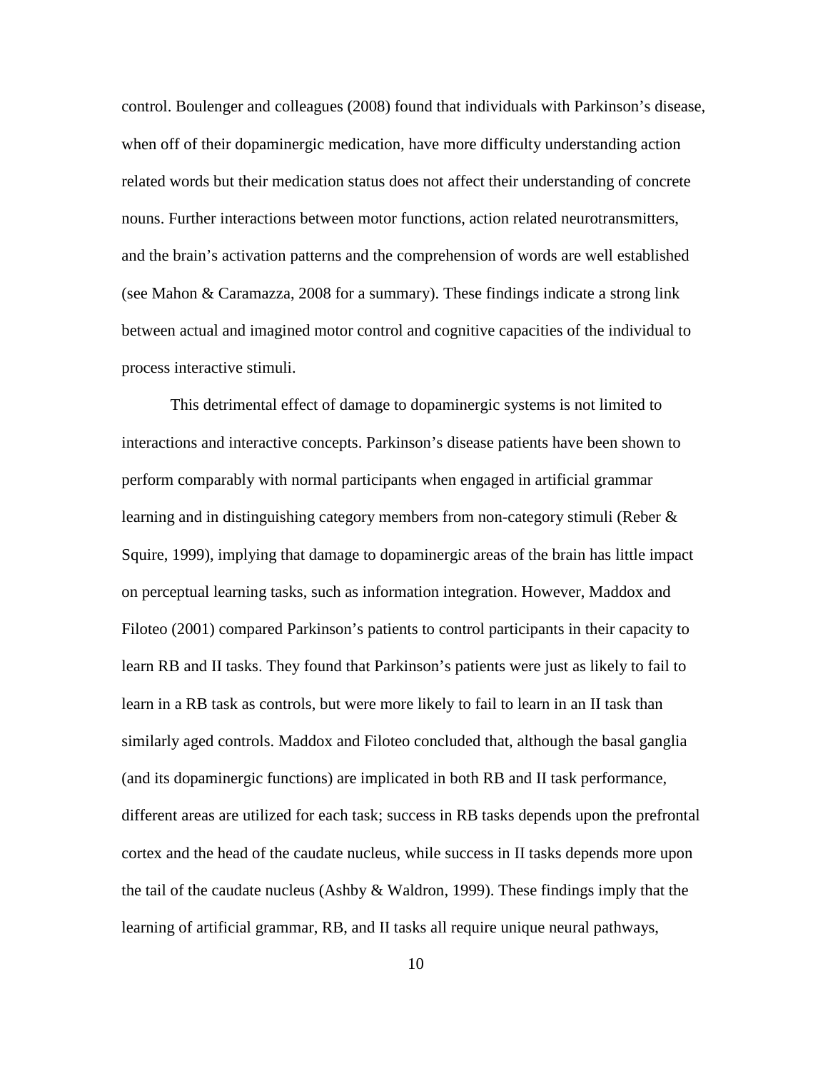control. Boulenger and colleagues (2008) found that individuals with Parkinson's disease, when off of their dopaminergic medication, have more difficulty understanding action related words but their medication status does not affect their understanding of concrete nouns. Further interactions between motor functions, action related neurotransmitters, and the brain's activation patterns and the comprehension of words are well established (see Mahon & Caramazza, 2008 for a summary). These findings indicate a strong link between actual and imagined motor control and cognitive capacities of the individual to process interactive stimuli.

This detrimental effect of damage to dopaminergic systems is not limited to interactions and interactive concepts. Parkinson's disease patients have been shown to perform comparably with normal participants when engaged in artificial grammar learning and in distinguishing category members from non-category stimuli (Reber & Squire, 1999), implying that damage to dopaminergic areas of the brain has little impact on perceptual learning tasks, such as information integration. However, Maddox and Filoteo (2001) compared Parkinson's patients to control participants in their capacity to learn RB and II tasks. They found that Parkinson's patients were just as likely to fail to learn in a RB task as controls, but were more likely to fail to learn in an II task than similarly aged controls. Maddox and Filoteo concluded that, although the basal ganglia (and its dopaminergic functions) are implicated in both RB and II task performance, different areas are utilized for each task; success in RB tasks depends upon the prefrontal cortex and the head of the caudate nucleus, while success in II tasks depends more upon the tail of the caudate nucleus (Ashby & Waldron, 1999). These findings imply that the learning of artificial grammar, RB, and II tasks all require unique neural pathways,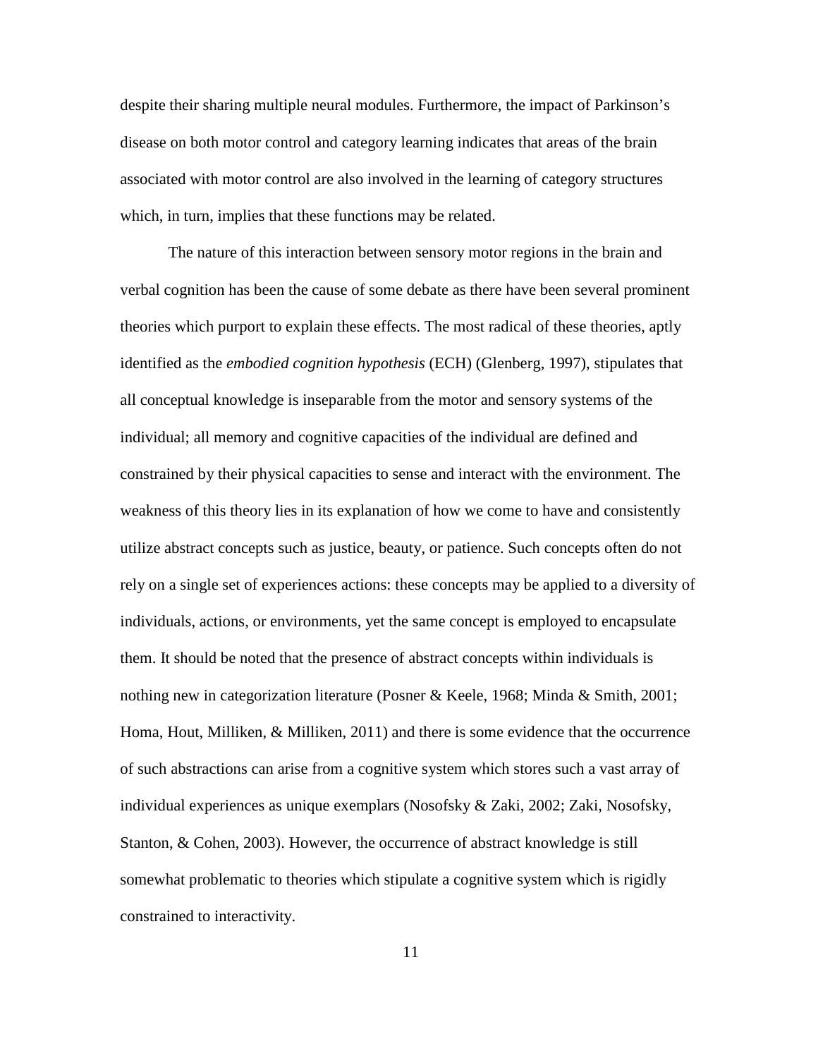despite their sharing multiple neural modules. Furthermore, the impact of Parkinson's disease on both motor control and category learning indicates that areas of the brain associated with motor control are also involved in the learning of category structures which, in turn, implies that these functions may be related.

The nature of this interaction between sensory motor regions in the brain and verbal cognition has been the cause of some debate as there have been several prominent theories which purport to explain these effects. The most radical of these theories, aptly identified as the *embodied cognition hypothesis* (ECH) (Glenberg, 1997), stipulates that all conceptual knowledge is inseparable from the motor and sensory systems of the individual; all memory and cognitive capacities of the individual are defined and constrained by their physical capacities to sense and interact with the environment. The weakness of this theory lies in its explanation of how we come to have and consistently utilize abstract concepts such as justice, beauty, or patience. Such concepts often do not rely on a single set of experiences actions: these concepts may be applied to a diversity of individuals, actions, or environments, yet the same concept is employed to encapsulate them. It should be noted that the presence of abstract concepts within individuals is nothing new in categorization literature (Posner & Keele, 1968; Minda & Smith, 2001; Homa, Hout, Milliken, & Milliken, 2011) and there is some evidence that the occurrence of such abstractions can arise from a cognitive system which stores such a vast array of individual experiences as unique exemplars (Nosofsky & Zaki, 2002; Zaki, Nosofsky, Stanton, & Cohen, 2003). However, the occurrence of abstract knowledge is still somewhat problematic to theories which stipulate a cognitive system which is rigidly constrained to interactivity.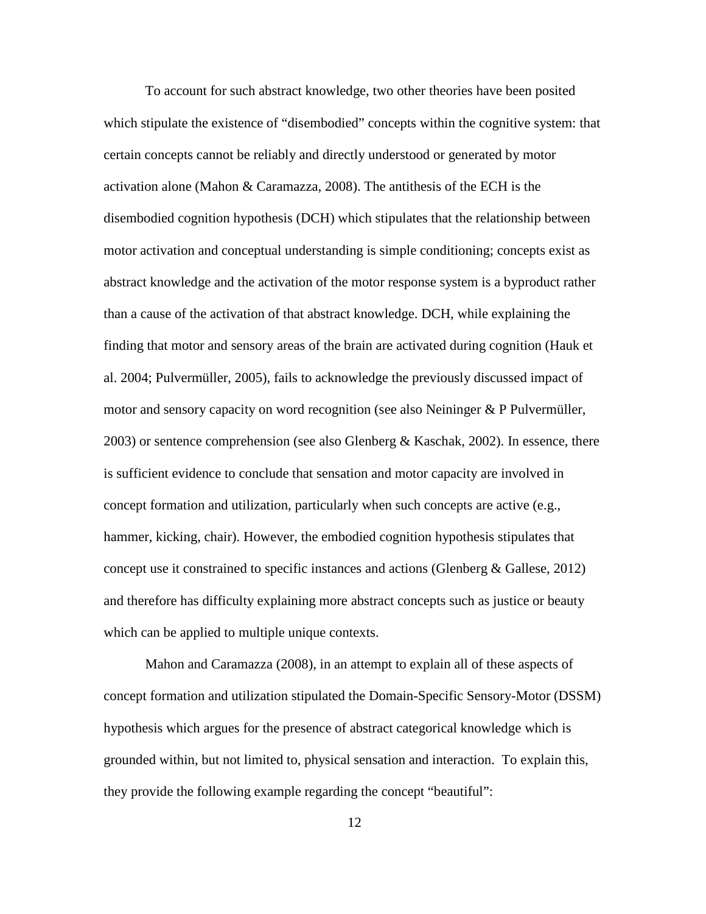To account for such abstract knowledge, two other theories have been posited which stipulate the existence of "disembodied" concepts within the cognitive system: that certain concepts cannot be reliably and directly understood or generated by motor activation alone (Mahon & Caramazza, 2008). The antithesis of the ECH is the disembodied cognition hypothesis (DCH) which stipulates that the relationship between motor activation and conceptual understanding is simple conditioning; concepts exist as abstract knowledge and the activation of the motor response system is a byproduct rather than a cause of the activation of that abstract knowledge. DCH, while explaining the finding that motor and sensory areas of the brain are activated during cognition (Hauk et al. 2004; Pulvermüller, 2005), fails to acknowledge the previously discussed impact of motor and sensory capacity on word recognition (see also Neininger & P Pulvermüller, 2003) or sentence comprehension (see also Glenberg & Kaschak, 2002). In essence, there is sufficient evidence to conclude that sensation and motor capacity are involved in concept formation and utilization, particularly when such concepts are active (e.g., hammer, kicking, chair). However, the embodied cognition hypothesis stipulates that concept use it constrained to specific instances and actions (Glenberg & Gallese, 2012) and therefore has difficulty explaining more abstract concepts such as justice or beauty which can be applied to multiple unique contexts.

Mahon and Caramazza (2008), in an attempt to explain all of these aspects of concept formation and utilization stipulated the Domain-Specific Sensory-Motor (DSSM) hypothesis which argues for the presence of abstract categorical knowledge which is grounded within, but not limited to, physical sensation and interaction. To explain this, they provide the following example regarding the concept "beautiful":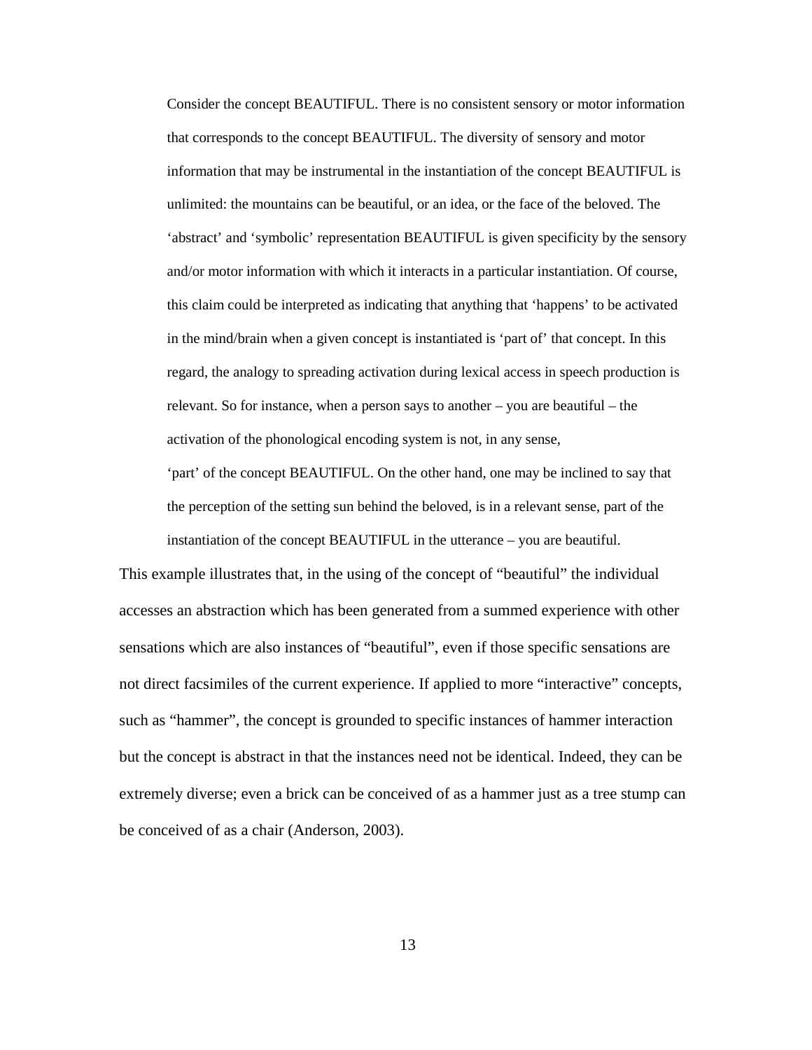> Consider the concept BEAUTIFUL. There is no consistent sensory or motor information that corresponds to the concept BEAUTIFUL. The diversity of sensory and motor information that may be instrumental in the instantiation of the concept BEAUTIFUL is unlimited: the mountains can be beautiful, or an idea, or the face of the beloved. The 'abstract' and 'symbolic' representation BEAUTIFUL is given specificity by the sensory and/or motor information with which it interacts in a particular instantiation. Of course, this claim could be interpreted as indicating that anything that 'happens' to be activated in the mind/brain when a given concept is instantiated is 'part of' that concept. In this regard, the analogy to spreading activation during lexical access in speech production is relevant. So for instance, when a person says to another – you are beautiful – the activation of the phonological encoding system is not, in any sense, 'part' of the concept BEAUTIFUL. On the other hand, one may be inclined to say that the perception of the setting sun behind the beloved, is in a relevant sense, part of the instantiation of the concept BEAUTIFUL in the utterance – you are beautiful.

This example illustrates that, in the using of the concept of "beautiful" the individual accesses an abstraction which has been generated from a summed experience with other sensations which are also instances of "beautiful", even if those specific sensations are not direct facsimiles of the current experience. If applied to more "interactive" concepts, such as "hammer", the concept is grounded to specific instances of hammer interaction but the concept is abstract in that the instances need not be identical. Indeed, they can be extremely diverse; even a brick can be conceived of as a hammer just as a tree stump can be conceived of as a chair (Anderson, 2003).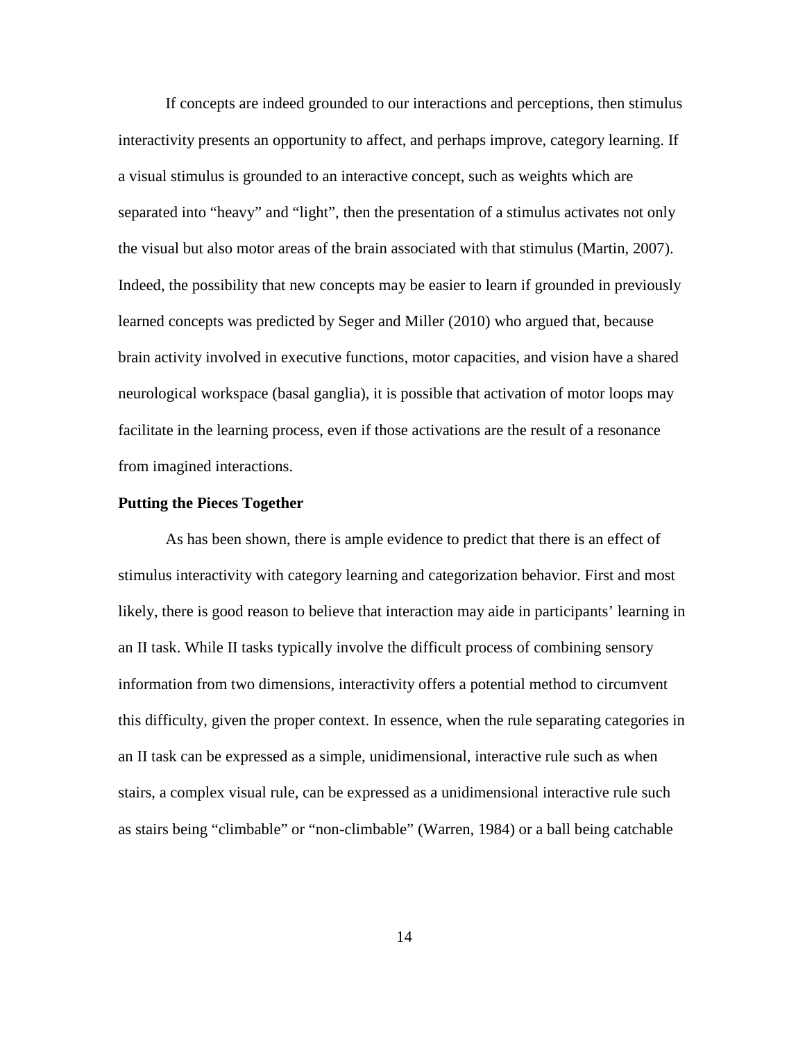If concepts are indeed grounded to our interactions and perceptions, then stimulus interactivity presents an opportunity to affect, and perhaps improve, category learning. If a visual stimulus is grounded to an interactive concept, such as weights which are separated into "heavy" and "light", then the presentation of a stimulus activates not only the visual but also motor areas of the brain associated with that stimulus (Martin, 2007). Indeed, the possibility that new concepts may be easier to learn if grounded in previously learned concepts was predicted by Seger and Miller (2010) who argued that, because brain activity involved in executive functions, motor capacities, and vision have a shared neurological workspace (basal ganglia), it is possible that activation of motor loops may facilitate in the learning process, even if those activations are the result of a resonance from imagined interactions.

**Putting the Pieces Together**

As has been shown, there is ample evidence to predict that there is an effect of stimulus interactivity with category learning and categorization behavior. First and most likely, there is good reason to believe that interaction may aide in participants' learning in an II task. While II tasks typically involve the difficult process of combining sensory information from two dimensions, interactivity offers a potential method to circumvent this difficulty, given the proper context. In essence, when the rule separating categories in an II task can be expressed as a simple, unidimensional, interactive rule such as when stairs, a complex visual rule, can be expressed as a unidimensional interactive rule such as stairs being "climbable" or "non-climbable" (Warren, 1984) or a ball being catchable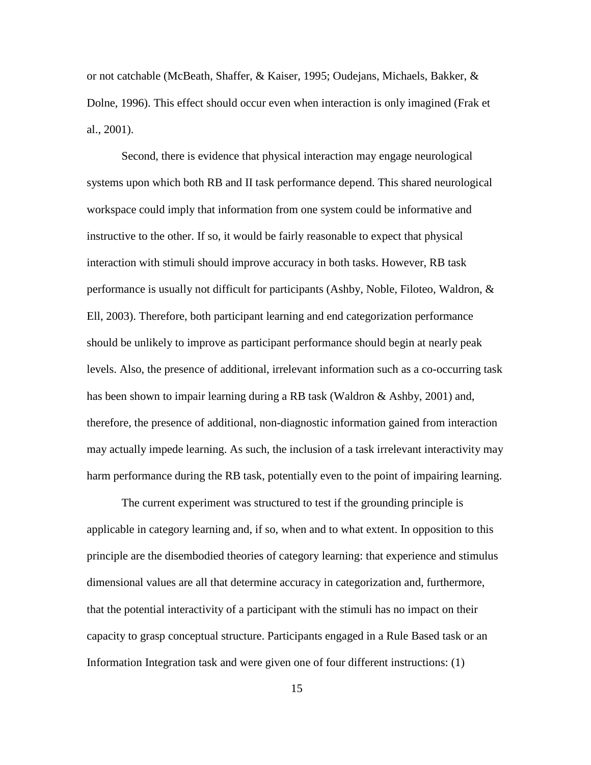or not catchable (McBeath, Shaffer, & Kaiser, 1995; Oudejans, Michaels, Bakker, & Dolne, 1996). This effect should occur even when interaction is only imagined (Frak et al., 2001).

Second, there is evidence that physical interaction may engage neurological systems upon which both RB and II task performance depend. This shared neurological workspace could imply that information from one system could be informative and instructive to the other. If so, it would be fairly reasonable to expect that physical interaction with stimuli should improve accuracy in both tasks. However, RB task performance is usually not difficult for participants (Ashby, Noble, Filoteo, Waldron, & Ell, 2003). Therefore, both participant learning and end categorization performance should be unlikely to improve as participant performance should begin at nearly peak levels. Also, the presence of additional, irrelevant information such as a co-occurring task has been shown to impair learning during a RB task (Waldron & Ashby, 2001) and, therefore, the presence of additional, non-diagnostic information gained from interaction may actually impede learning. As such, the inclusion of a task irrelevant interactivity may harm performance during the RB task, potentially even to the point of impairing learning.

The current experiment was structured to test if the grounding principle is applicable in category learning and, if so, when and to what extent. In opposition to this principle are the disembodied theories of category learning: that experience and stimulus dimensional values are all that determine accuracy in categorization and, furthermore, that the potential interactivity of a participant with the stimuli has no impact on their capacity to grasp conceptual structure. Participants engaged in a Rule Based task or an Information Integration task and were given one of four different instructions: (1)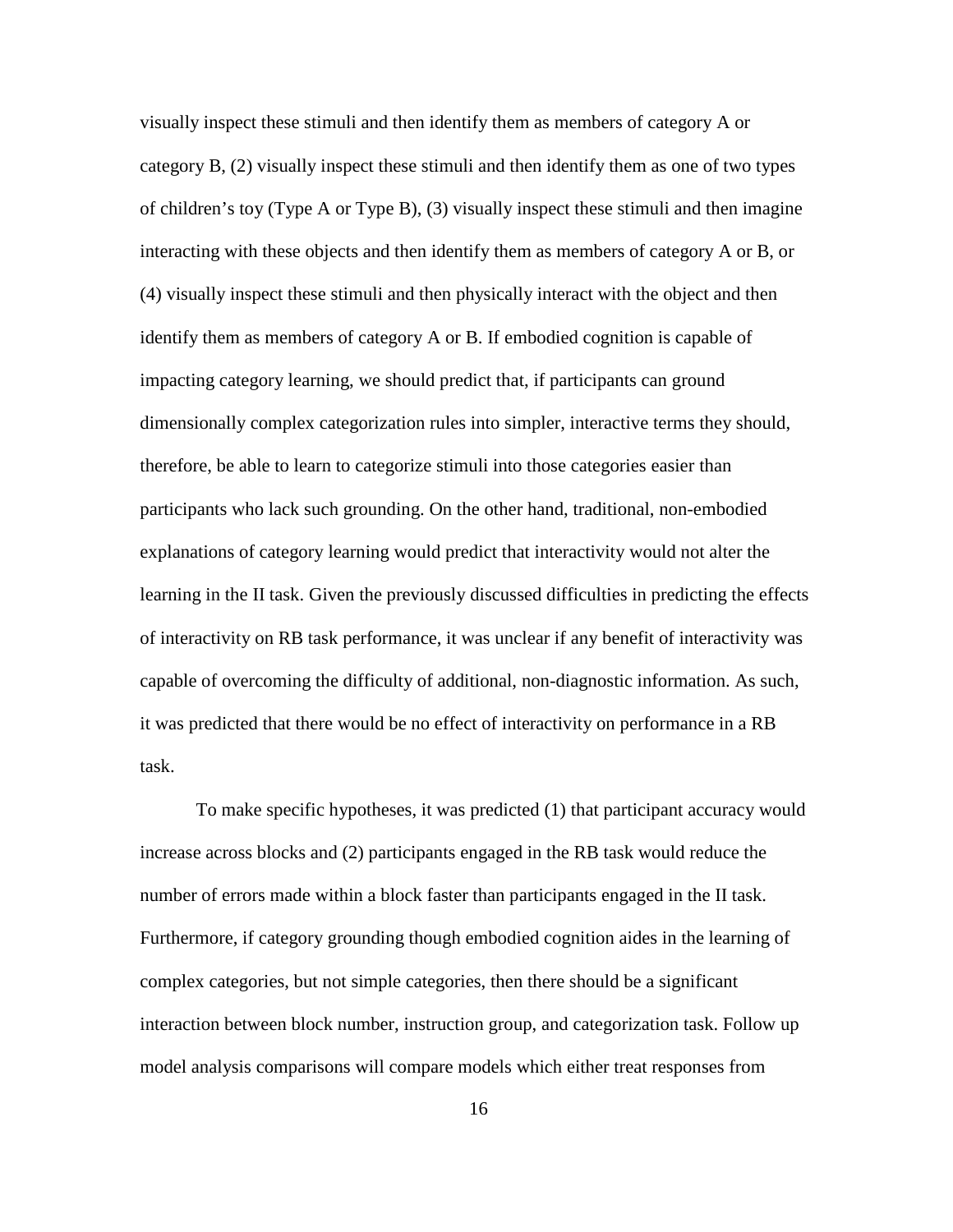visually inspect these stimuli and then identify them as members of category A or category B, (2) visually inspect these stimuli and then identify them as one of two types of children's toy (Type A or Type B), (3) visually inspect these stimuli and then imagine interacting with these objects and then identify them as members of category A or B, or (4) visually inspect these stimuli and then physically interact with the object and then identify them as members of category A or B. If embodied cognition is capable of impacting category learning, we should predict that, if participants can ground dimensionally complex categorization rules into simpler, interactive terms they should, therefore, be able to learn to categorize stimuli into those categories easier than participants who lack such grounding. On the other hand, traditional, non-embodied explanations of category learning would predict that interactivity would not alter the learning in the II task. Given the previously discussed difficulties in predicting the effects of interactivity on RB task performance, it was unclear if any benefit of interactivity was capable of overcoming the difficulty of additional, non-diagnostic information. As such, it was predicted that there would be no effect of interactivity on performance in a RB task.

To make specific hypotheses, it was predicted (1) that participant accuracy would increase across blocks and (2) participants engaged in the RB task would reduce the number of errors made within a block faster than participants engaged in the II task. Furthermore, if category grounding though embodied cognition aides in the learning of complex categories, but not simple categories, then there should be a significant interaction between block number, instruction group, and categorization task. Follow up model analysis comparisons will compare models which either treat responses from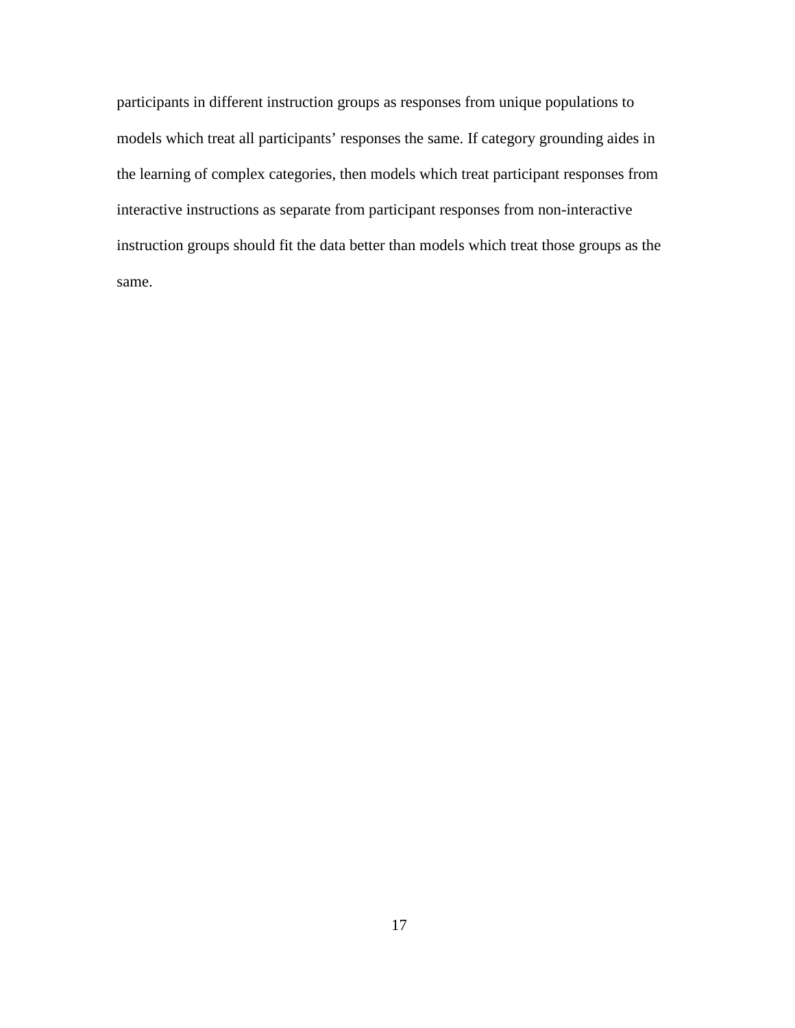participants in different instruction groups as responses from unique populations to models which treat all participants' responses the same. If category grounding aides in the learning of complex categories, then models which treat participant responses from interactive instructions as separate from participant responses from non-interactive instruction groups should fit the data better than models which treat those groups as the same.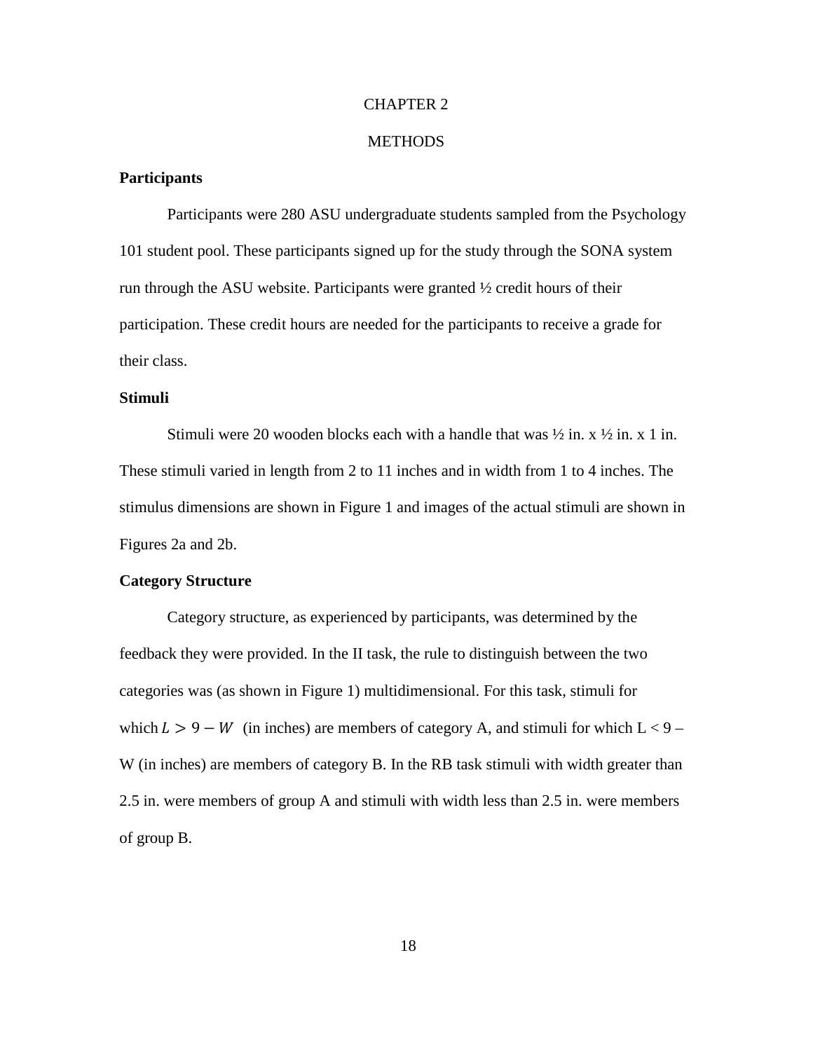# CHAPTER 2

# METHODS

### Participants

Participants were 280 ASU undergraduate students sampled from the Psychology 101 student pool. These participants signed up for the study through the SONA system run through the ASU website. Participants were granted ½ credit hours of their participation. These credit hours are needed for the participants to receive a grade for their class.

### Stimuli

Stimuli were 20 wooden blocks each with a handle that was ½ in. x ½ in. x 1 in. These stimuli varied in length from 2 to 11 inches and in width from 1 to 4 inches. The stimulus dimensions are shown in Figure 1 and images of the actual stimuli are shown in Figures 2a and 2b.

### Category Structure

Category structure, as experienced by participants, was determined by the feedback they were provided. In the II task, the rule to distinguish between the two categories was (as shown in Figure 1) multidimensional. For this task, stimuli for which $L > 9 - W$ (in inches) are members of category A, and stimuli for which $L < 9 - W$ (in inches) are members of category B. In the RB task stimuli with width greater than 2.5 in. were members of group A and stimuli with width less than 2.5 in. were members of group B.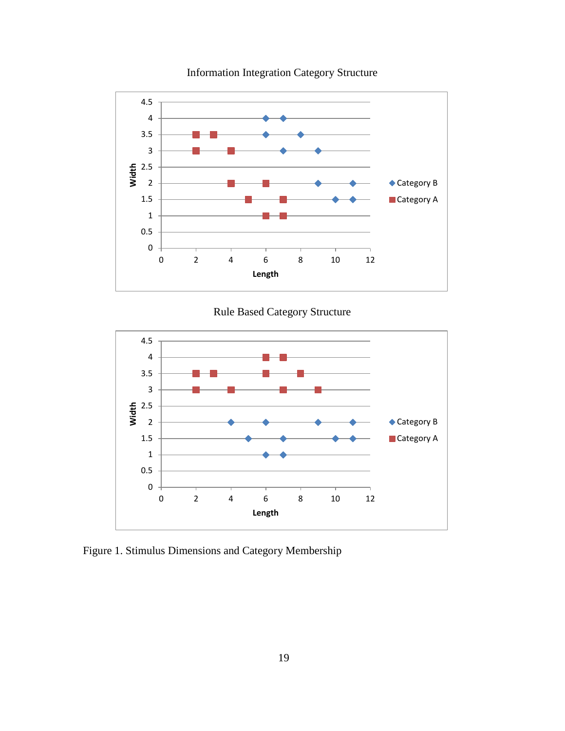Information Integration Category Structure

Rule Based Category Structure

Figure 1. Stimulus Dimensions and Category Membership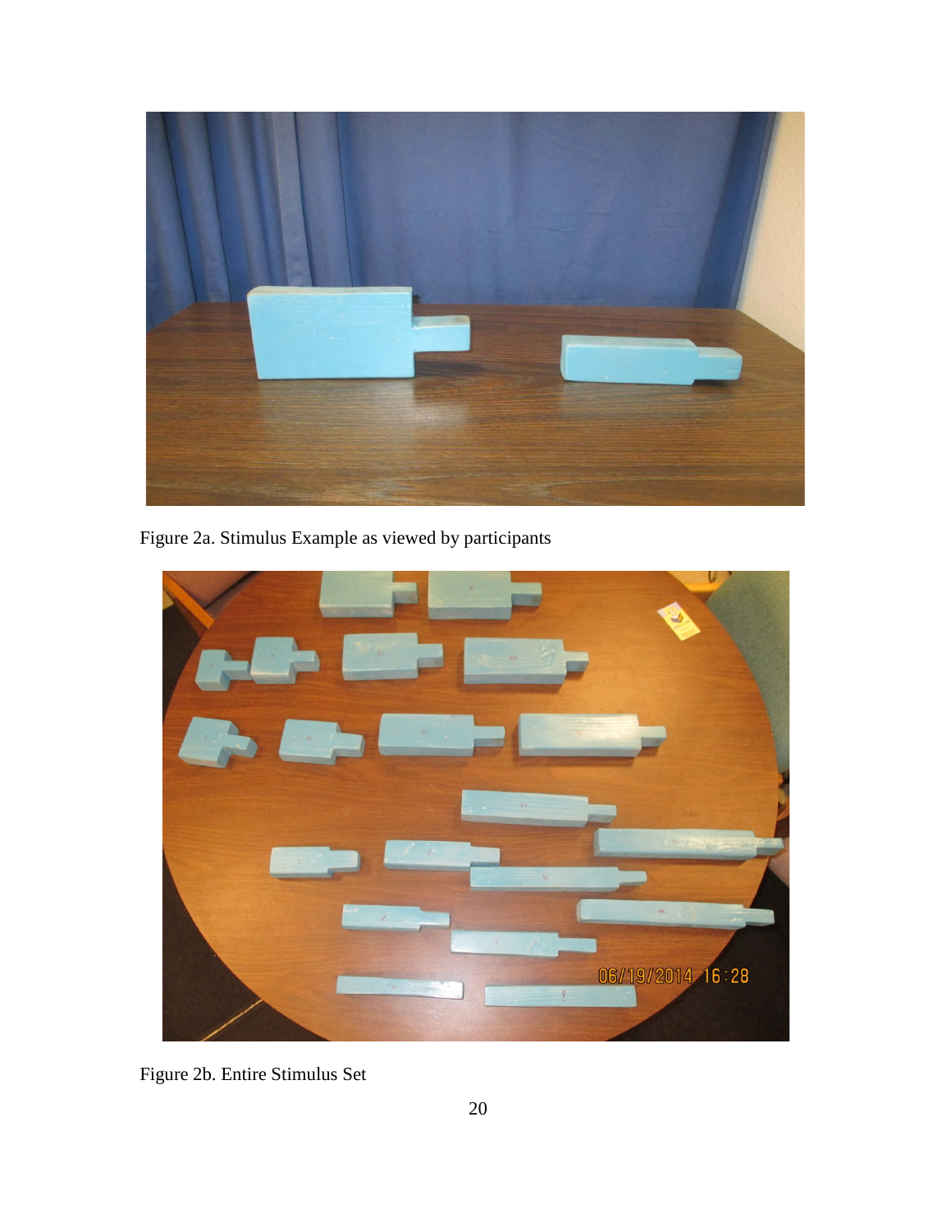Figure 2a. Stimulus Example as viewed by participants

Figure 2b. Entire Stimulus Set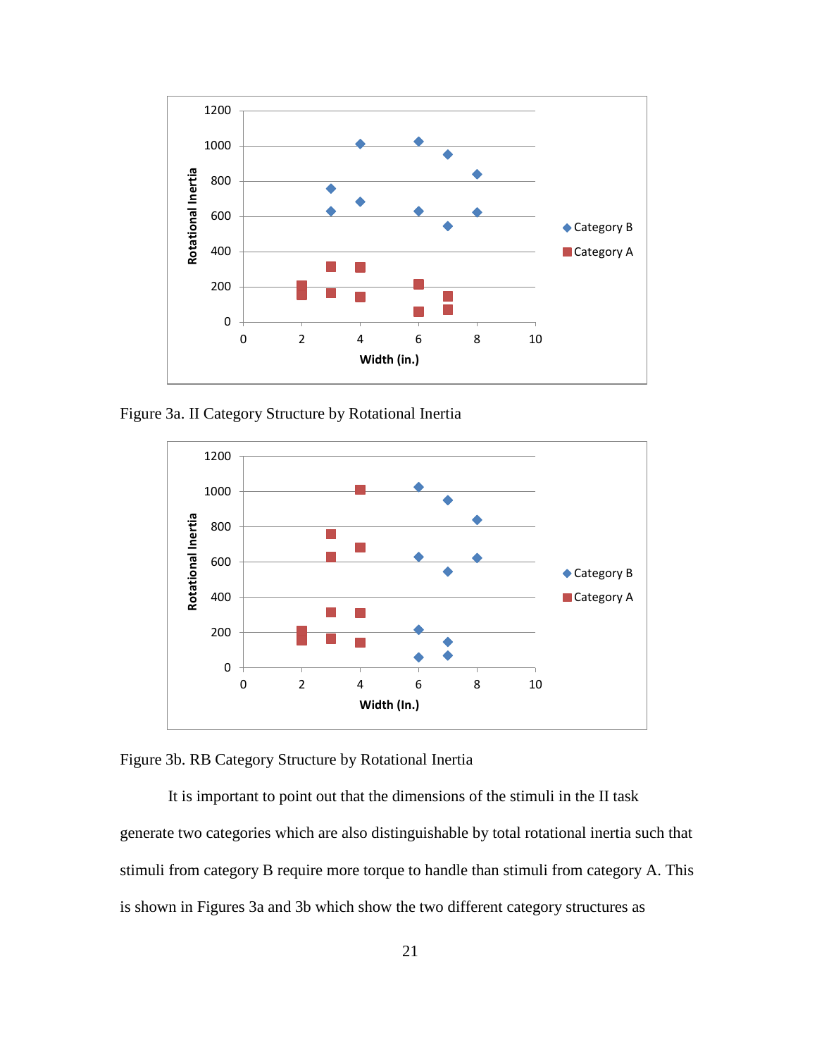Figure 3a. II Category Structure by Rotational Inertia

Figure 3b. RB Category Structure by Rotational Inertia

It is important to point out that the dimensions of the stimuli in the II task generate two categories which are also distinguishable by total rotational inertia such that stimuli from category B require more torque to handle than stimuli from category A. This is shown in Figures 3a and 3b which show the two different category structures as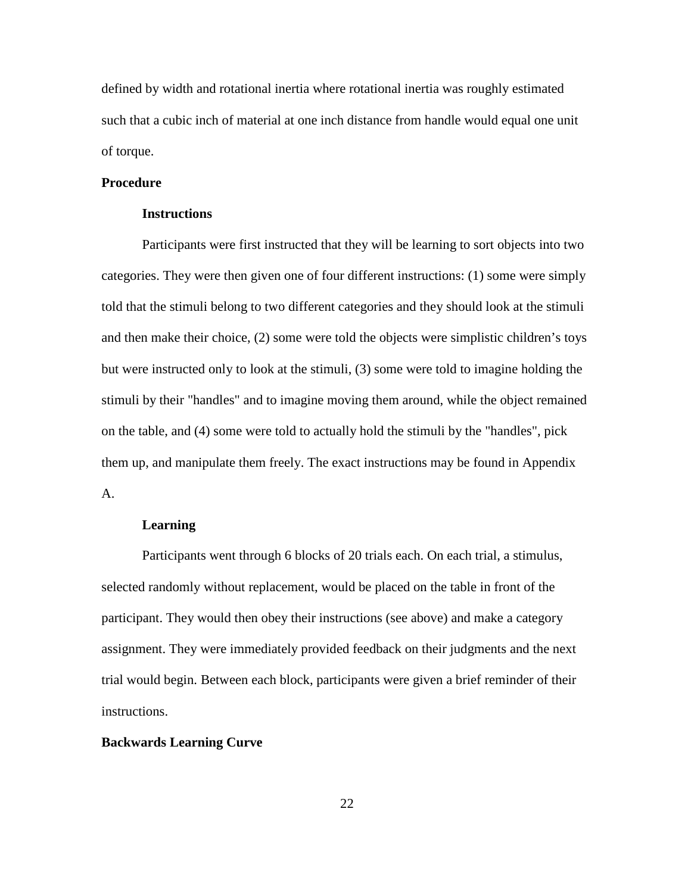defined by width and rotational inertia where rotational inertia was roughly estimated such that a cubic inch of material at one inch distance from handle would equal one unit of torque.

## Procedure

### Instructions

Participants were first instructed that they will be learning to sort objects into two categories. They were then given one of four different instructions: (1) some were simply told that the stimuli belong to two different categories and they should look at the stimuli and then make their choice, (2) some were told the objects were simplistic children's toys but were instructed only to look at the stimuli, (3) some were told to imagine holding the stimuli by their "handles" and to imagine moving them around, while the object remained on the table, and (4) some were told to actually hold the stimuli by the "handles", pick them up, and manipulate them freely. The exact instructions may be found in Appendix A.

### Learning

Participants went through 6 blocks of 20 trials each. On each trial, a stimulus, selected randomly without replacement, would be placed on the table in front of the participant. They would then obey their instructions (see above) and make a category assignment. They were immediately provided feedback on their judgments and the next trial would begin. Between each block, participants were given a brief reminder of their instructions.

## Backwards Learning Curve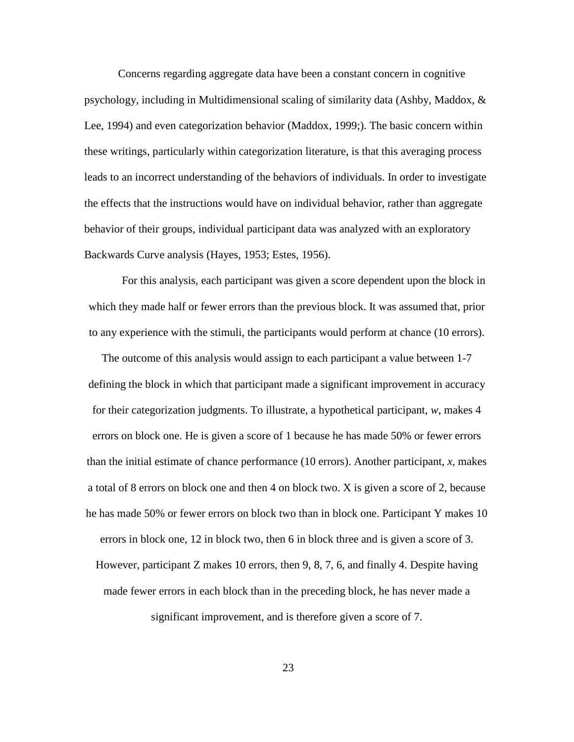Concerns regarding aggregate data have been a constant concern in cognitive psychology, including in Multidimensional scaling of similarity data (Ashby, Maddox, & Lee, 1994) and even categorization behavior (Maddox, 1999;). The basic concern within these writings, particularly within categorization literature, is that this averaging process leads to an incorrect understanding of the behaviors of individuals. In order to investigate the effects that the instructions would have on individual behavior, rather than aggregate behavior of their groups, individual participant data was analyzed with an exploratory Backwards Curve analysis (Hayes, 1953; Estes, 1956).

For this analysis, each participant was given a score dependent upon the block in which they made half or fewer errors than the previous block. It was assumed that, prior to any experience with the stimuli, the participants would perform at chance (10 errors).

The outcome of this analysis would assign to each participant a value between 1-7 defining the block in which that participant made a significant improvement in accuracy for their categorization judgments. To illustrate, a hypothetical participant, *w*, makes 4 errors on block one. He is given a score of 1 because he has made 50% or fewer errors than the initial estimate of chance performance (10 errors). Another participant, *x*, makes a total of 8 errors on block one and then 4 on block two. X is given a score of 2, because he has made 50% or fewer errors on block two than in block one. Participant Y makes 10 errors in block one, 12 in block two, then 6 in block three and is given a score of 3. However, participant Z makes 10 errors, then 9, 8, 7, 6, and finally 4. Despite having made fewer errors in each block than in the preceding block, he has never made a significant improvement, and is therefore given a score of 7.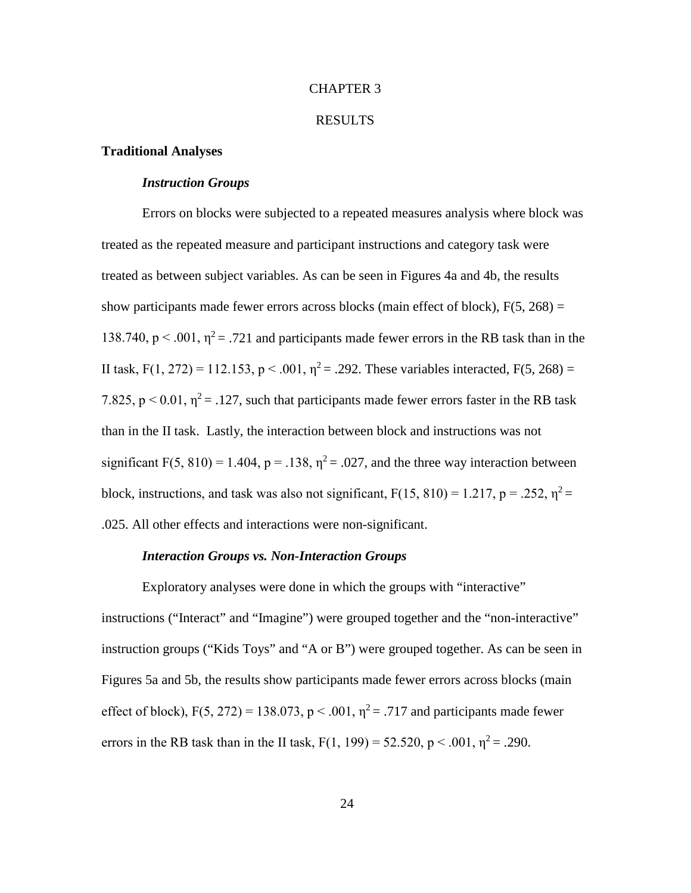# CHAPTER 3

# RESULTS

## Traditional Analyses

### *Instruction Groups*

Errors on blocks were subjected to a repeated measures analysis where block was treated as the repeated measure and participant instructions and category task were treated as between subject variables. As can be seen in Figures 4a and 4b, the results show participants made fewer errors across blocks (main effect of block), $F(5, 268) = 138.740$, $p < .001$, $\eta^2 = .721$ and participants made fewer errors in the RB task than in the II task, $F(1, 272) = 112.153$, $p < .001$, $\eta^2 = .292$. These variables interacted, $F(5, 268) = 7.825$, $p < 0.01$, $\eta^2 = .127$, such that participants made fewer errors faster in the RB task than in the II task. Lastly, the interaction between block and instructions was not significant $F(5, 810) = 1.404$, $p = .138$, $\eta^2 = .027$, and the three way interaction between block, instructions, and task was also not significant, $F(15, 810) = 1.217$, $p = .252$, $\eta^2 = .025$. All other effects and interactions were non-significant.

### *Interaction Groups vs. Non-Interaction Groups*

Exploratory analyses were done in which the groups with "interactive" instructions ("Interact" and "Imagine") were grouped together and the "non-interactive" instruction groups ("Kids Toys" and "A or B") were grouped together. As can be seen in Figures 5a and 5b, the results show participants made fewer errors across blocks (main effect of block), $F(5, 272) = 138.073$, $p < .001$, $\eta^2 = .717$ and participants made fewer errors in the RB task than in the II task, $F(1, 199) = 52.520$, $p < .001$, $\eta^2 = .290$.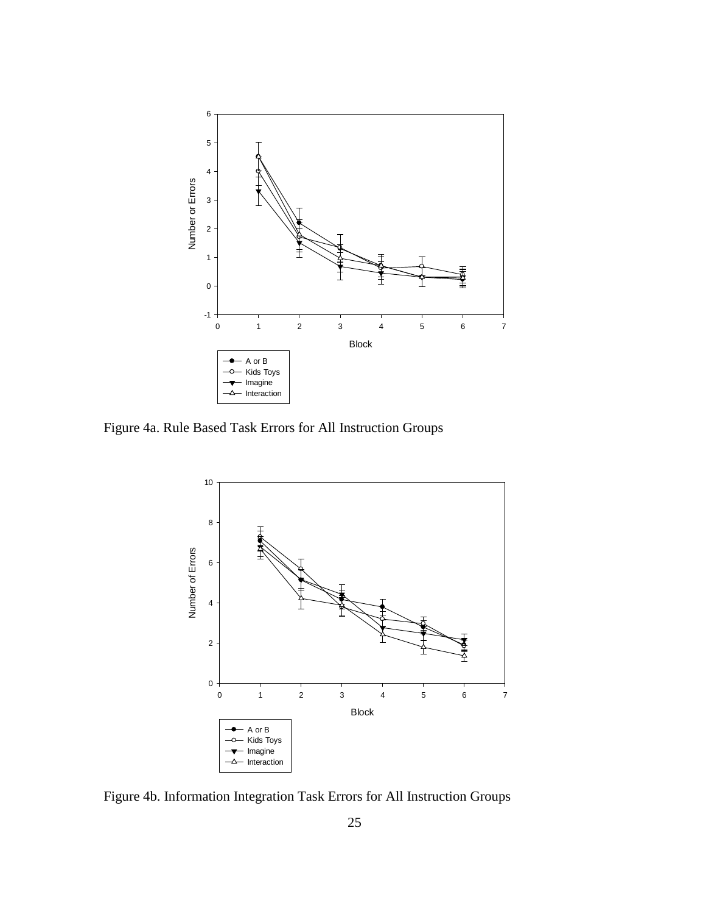Figure 4a. Rule Based Task Errors for All Instruction Groups

Figure 4b. Information Integration Task Errors for All Instruction Groups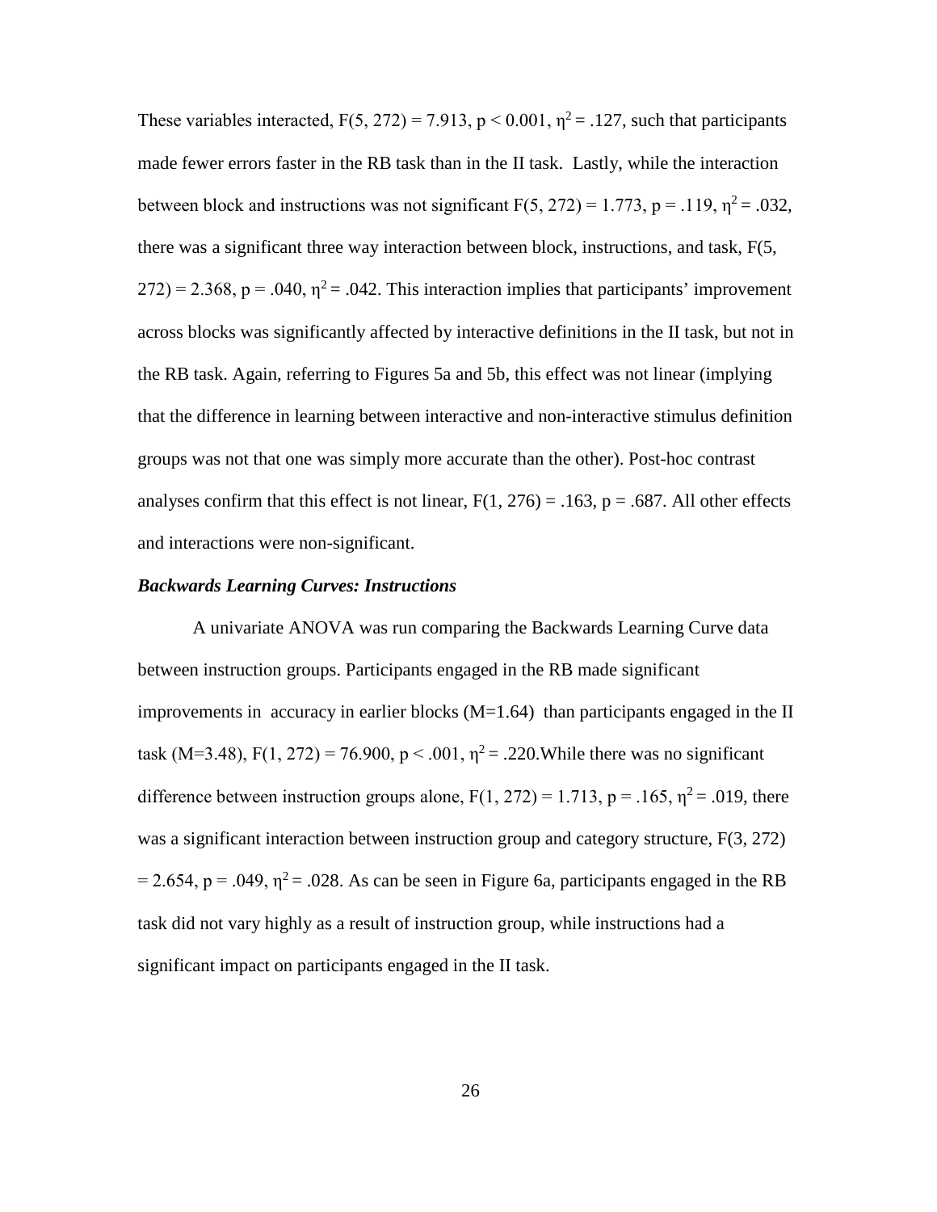These variables interacted, $F(5, 272) = 7.913$, $p < 0.001$, $\eta^2 = .127$, such that participants made fewer errors faster in the RB task than in the II task. Lastly, while the interaction between block and instructions was not significant $F(5, 272) = 1.773$, $p = .119$, $\eta^2 = .032$, there was a significant three way interaction between block, instructions, and task, $F(5, 272) = 2.368$, $p = .040$, $\eta^2 = .042$. This interaction implies that participants' improvement across blocks was significantly affected by interactive definitions in the II task, but not in the RB task. Again, referring to Figures 5a and 5b, this effect was not linear (implying that the difference in learning between interactive and non-interactive stimulus definition groups was not that one was simply more accurate than the other). Post-hoc contrast analyses confirm that this effect is not linear, $F(1, 276) = .163$, $p = .687$. All other effects and interactions were non-significant.

***Backwards Learning Curves: Instructions***

A univariate ANOVA was run comparing the Backwards Learning Curve data between instruction groups. Participants engaged in the RB made significant improvements in accuracy in earlier blocks (M=1.64) than participants engaged in the II task (M=3.48), $F(1, 272) = 76.900$, $p < .001$, $\eta^2 = .220$.While there was no significant difference between instruction groups alone, $F(1, 272) = 1.713$, $p = .165$, $\eta^2 = .019$, there was a significant interaction between instruction group and category structure, $F(3, 272) = 2.654$, $p = .049$, $\eta^2 = .028$. As can be seen in Figure 6a, participants engaged in the RB task did not vary highly as a result of instruction group, while instructions had a significant impact on participants engaged in the II task.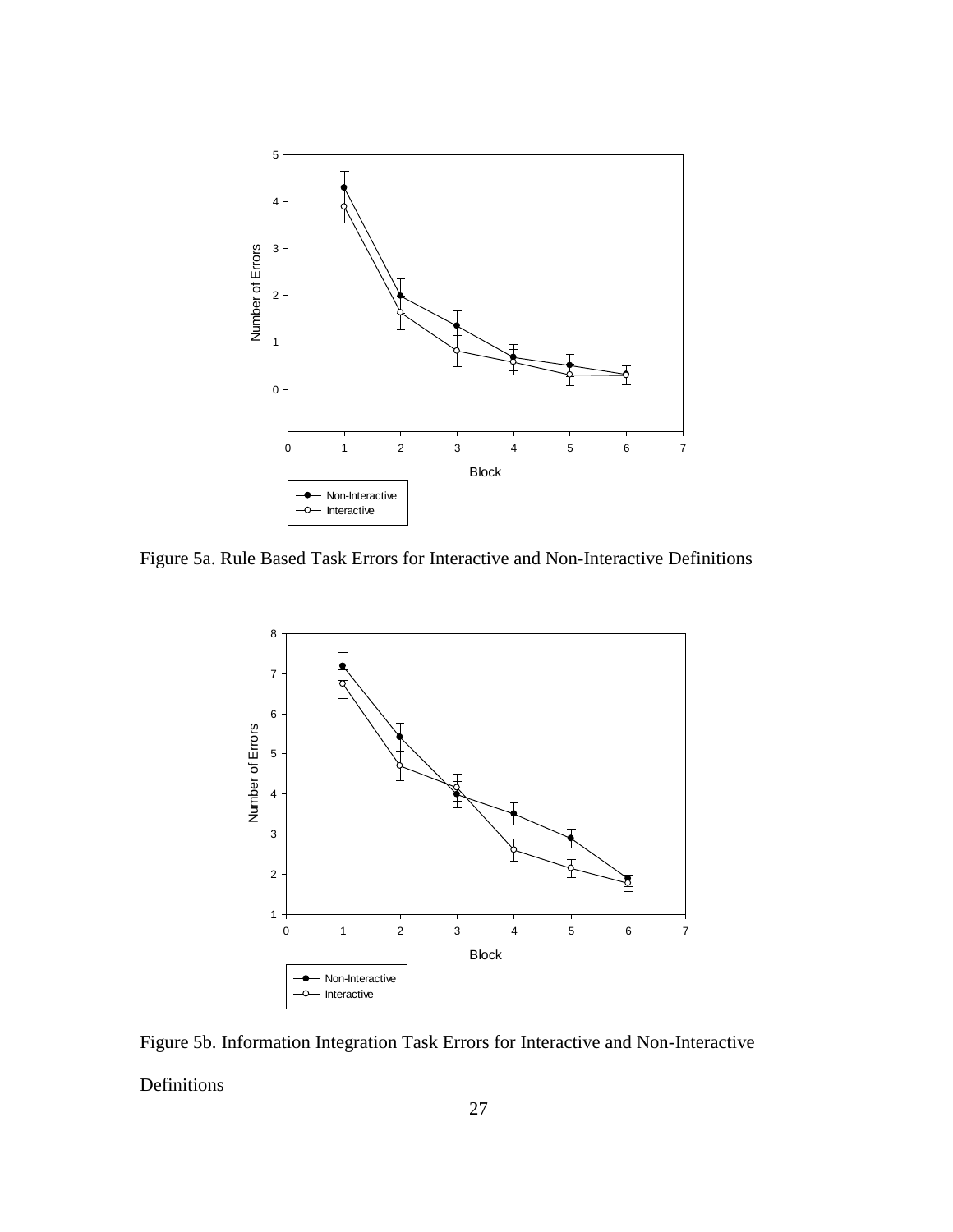Figure 5a. Rule Based Task Errors for Interactive and Non-Interactive Definitions

Figure 5b. Information Integration Task Errors for Interactive and Non-Interactive Definitions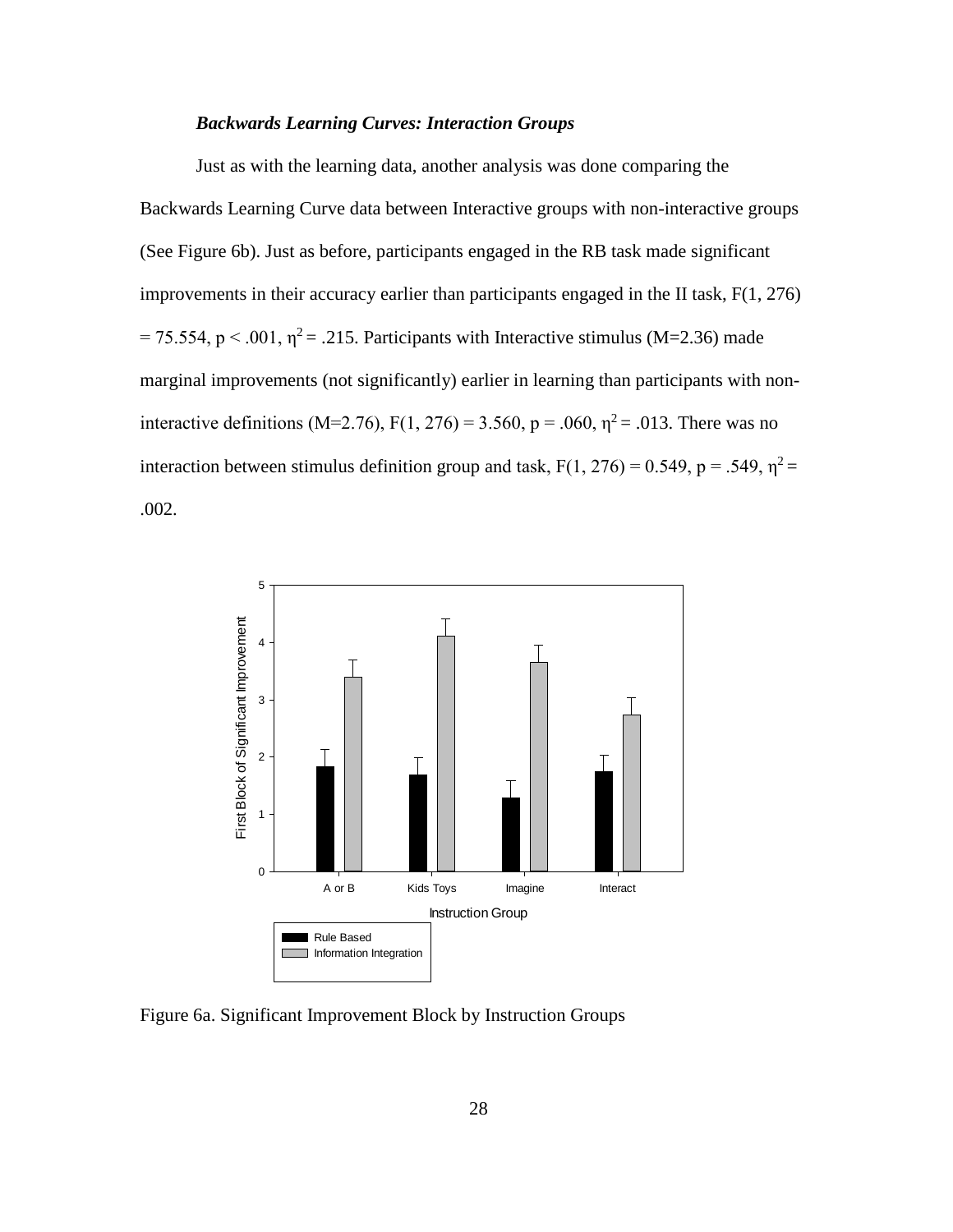### *Backwards Learning Curves: Interaction Groups*

Just as with the learning data, another analysis was done comparing the Backwards Learning Curve data between Interactive groups with non-interactive groups (See Figure 6b). Just as before, participants engaged in the RB task made significant improvements in their accuracy earlier than participants engaged in the II task, $F(1, 276) = 75.554$, $p < .001$, $\eta^2 = .215$. Participants with Interactive stimulus (M=2.36) made marginal improvements (not significantly) earlier in learning than participants with non-interactive definitions (M=2.76), $F(1, 276) = 3.560$, $p = .060$, $\eta^2 = .013$. There was no interaction between stimulus definition group and task, $F(1, 276) = 0.549$, $p = .549$, $\eta^2 = .002$.

Figure 6a. Significant Improvement Block by Instruction Groups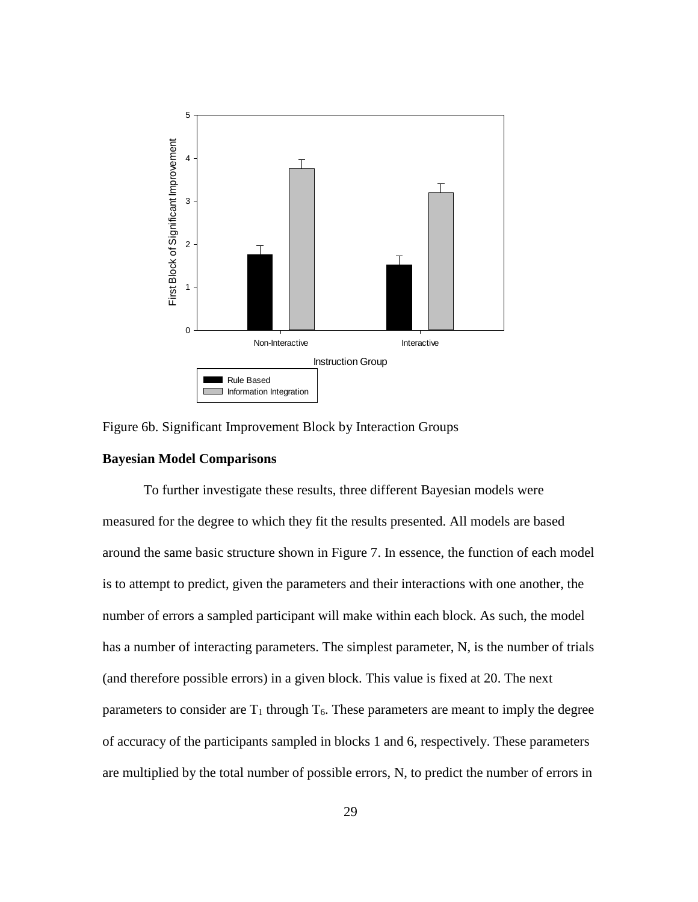Figure 6b. Significant Improvement Block by Interaction Groups

**Bayesian Model Comparisons**

To further investigate these results, three different Bayesian models were measured for the degree to which they fit the results presented. All models are based around the same basic structure shown in Figure 7. In essence, the function of each model is to attempt to predict, given the parameters and their interactions with one another, the number of errors a sampled participant will make within each block. As such, the model has a number of interacting parameters. The simplest parameter, N, is the number of trials (and therefore possible errors) in a given block. This value is fixed at 20. The next parameters to consider are $T_1$ through $T_6$. These parameters are meant to imply the degree of accuracy of the participants sampled in blocks 1 and 6, respectively. These parameters are multiplied by the total number of possible errors, N, to predict the number of errors in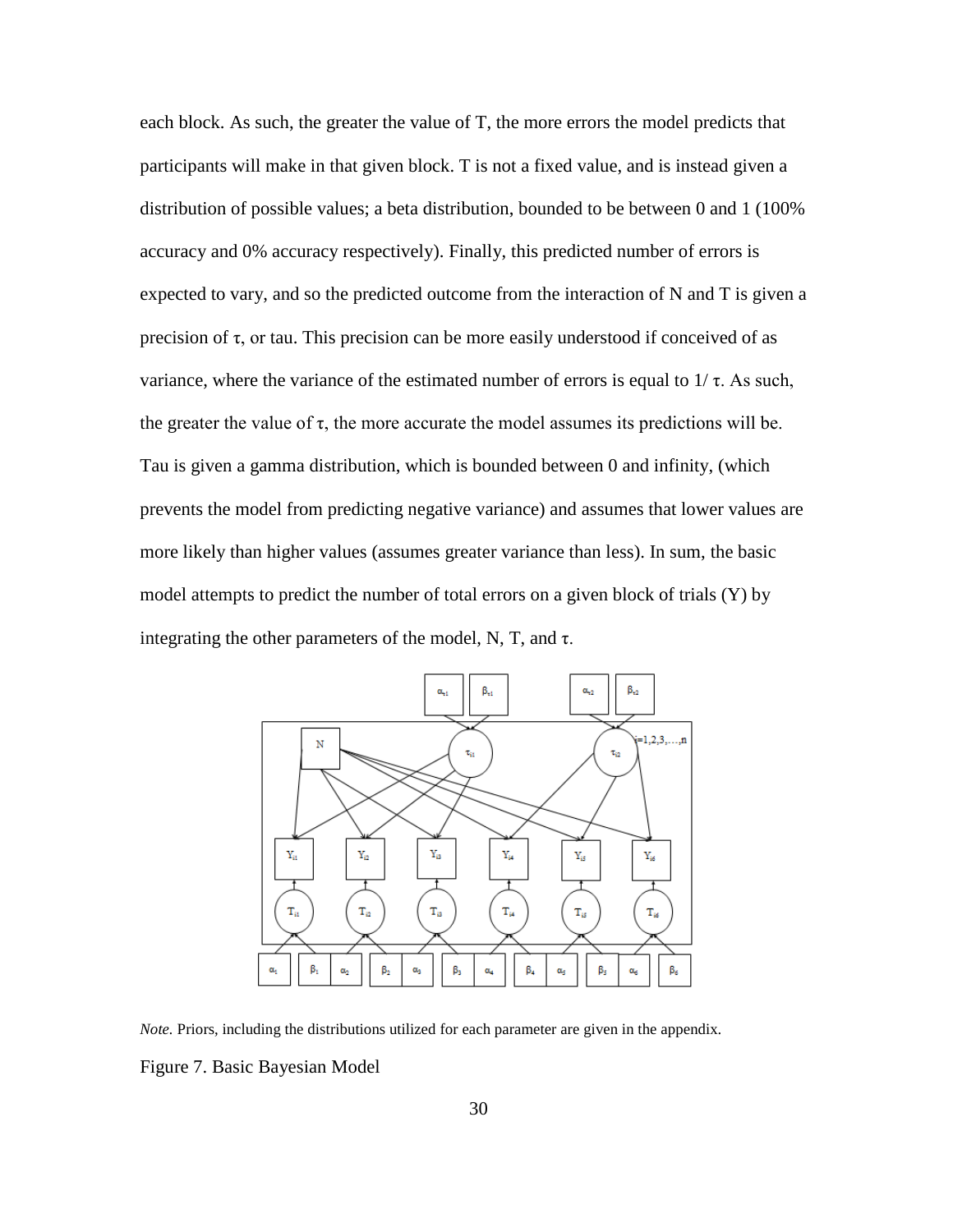each block. As such, the greater the value of T, the more errors the model predicts that participants will make in that given block. T is not a fixed value, and is instead given a distribution of possible values; a beta distribution, bounded to be between 0 and 1 (100% accuracy and 0% accuracy respectively). Finally, this predicted number of errors is expected to vary, and so the predicted outcome from the interaction of N and T is given a precision of $\tau$, or tau. This precision can be more easily understood if conceived of as variance, where the variance of the estimated number of errors is equal to $1/\tau$. As such, the greater the value of $\tau$, the more accurate the model assumes its predictions will be. Tau is given a gamma distribution, which is bounded between 0 and infinity, (which prevents the model from predicting negative variance) and assumes that lower values are more likely than higher values (assumes greater variance than less). In sum, the basic model attempts to predict the number of total errors on a given block of trials (Y) by integrating the other parameters of the model, N, T, and $\tau$.

*Note.* Priors, including the distributions utilized for each parameter are given in the appendix.

Figure 7. Basic Bayesian Model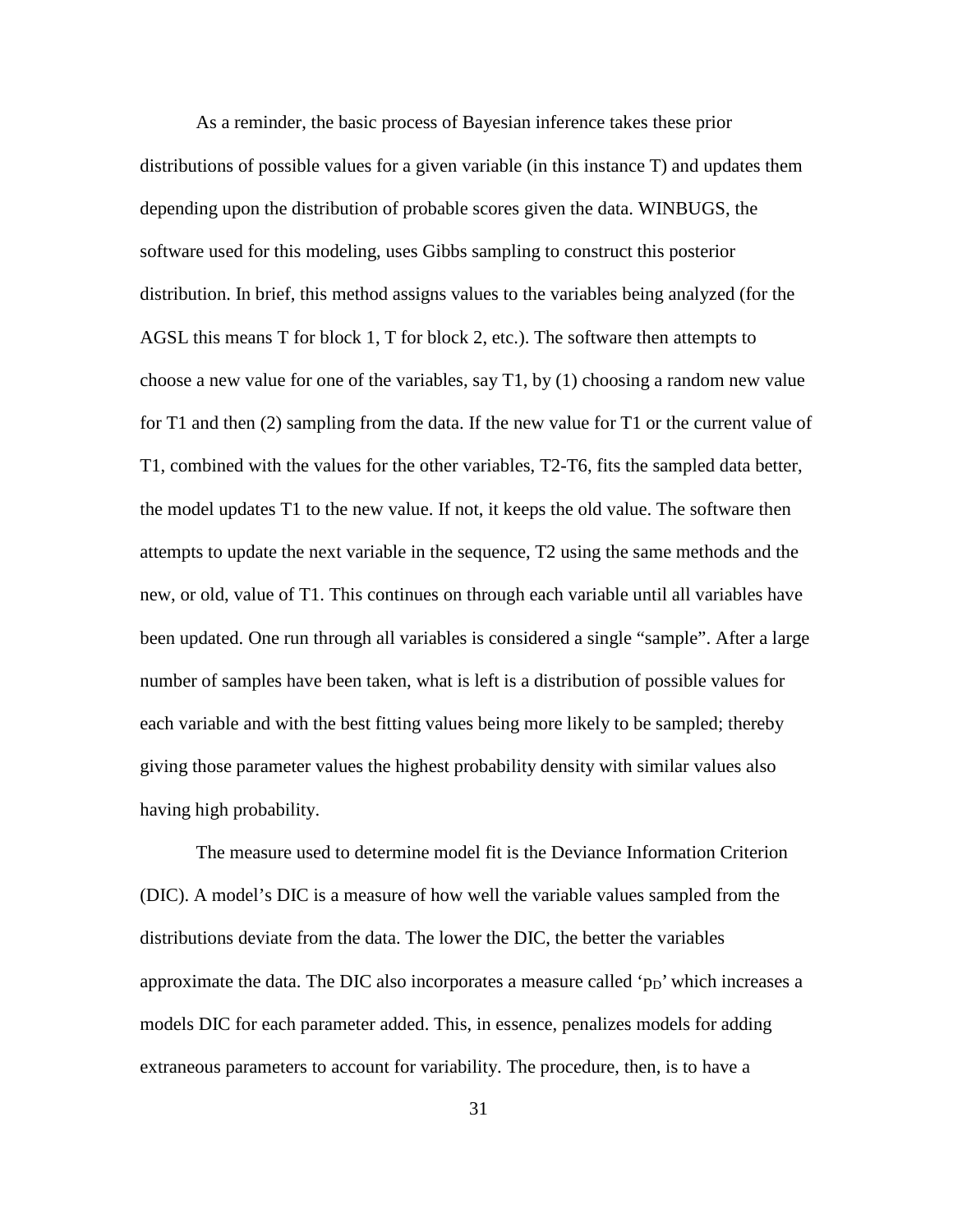As a reminder, the basic process of Bayesian inference takes these prior distributions of possible values for a given variable (in this instance T) and updates them depending upon the distribution of probable scores given the data. WINBUGS, the software used for this modeling, uses Gibbs sampling to construct this posterior distribution. In brief, this method assigns values to the variables being analyzed (for the AGSL this means T for block 1, T for block 2, etc.). The software then attempts to choose a new value for one of the variables, say T1, by (1) choosing a random new value for T1 and then (2) sampling from the data. If the new value for T1 or the current value of T1, combined with the values for the other variables, T2-T6, fits the sampled data better, the model updates T1 to the new value. If not, it keeps the old value. The software then attempts to update the next variable in the sequence, T2 using the same methods and the new, or old, value of T1. This continues on through each variable until all variables have been updated. One run through all variables is considered a single "sample". After a large number of samples have been taken, what is left is a distribution of possible values for each variable and with the best fitting values being more likely to be sampled; thereby giving those parameter values the highest probability density with similar values also having high probability.

The measure used to determine model fit is the Deviance Information Criterion (DIC). A model's DIC is a measure of how well the variable values sampled from the distributions deviate from the data. The lower the DIC, the better the variables approximate the data. The DIC also incorporates a measure called '$p_D$' which increases a models DIC for each parameter added. This, in essence, penalizes models for adding extraneous parameters to account for variability. The procedure, then, is to have a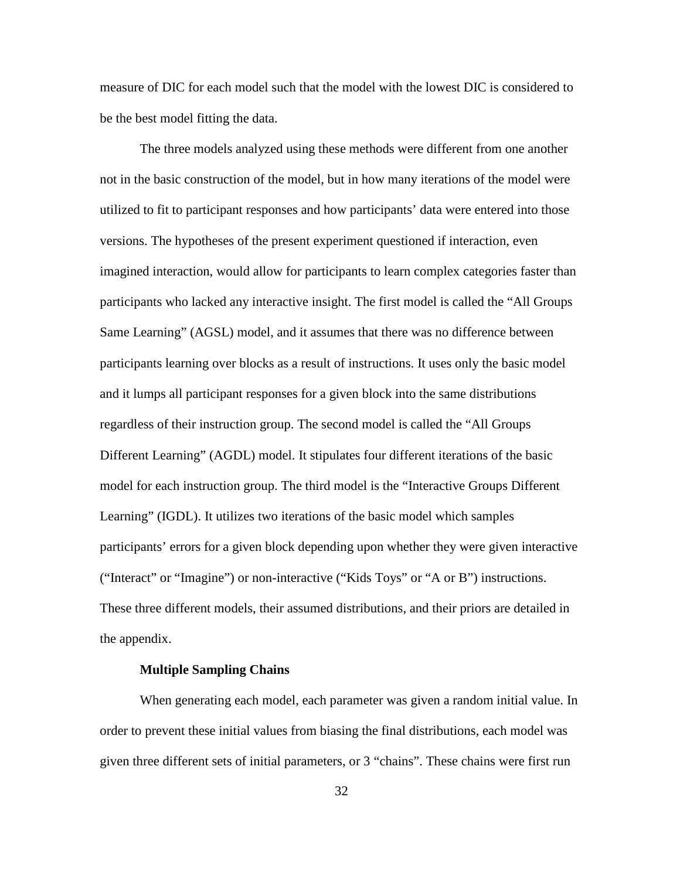measure of DIC for each model such that the model with the lowest DIC is considered to be the best model fitting the data.

The three models analyzed using these methods were different from one another not in the basic construction of the model, but in how many iterations of the model were utilized to fit to participant responses and how participants' data were entered into those versions. The hypotheses of the present experiment questioned if interaction, even imagined interaction, would allow for participants to learn complex categories faster than participants who lacked any interactive insight. The first model is called the "All Groups Same Learning" (AGSL) model, and it assumes that there was no difference between participants learning over blocks as a result of instructions. It uses only the basic model and it lumps all participant responses for a given block into the same distributions regardless of their instruction group. The second model is called the "All Groups Different Learning" (AGDL) model. It stipulates four different iterations of the basic model for each instruction group. The third model is the "Interactive Groups Different Learning" (IGDL). It utilizes two iterations of the basic model which samples participants' errors for a given block depending upon whether they were given interactive ("Interact" or "Imagine") or non-interactive ("Kids Toys" or "A or B") instructions. These three different models, their assumed distributions, and their priors are detailed in the appendix.

**Multiple Sampling Chains**

When generating each model, each parameter was given a random initial value. In order to prevent these initial values from biasing the final distributions, each model was given three different sets of initial parameters, or 3 "chains". These chains were first run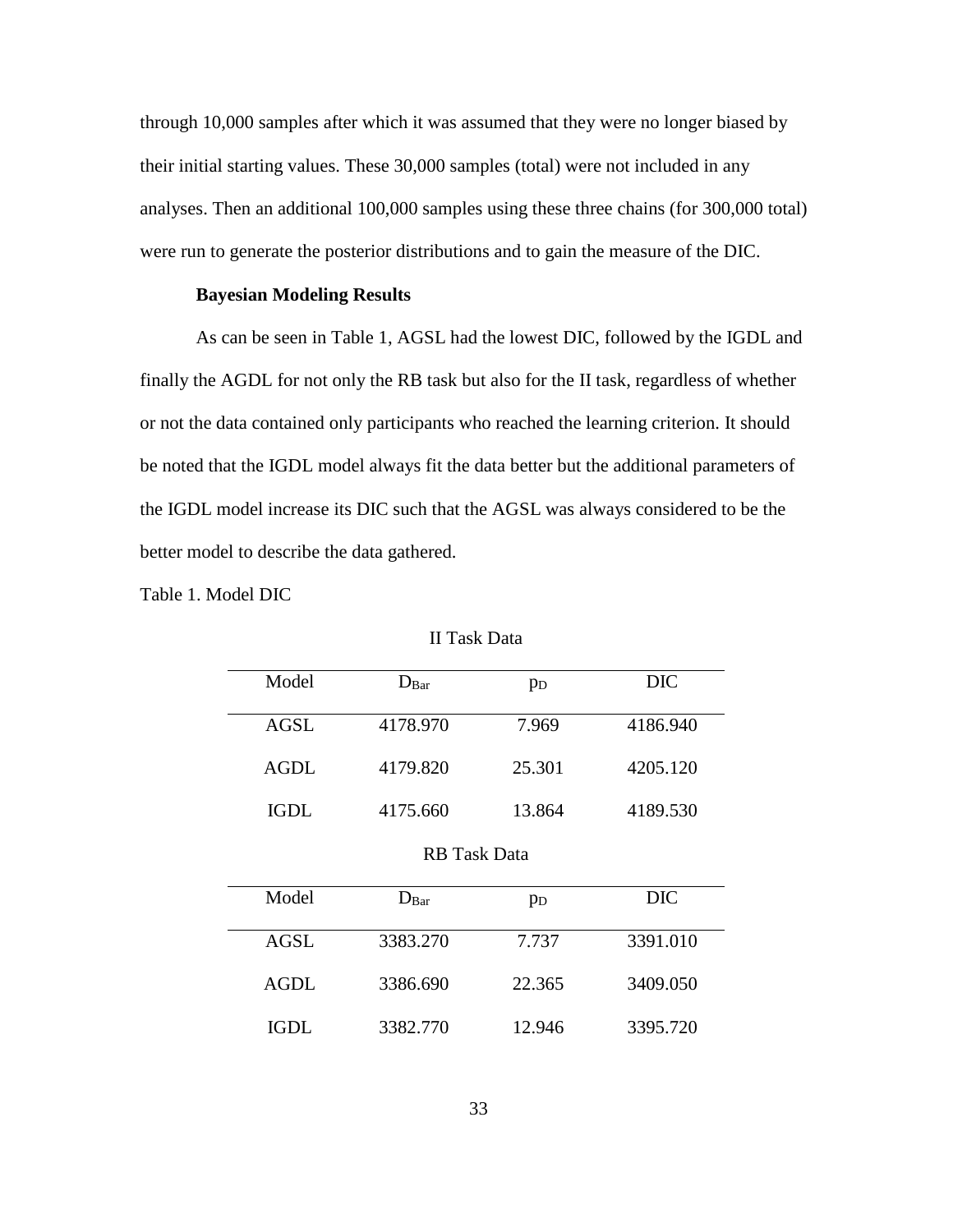through 10,000 samples after which it was assumed that they were no longer biased by their initial starting values. These 30,000 samples (total) were not included in any analyses. Then an additional 100,000 samples using these three chains (for 300,000 total) were run to generate the posterior distributions and to gain the measure of the DIC.

**Bayesian Modeling Results**

As can be seen in Table 1, AGSL had the lowest DIC, followed by the IGDL and finally the AGDL for not only the RB task but also for the II task, regardless of whether or not the data contained only participants who reached the learning criterion. It should be noted that the IGDL model always fit the data better but the additional parameters of the IGDL model increase its DIC such that the AGSL was always considered to be the better model to describe the data gathered.

Table 1. Model DIC

II Task Data

| Model | $D_{Bar}$ | $p_D$ | DIC |
|---|---|---|---|
| AGSL | 4178.970 | 7.969 | 4186.940 |
| AGDL | 4179.820 | 25.301 | 4205.120 |
| IGDL | 4175.660 | 13.864 | 4189.530 |

RB Task Data

| Model | $D_{Bar}$ | $p_D$ | DIC |
|---|---|---|---|
| AGSL | 3383.270 | 7.737 | 3391.010 |
| AGDL | 3386.690 | 22.365 | 3409.050 |
| IGDL | 3382.770 | 12.946 | 3395.720 |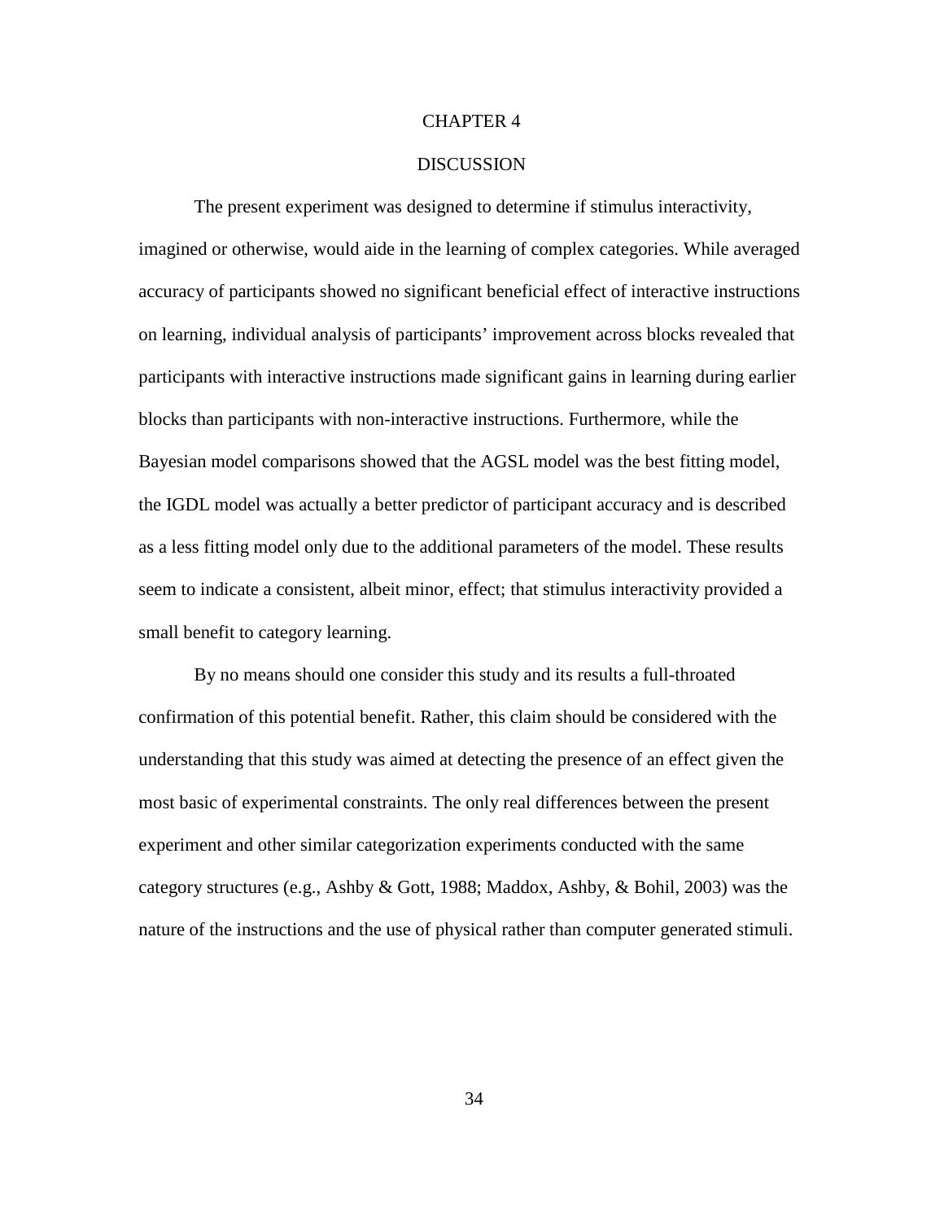# CHAPTER 4

# DISCUSSION

The present experiment was designed to determine if stimulus interactivity, imagined or otherwise, would aide in the learning of complex categories. While averaged accuracy of participants showed no significant beneficial effect of interactive instructions on learning, individual analysis of participants' improvement across blocks revealed that participants with interactive instructions made significant gains in learning during earlier blocks than participants with non-interactive instructions. Furthermore, while the Bayesian model comparisons showed that the AGSL model was the best fitting model, the IGDL model was actually a better predictor of participant accuracy and is described as a less fitting model only due to the additional parameters of the model. These results seem to indicate a consistent, albeit minor, effect; that stimulus interactivity provided a small benefit to category learning.

By no means should one consider this study and its results a full-throated confirmation of this potential benefit. Rather, this claim should be considered with the understanding that this study was aimed at detecting the presence of an effect given the most basic of experimental constraints. The only real differences between the present experiment and other similar categorization experiments conducted with the same category structures (e.g., Ashby & Gott, 1988; Maddox, Ashby, & Bohil, 2003) was the nature of the instructions and the use of physical rather than computer generated stimuli.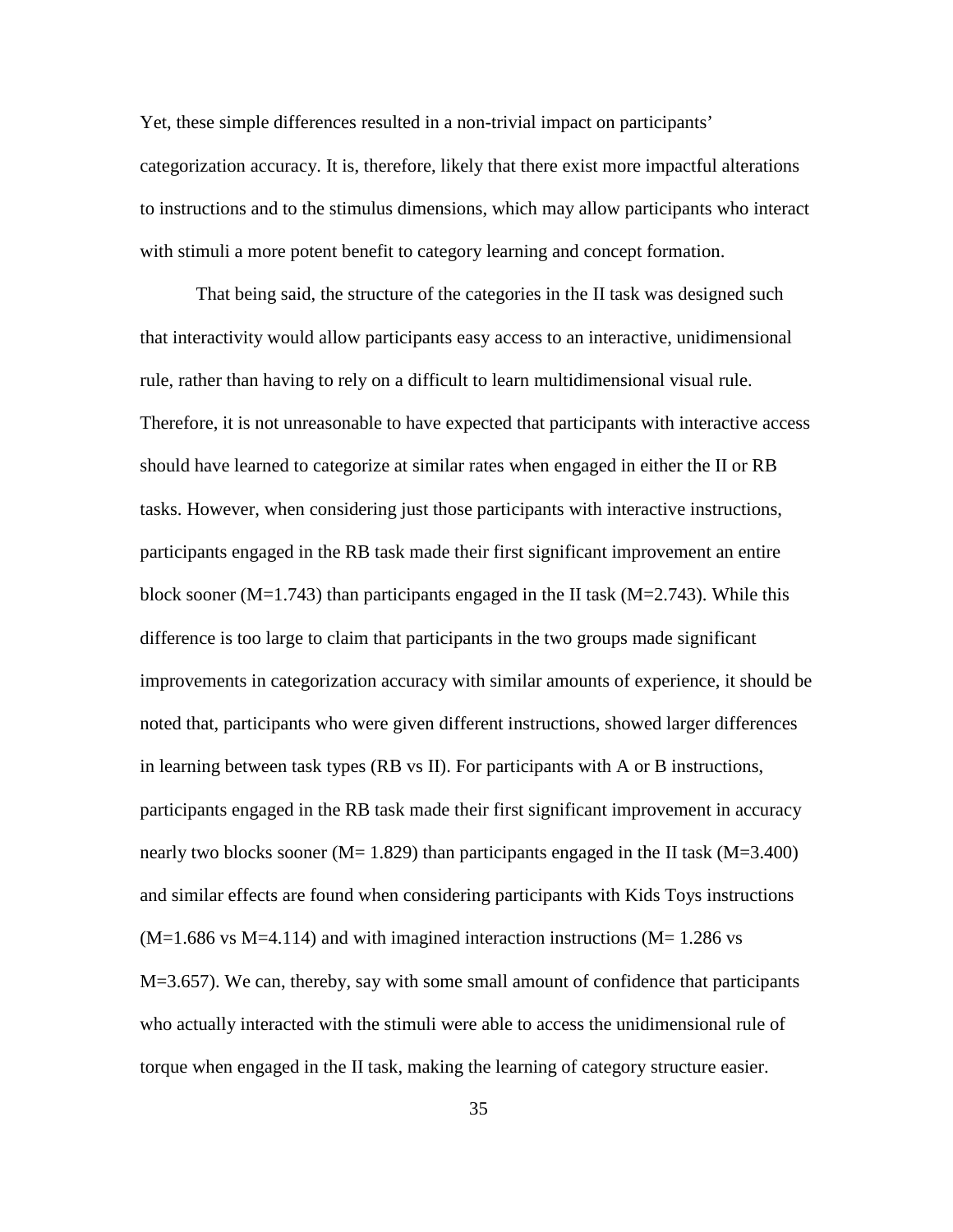Yet, these simple differences resulted in a non-trivial impact on participants' categorization accuracy. It is, therefore, likely that there exist more impactful alterations to instructions and to the stimulus dimensions, which may allow participants who interact with stimuli a more potent benefit to category learning and concept formation.

That being said, the structure of the categories in the II task was designed such that interactivity would allow participants easy access to an interactive, unidimensional rule, rather than having to rely on a difficult to learn multidimensional visual rule. Therefore, it is not unreasonable to have expected that participants with interactive access should have learned to categorize at similar rates when engaged in either the II or RB tasks. However, when considering just those participants with interactive instructions, participants engaged in the RB task made their first significant improvement an entire block sooner (M=1.743) than participants engaged in the II task (M=2.743). While this difference is too large to claim that participants in the two groups made significant improvements in categorization accuracy with similar amounts of experience, it should be noted that, participants who were given different instructions, showed larger differences in learning between task types (RB vs II). For participants with A or B instructions, participants engaged in the RB task made their first significant improvement in accuracy nearly two blocks sooner (M= 1.829) than participants engaged in the II task (M=3.400) and similar effects are found when considering participants with Kids Toys instructions (M=1.686 vs M=4.114) and with imagined interaction instructions (M= 1.286 vs M=3.657). We can, thereby, say with some small amount of confidence that participants who actually interacted with the stimuli were able to access the unidimensional rule of torque when engaged in the II task, making the learning of category structure easier.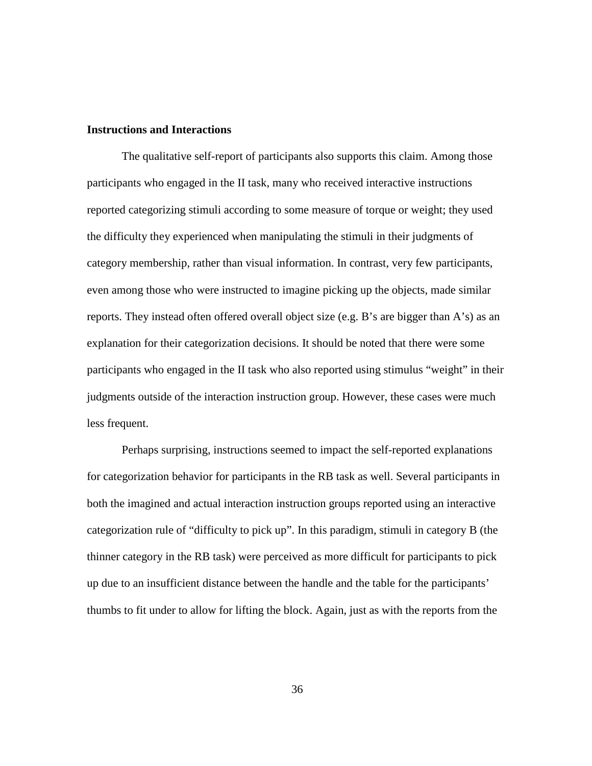**Instructions and Interactions**

The qualitative self-report of participants also supports this claim. Among those participants who engaged in the II task, many who received interactive instructions reported categorizing stimuli according to some measure of torque or weight; they used the difficulty they experienced when manipulating the stimuli in their judgments of category membership, rather than visual information. In contrast, very few participants, even among those who were instructed to imagine picking up the objects, made similar reports. They instead often offered overall object size (e.g. B's are bigger than A's) as an explanation for their categorization decisions. It should be noted that there were some participants who engaged in the II task who also reported using stimulus "weight" in their judgments outside of the interaction instruction group. However, these cases were much less frequent.

Perhaps surprising, instructions seemed to impact the self-reported explanations for categorization behavior for participants in the RB task as well. Several participants in both the imagined and actual interaction instruction groups reported using an interactive categorization rule of "difficulty to pick up". In this paradigm, stimuli in category B (the thinner category in the RB task) were perceived as more difficult for participants to pick up due to an insufficient distance between the handle and the table for the participants' thumbs to fit under to allow for lifting the block. Again, just as with the reports from the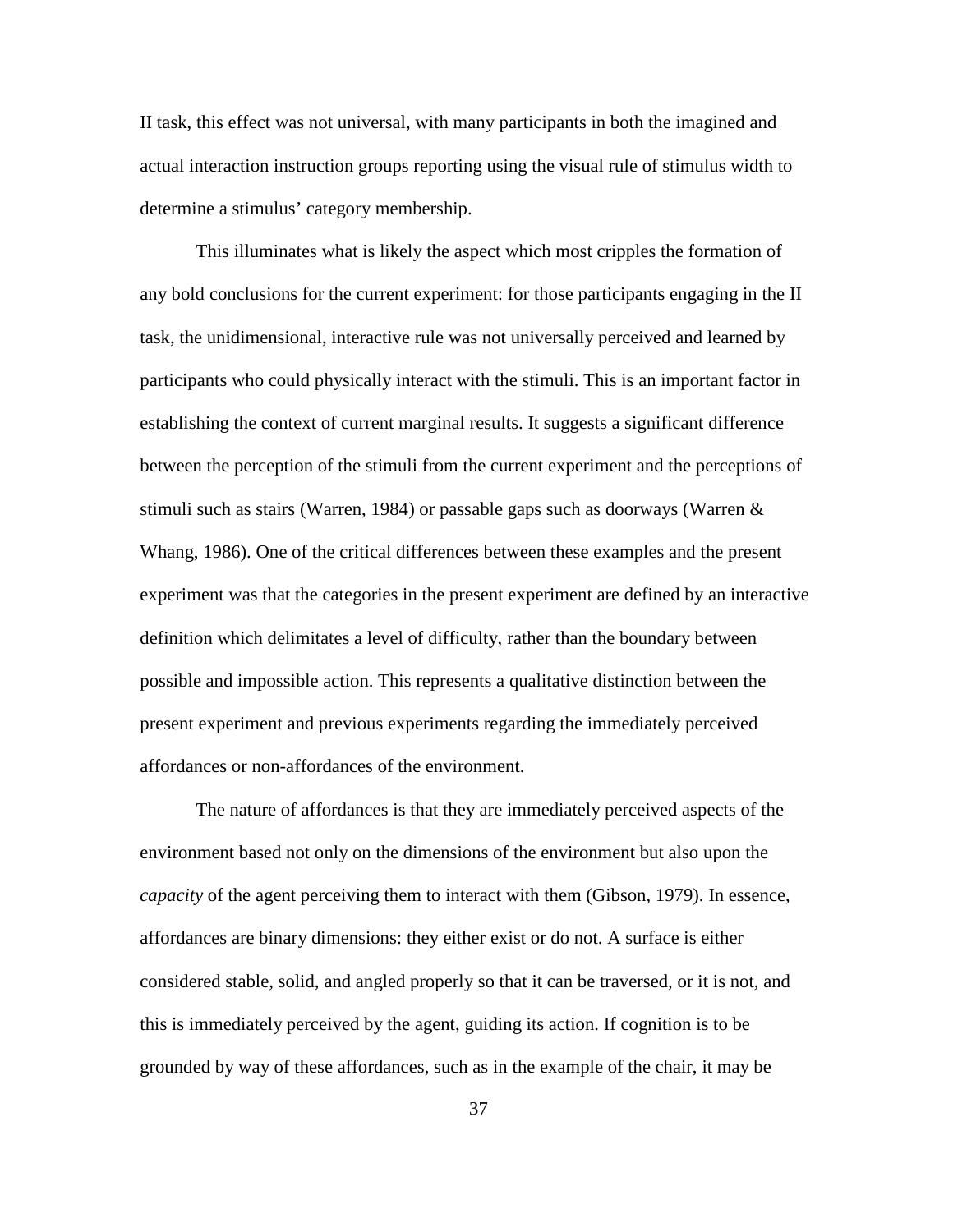II task, this effect was not universal, with many participants in both the imagined and actual interaction instruction groups reporting using the visual rule of stimulus width to determine a stimulus' category membership.

This illuminates what is likely the aspect which most cripples the formation of any bold conclusions for the current experiment: for those participants engaging in the II task, the unidimensional, interactive rule was not universally perceived and learned by participants who could physically interact with the stimuli. This is an important factor in establishing the context of current marginal results. It suggests a significant difference between the perception of the stimuli from the current experiment and the perceptions of stimuli such as stairs (Warren, 1984) or passable gaps such as doorways (Warren & Whang, 1986). One of the critical differences between these examples and the present experiment was that the categories in the present experiment are defined by an interactive definition which delimitates a level of difficulty, rather than the boundary between possible and impossible action. This represents a qualitative distinction between the present experiment and previous experiments regarding the immediately perceived affordances or non-affordances of the environment.

The nature of affordances is that they are immediately perceived aspects of the environment based not only on the dimensions of the environment but also upon the *capacity* of the agent perceiving them to interact with them (Gibson, 1979). In essence, affordances are binary dimensions: they either exist or do not. A surface is either considered stable, solid, and angled properly so that it can be traversed, or it is not, and this is immediately perceived by the agent, guiding its action. If cognition is to be grounded by way of these affordances, such as in the example of the chair, it may be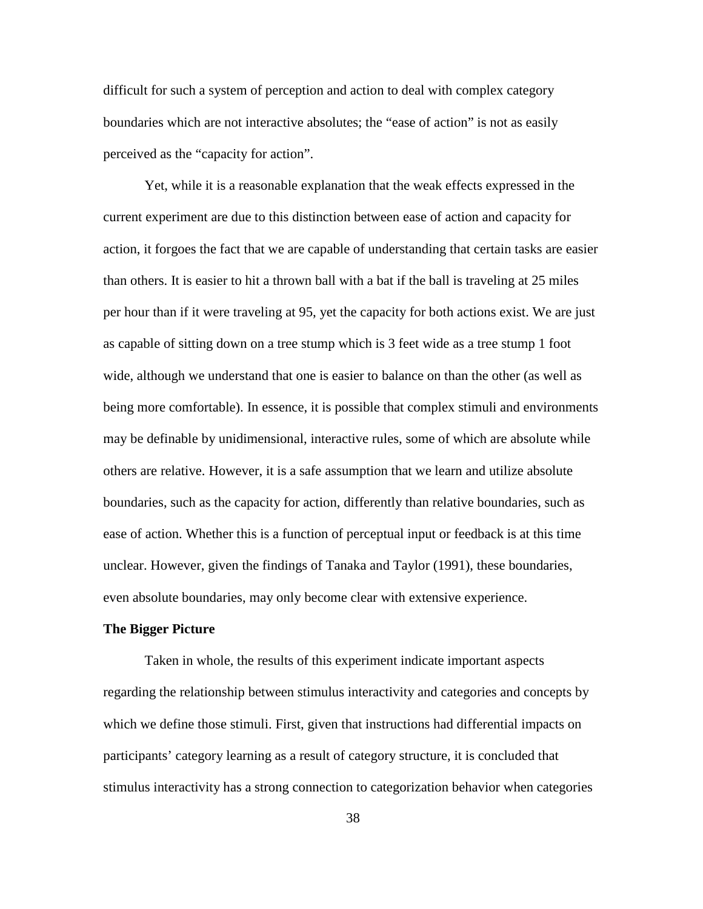difficult for such a system of perception and action to deal with complex category boundaries which are not interactive absolutes; the "ease of action" is not as easily perceived as the "capacity for action".

Yet, while it is a reasonable explanation that the weak effects expressed in the current experiment are due to this distinction between ease of action and capacity for action, it forgoes the fact that we are capable of understanding that certain tasks are easier than others. It is easier to hit a thrown ball with a bat if the ball is traveling at 25 miles per hour than if it were traveling at 95, yet the capacity for both actions exist. We are just as capable of sitting down on a tree stump which is 3 feet wide as a tree stump 1 foot wide, although we understand that one is easier to balance on than the other (as well as being more comfortable). In essence, it is possible that complex stimuli and environments may be definable by unidimensional, interactive rules, some of which are absolute while others are relative. However, it is a safe assumption that we learn and utilize absolute boundaries, such as the capacity for action, differently than relative boundaries, such as ease of action. Whether this is a function of perceptual input or feedback is at this time unclear. However, given the findings of Tanaka and Taylor (1991), these boundaries, even absolute boundaries, may only become clear with extensive experience.

**The Bigger Picture**

Taken in whole, the results of this experiment indicate important aspects regarding the relationship between stimulus interactivity and categories and concepts by which we define those stimuli. First, given that instructions had differential impacts on participants' category learning as a result of category structure, it is concluded that stimulus interactivity has a strong connection to categorization behavior when categories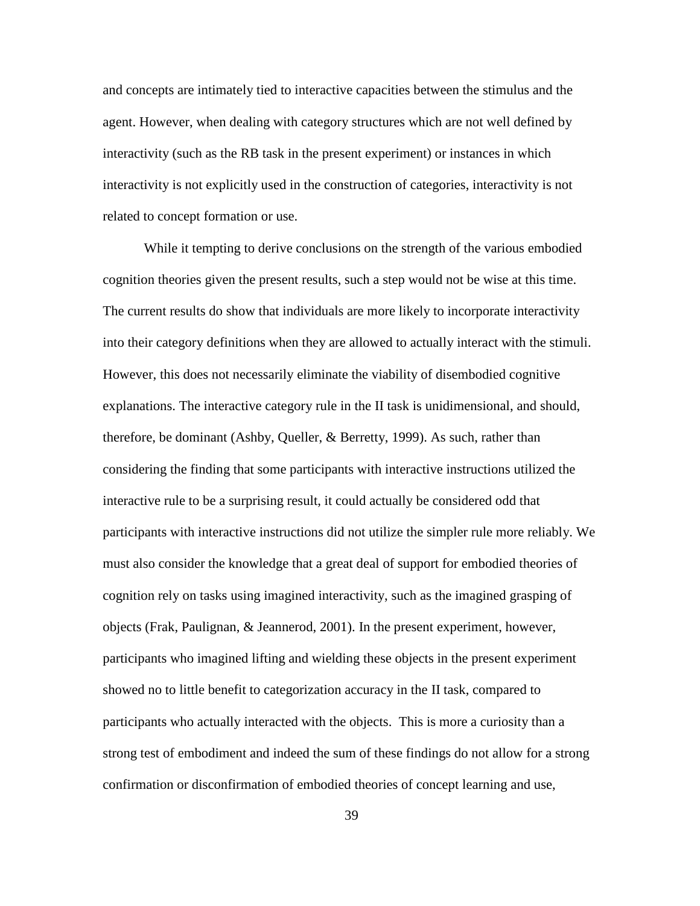and concepts are intimately tied to interactive capacities between the stimulus and the agent. However, when dealing with category structures which are not well defined by interactivity (such as the RB task in the present experiment) or instances in which interactivity is not explicitly used in the construction of categories, interactivity is not related to concept formation or use.

While it tempting to derive conclusions on the strength of the various embodied cognition theories given the present results, such a step would not be wise at this time. The current results do show that individuals are more likely to incorporate interactivity into their category definitions when they are allowed to actually interact with the stimuli. However, this does not necessarily eliminate the viability of disembodied cognitive explanations. The interactive category rule in the II task is unidimensional, and should, therefore, be dominant (Ashby, Queller, & Berretty, 1999). As such, rather than considering the finding that some participants with interactive instructions utilized the interactive rule to be a surprising result, it could actually be considered odd that participants with interactive instructions did not utilize the simpler rule more reliably. We must also consider the knowledge that a great deal of support for embodied theories of cognition rely on tasks using imagined interactivity, such as the imagined grasping of objects (Frak, Paulignan, & Jeannerod, 2001). In the present experiment, however, participants who imagined lifting and wielding these objects in the present experiment showed no to little benefit to categorization accuracy in the II task, compared to participants who actually interacted with the objects. This is more a curiosity than a strong test of embodiment and indeed the sum of these findings do not allow for a strong confirmation or disconfirmation of embodied theories of concept learning and use,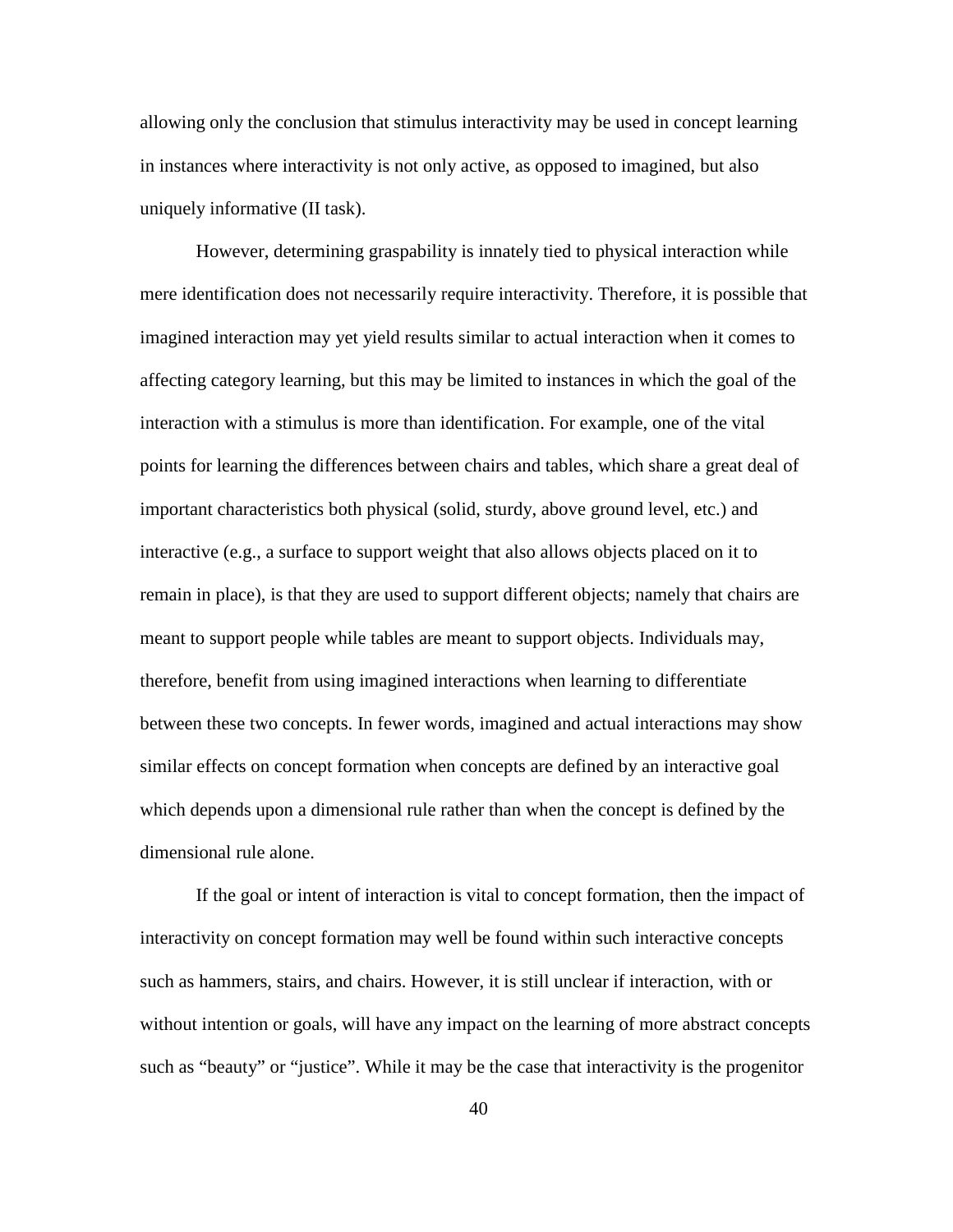allowing only the conclusion that stimulus interactivity may be used in concept learning in instances where interactivity is not only active, as opposed to imagined, but also uniquely informative (II task).

However, determining graspability is innately tied to physical interaction while mere identification does not necessarily require interactivity. Therefore, it is possible that imagined interaction may yet yield results similar to actual interaction when it comes to affecting category learning, but this may be limited to instances in which the goal of the interaction with a stimulus is more than identification. For example, one of the vital points for learning the differences between chairs and tables, which share a great deal of important characteristics both physical (solid, sturdy, above ground level, etc.) and interactive (e.g., a surface to support weight that also allows objects placed on it to remain in place), is that they are used to support different objects; namely that chairs are meant to support people while tables are meant to support objects. Individuals may, therefore, benefit from using imagined interactions when learning to differentiate between these two concepts. In fewer words, imagined and actual interactions may show similar effects on concept formation when concepts are defined by an interactive goal which depends upon a dimensional rule rather than when the concept is defined by the dimensional rule alone.

If the goal or intent of interaction is vital to concept formation, then the impact of interactivity on concept formation may well be found within such interactive concepts such as hammers, stairs, and chairs. However, it is still unclear if interaction, with or without intention or goals, will have any impact on the learning of more abstract concepts such as "beauty" or "justice". While it may be the case that interactivity is the progenitor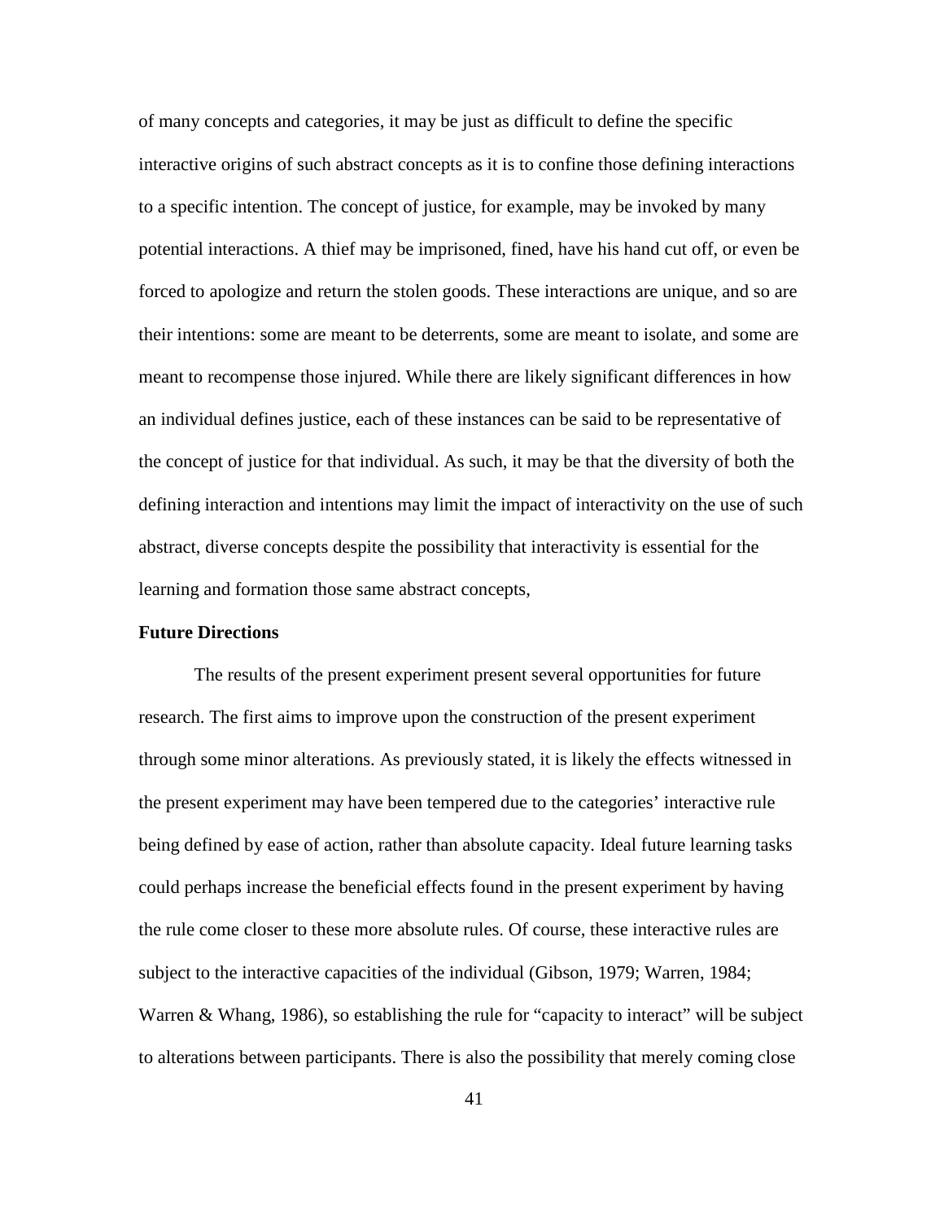of many concepts and categories, it may be just as difficult to define the specific interactive origins of such abstract concepts as it is to confine those defining interactions to a specific intention. The concept of justice, for example, may be invoked by many potential interactions. A thief may be imprisoned, fined, have his hand cut off, or even be forced to apologize and return the stolen goods. These interactions are unique, and so are their intentions: some are meant to be deterrents, some are meant to isolate, and some are meant to recompense those injured. While there are likely significant differences in how an individual defines justice, each of these instances can be said to be representative of the concept of justice for that individual. As such, it may be that the diversity of both the defining interaction and intentions may limit the impact of interactivity on the use of such abstract, diverse concepts despite the possibility that interactivity is essential for the learning and formation those same abstract concepts,

**Future Directions**

The results of the present experiment present several opportunities for future research. The first aims to improve upon the construction of the present experiment through some minor alterations. As previously stated, it is likely the effects witnessed in the present experiment may have been tempered due to the categories' interactive rule being defined by ease of action, rather than absolute capacity. Ideal future learning tasks could perhaps increase the beneficial effects found in the present experiment by having the rule come closer to these more absolute rules. Of course, these interactive rules are subject to the interactive capacities of the individual (Gibson, 1979; Warren, 1984; Warren & Whang, 1986), so establishing the rule for "capacity to interact" will be subject to alterations between participants. There is also the possibility that merely coming close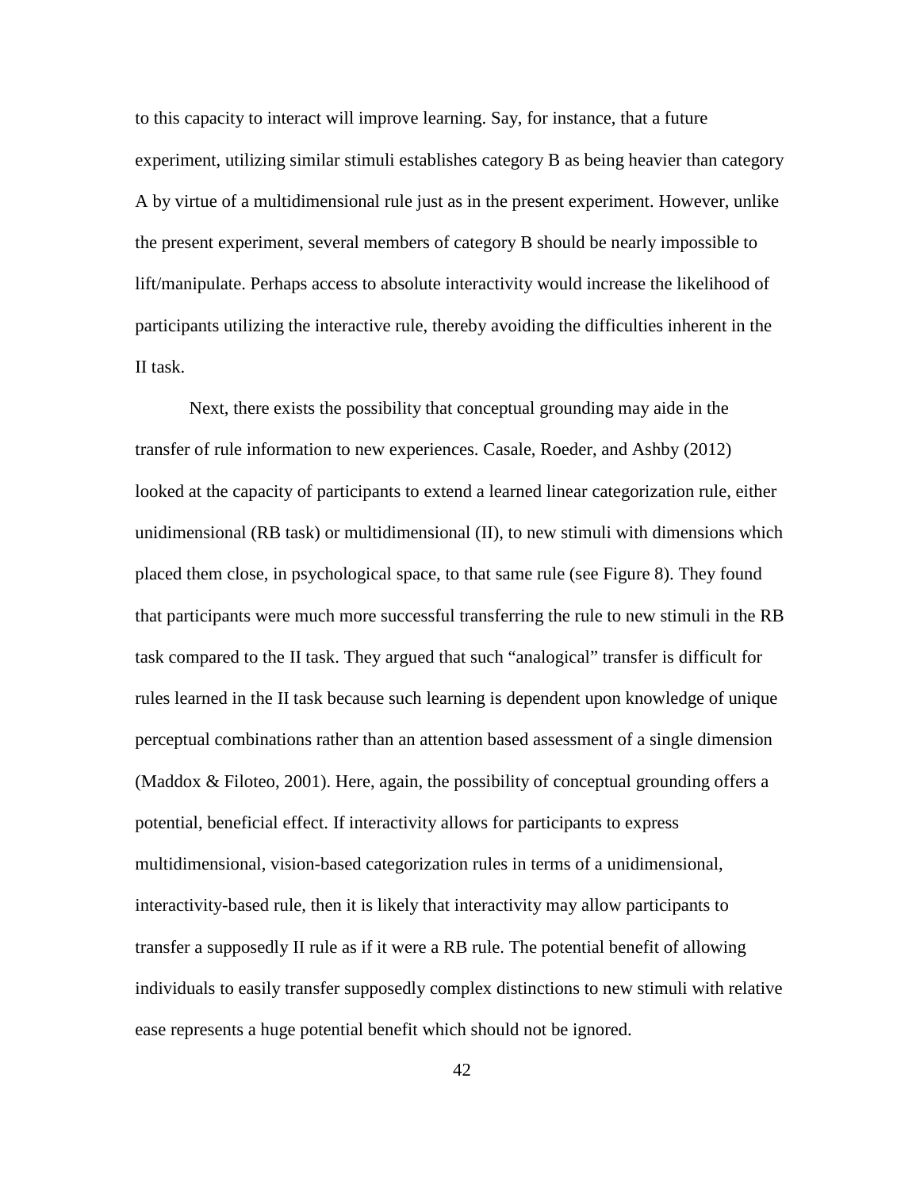to this capacity to interact will improve learning. Say, for instance, that a future experiment, utilizing similar stimuli establishes category B as being heavier than category A by virtue of a multidimensional rule just as in the present experiment. However, unlike the present experiment, several members of category B should be nearly impossible to lift/manipulate. Perhaps access to absolute interactivity would increase the likelihood of participants utilizing the interactive rule, thereby avoiding the difficulties inherent in the II task.

Next, there exists the possibility that conceptual grounding may aide in the transfer of rule information to new experiences. Casale, Roeder, and Ashby (2012) looked at the capacity of participants to extend a learned linear categorization rule, either unidimensional (RB task) or multidimensional (II), to new stimuli with dimensions which placed them close, in psychological space, to that same rule (see Figure 8). They found that participants were much more successful transferring the rule to new stimuli in the RB task compared to the II task. They argued that such "analogical" transfer is difficult for rules learned in the II task because such learning is dependent upon knowledge of unique perceptual combinations rather than an attention based assessment of a single dimension (Maddox & Filoteo, 2001). Here, again, the possibility of conceptual grounding offers a potential, beneficial effect. If interactivity allows for participants to express multidimensional, vision-based categorization rules in terms of a unidimensional, interactivity-based rule, then it is likely that interactivity may allow participants to transfer a supposedly II rule as if it were a RB rule. The potential benefit of allowing individuals to easily transfer supposedly complex distinctions to new stimuli with relative ease represents a huge potential benefit which should not be ignored.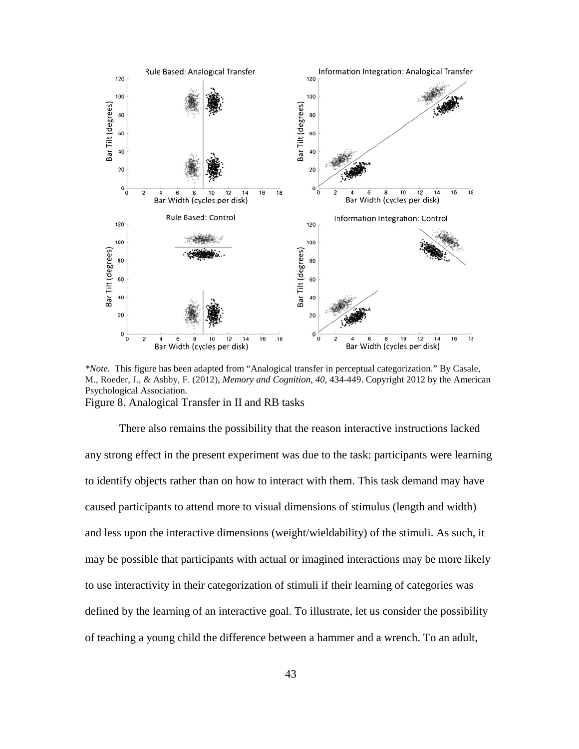*Note.* This figure has been adapted from "Analogical transfer in perceptual categorization." By Casale, M., Roeder, J., & Ashby, F. (2012), *Memory and Cognition, 40,* 434-449. Copyright 2012 by the American Psychological Association.

Figure 8. Analogical Transfer in II and RB tasks

There also remains the possibility that the reason interactive instructions lacked any strong effect in the present experiment was due to the task: participants were learning to identify objects rather than on how to interact with them. This task demand may have caused participants to attend more to visual dimensions of stimulus (length and width) and less upon the interactive dimensions (weight/wieldability) of the stimuli. As such, it may be possible that participants with actual or imagined interactions may be more likely to use interactivity in their categorization of stimuli if their learning of categories was defined by the learning of an interactive goal. To illustrate, let us consider the possibility of teaching a young child the difference between a hammer and a wrench. To an adult,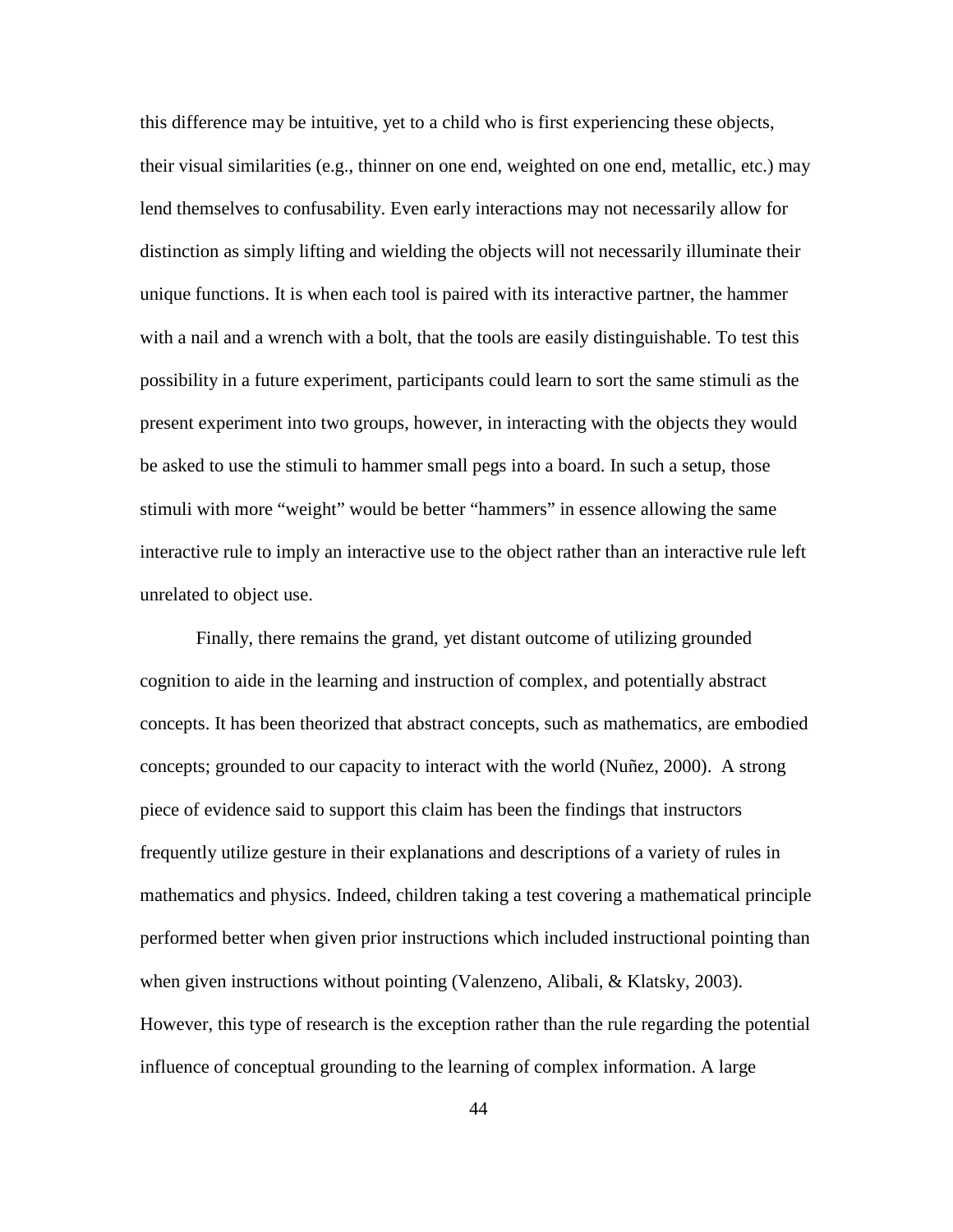this difference may be intuitive, yet to a child who is first experiencing these objects, their visual similarities (e.g., thinner on one end, weighted on one end, metallic, etc.) may lend themselves to confusability. Even early interactions may not necessarily allow for distinction as simply lifting and wielding the objects will not necessarily illuminate their unique functions. It is when each tool is paired with its interactive partner, the hammer with a nail and a wrench with a bolt, that the tools are easily distinguishable. To test this possibility in a future experiment, participants could learn to sort the same stimuli as the present experiment into two groups, however, in interacting with the objects they would be asked to use the stimuli to hammer small pegs into a board. In such a setup, those stimuli with more "weight" would be better "hammers" in essence allowing the same interactive rule to imply an interactive use to the object rather than an interactive rule left unrelated to object use.

Finally, there remains the grand, yet distant outcome of utilizing grounded cognition to aide in the learning and instruction of complex, and potentially abstract concepts. It has been theorized that abstract concepts, such as mathematics, are embodied concepts; grounded to our capacity to interact with the world (Nuñez, 2000). A strong piece of evidence said to support this claim has been the findings that instructors frequently utilize gesture in their explanations and descriptions of a variety of rules in mathematics and physics. Indeed, children taking a test covering a mathematical principle performed better when given prior instructions which included instructional pointing than when given instructions without pointing (Valenzeno, Alibali, & Klatsky, 2003). However, this type of research is the exception rather than the rule regarding the potential influence of conceptual grounding to the learning of complex information. A large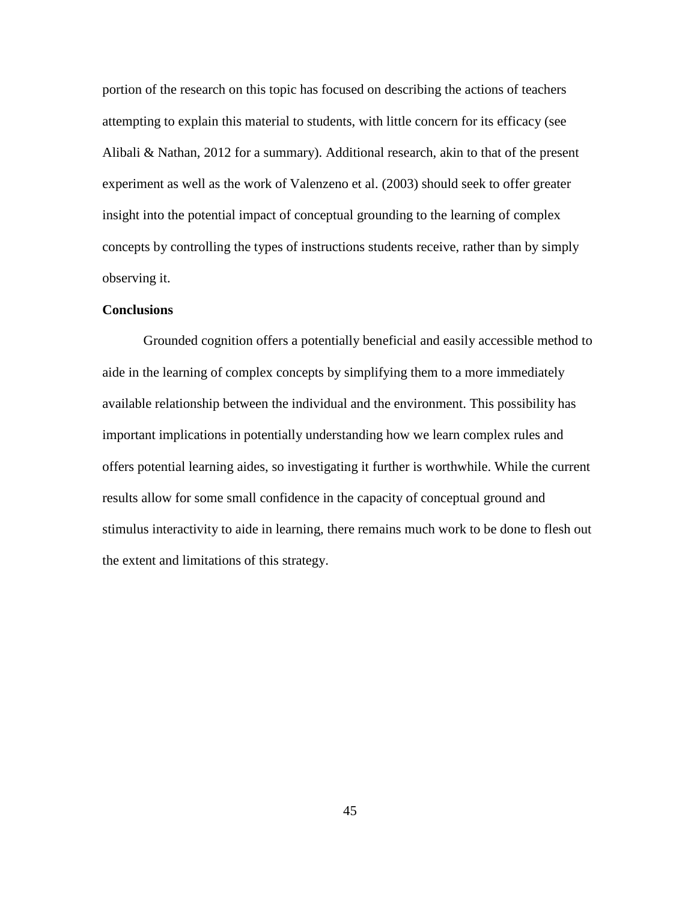portion of the research on this topic has focused on describing the actions of teachers attempting to explain this material to students, with little concern for its efficacy (see Alibali & Nathan, 2012 for a summary). Additional research, akin to that of the present experiment as well as the work of Valenzeno et al. (2003) should seek to offer greater insight into the potential impact of conceptual grounding to the learning of complex concepts by controlling the types of instructions students receive, rather than by simply observing it.

## Conclusions

Grounded cognition offers a potentially beneficial and easily accessible method to aide in the learning of complex concepts by simplifying them to a more immediately available relationship between the individual and the environment. This possibility has important implications in potentially understanding how we learn complex rules and offers potential learning aides, so investigating it further is worthwhile. While the current results allow for some small confidence in the capacity of conceptual ground and stimulus interactivity to aide in learning, there remains much work to be done to flesh out the extent and limitations of this strategy.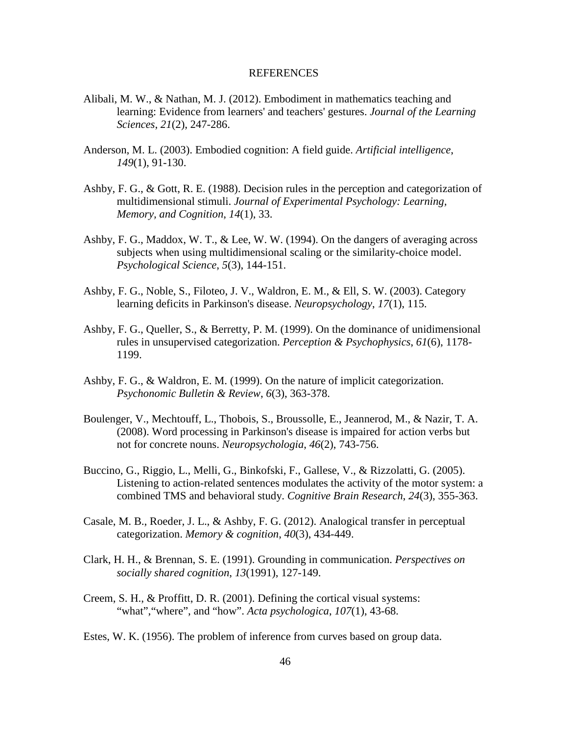# REFERENCES

Alibali, M. W., & Nathan, M. J. (2012). Embodiment in mathematics teaching and learning: Evidence from learners' and teachers' gestures. *Journal of the Learning Sciences*, *21*(2), 247-286.

Anderson, M. L. (2003). Embodied cognition: A field guide. *Artificial intelligence*, *149*(1), 91-130.

Ashby, F. G., & Gott, R. E. (1988). Decision rules in the perception and categorization of multidimensional stimuli. *Journal of Experimental Psychology: Learning, Memory, and Cognition*, *14*(1), 33.

Ashby, F. G., Maddox, W. T., & Lee, W. W. (1994). On the dangers of averaging across subjects when using multidimensional scaling or the similarity-choice model. *Psychological Science*, *5*(3), 144-151.

Ashby, F. G., Noble, S., Filoteo, J. V., Waldron, E. M., & Ell, S. W. (2003). Category learning deficits in Parkinson's disease. *Neuropsychology*, *17*(1), 115.

Ashby, F. G., Queller, S., & Berretty, P. M. (1999). On the dominance of unidimensional rules in unsupervised categorization. *Perception & Psychophysics*, *61*(6), 1178-1199.

Ashby, F. G., & Waldron, E. M. (1999). On the nature of implicit categorization. *Psychonomic Bulletin & Review*, *6*(3), 363-378.

Boulenger, V., Mechtouff, L., Thobois, S., Broussolle, E., Jeannerod, M., & Nazir, T. A. (2008). Word processing in Parkinson's disease is impaired for action verbs but not for concrete nouns. *Neuropsychologia*, *46*(2), 743-756.

Buccino, G., Riggio, L., Melli, G., Binkofski, F., Gallese, V., & Rizzolatti, G. (2005). Listening to action-related sentences modulates the activity of the motor system: a combined TMS and behavioral study. *Cognitive Brain Research*, *24*(3), 355-363.

Casale, M. B., Roeder, J. L., & Ashby, F. G. (2012). Analogical transfer in perceptual categorization. *Memory & cognition*, *40*(3), 434-449.

Clark, H. H., & Brennan, S. E. (1991). Grounding in communication. *Perspectives on socially shared cognition*, *13*(1991), 127-149.

Creem, S. H., & Proffitt, D. R. (2001). Defining the cortical visual systems: "what","where", and "how". *Acta psychologica*, *107*(1), 43-68.

Estes, W. K. (1956). The problem of inference from curves based on group data.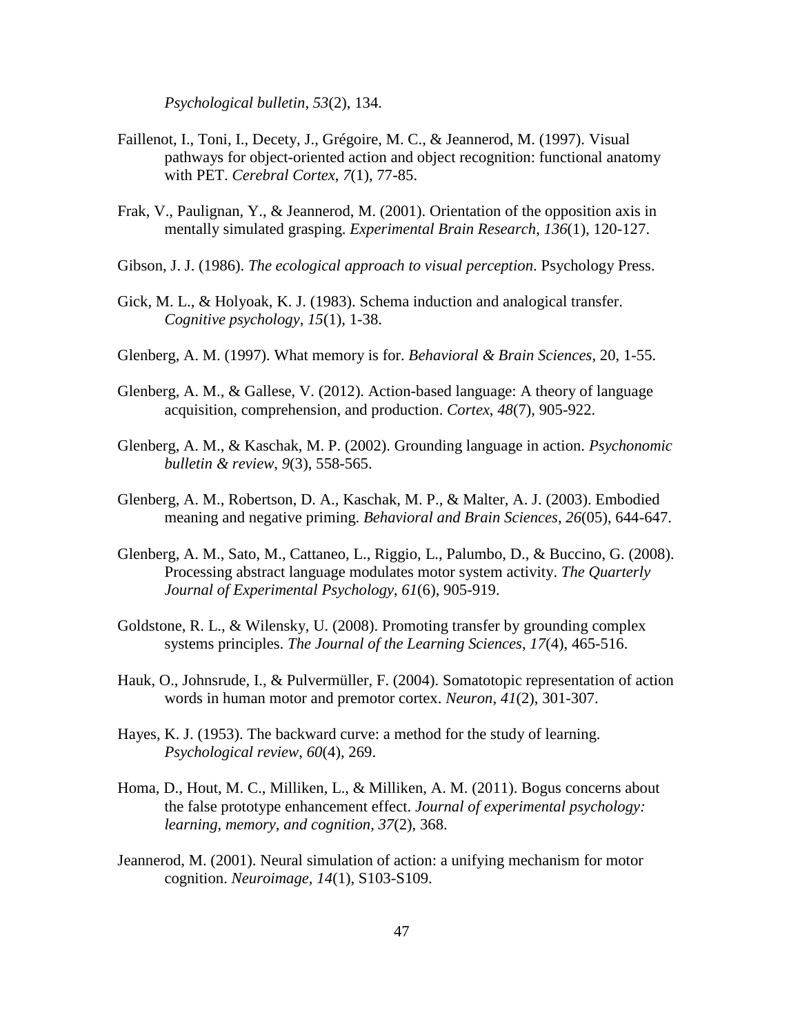*Psychological bulletin*, *53*(2), 134.

Faillenot, I., Toni, I., Decety, J., Grégoire, M. C., & Jeannerod, M. (1997). Visual pathways for object-oriented action and object recognition: functional anatomy with PET. *Cerebral Cortex*, *7*(1), 77-85.

Frak, V., Paulignan, Y., & Jeannerod, M. (2001). Orientation of the opposition axis in mentally simulated grasping. *Experimental Brain Research*, *136*(1), 120-127.

Gibson, J. J. (1986). *The ecological approach to visual perception*. Psychology Press.

Gick, M. L., & Holyoak, K. J. (1983). Schema induction and analogical transfer. *Cognitive psychology*, *15*(1), 1-38.

Glenberg, A. M. (1997). What memory is for. *Behavioral & Brain Sciences*, 20, 1-55.

Glenberg, A. M., & Gallese, V. (2012). Action-based language: A theory of language acquisition, comprehension, and production. *Cortex*, *48*(7), 905-922.

Glenberg, A. M., & Kaschak, M. P. (2002). Grounding language in action. *Psychonomic bulletin & review*, *9*(3), 558-565.

Glenberg, A. M., Robertson, D. A., Kaschak, M. P., & Malter, A. J. (2003). Embodied meaning and negative priming. *Behavioral and Brain Sciences*, *26*(05), 644-647.

Glenberg, A. M., Sato, M., Cattaneo, L., Riggio, L., Palumbo, D., & Buccino, G. (2008). Processing abstract language modulates motor system activity. *The Quarterly Journal of Experimental Psychology*, *61*(6), 905-919.

Goldstone, R. L., & Wilensky, U. (2008). Promoting transfer by grounding complex systems principles. *The Journal of the Learning Sciences*, *17*(4), 465-516.

Hauk, O., Johnsrude, I., & Pulvermüller, F. (2004). Somatotopic representation of action words in human motor and premotor cortex. *Neuron*, *41*(2), 301-307.

Hayes, K. J. (1953). The backward curve: a method for the study of learning. *Psychological review*, *60*(4), 269.

Homa, D., Hout, M. C., Milliken, L., & Milliken, A. M. (2011). Bogus concerns about the false prototype enhancement effect. *Journal of experimental psychology: learning, memory, and cognition*, *37*(2), 368.

Jeannerod, M. (2001). Neural simulation of action: a unifying mechanism for motor cognition. *Neuroimage*, *14*(1), S103-S109.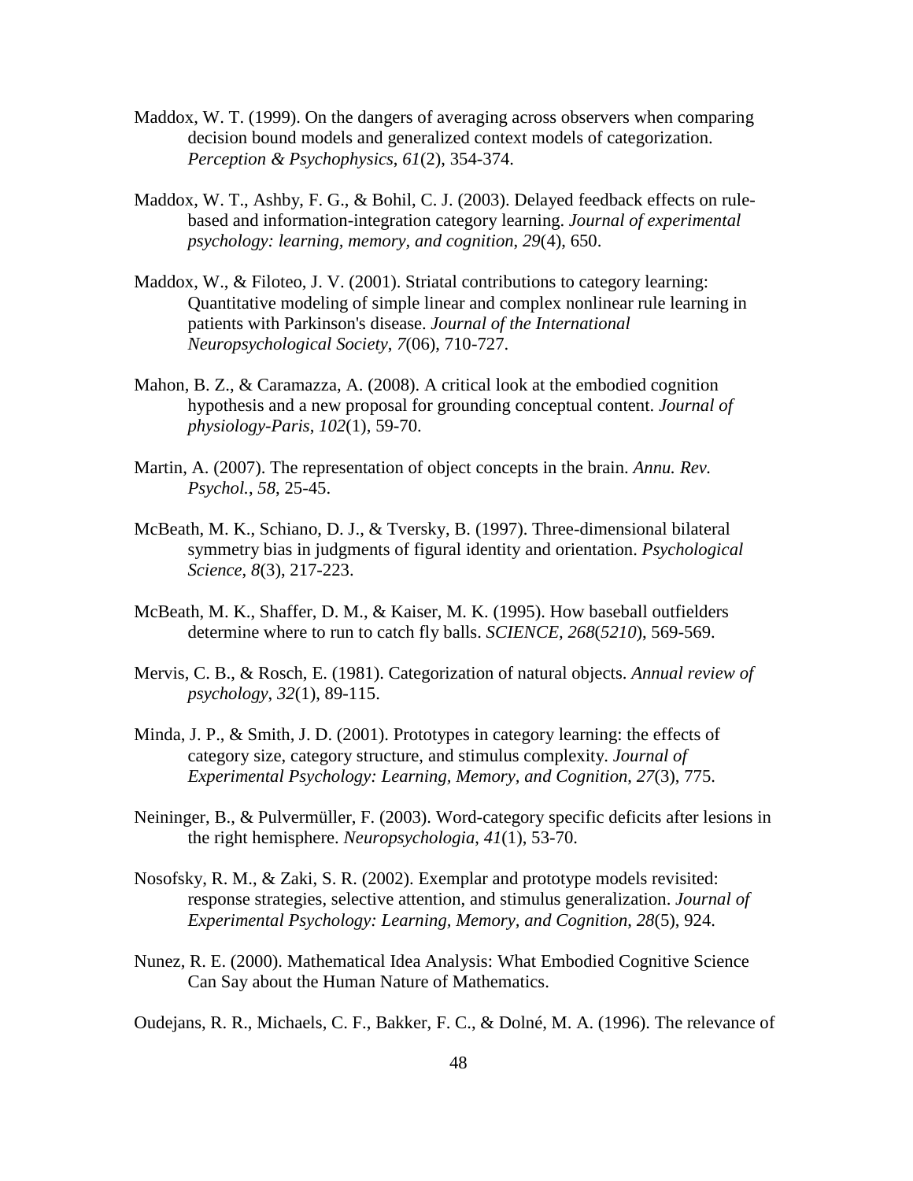Maddox, W. T. (1999). On the dangers of averaging across observers when comparing decision bound models and generalized context models of categorization. *Perception & Psychophysics*, *61*(2), 354-374.

Maddox, W. T., Ashby, F. G., & Bohil, C. J. (2003). Delayed feedback effects on rule-based and information-integration category learning. *Journal of experimental psychology: learning, memory, and cognition*, *29*(4), 650.

Maddox, W., & Filoteo, J. V. (2001). Striatal contributions to category learning: Quantitative modeling of simple linear and complex nonlinear rule learning in patients with Parkinson's disease. *Journal of the International Neuropsychological Society*, *7*(06), 710-727.

Mahon, B. Z., & Caramazza, A. (2008). A critical look at the embodied cognition hypothesis and a new proposal for grounding conceptual content. *Journal of physiology-Paris*, *102*(1), 59-70.

Martin, A. (2007). The representation of object concepts in the brain. *Annu. Rev. Psychol.*, *58*, 25-45.

McBeath, M. K., Schiano, D. J., & Tversky, B. (1997). Three-dimensional bilateral symmetry bias in judgments of figural identity and orientation. *Psychological Science*, *8*(3), 217-223.

McBeath, M. K., Shaffer, D. M., & Kaiser, M. K. (1995). How baseball outfielders determine where to run to catch fly balls. *SCIENCE*, *268*(*5210*), 569-569.

Mervis, C. B., & Rosch, E. (1981). Categorization of natural objects. *Annual review of psychology*, *32*(1), 89-115.

Minda, J. P., & Smith, J. D. (2001). Prototypes in category learning: the effects of category size, category structure, and stimulus complexity. *Journal of Experimental Psychology: Learning, Memory, and Cognition*, *27*(3), 775.

Neininger, B., & Pulvermüller, F. (2003). Word-category specific deficits after lesions in the right hemisphere. *Neuropsychologia*, *41*(1), 53-70.

Nosofsky, R. M., & Zaki, S. R. (2002). Exemplar and prototype models revisited: response strategies, selective attention, and stimulus generalization. *Journal of Experimental Psychology: Learning, Memory, and Cognition*, *28*(5), 924.

Nunez, R. E. (2000). Mathematical Idea Analysis: What Embodied Cognitive Science Can Say about the Human Nature of Mathematics.

Oudejans, R. R., Michaels, C. F., Bakker, F. C., & Dolné, M. A. (1996). The relevance of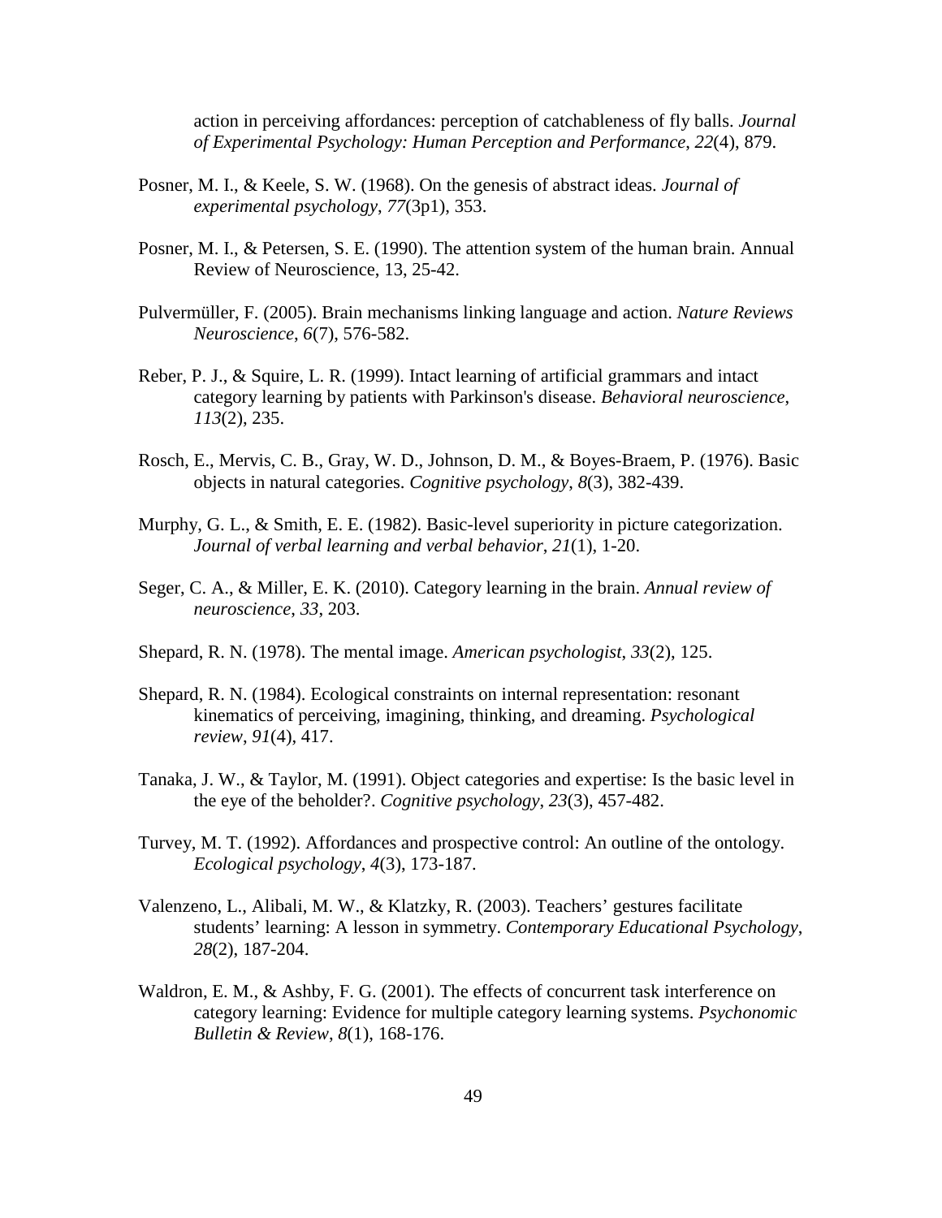action in perceiving affordances: perception of catchableness of fly balls. *Journal of Experimental Psychology: Human Perception and Performance*, *22*(4), 879.

Posner, M. I., & Keele, S. W. (1968). On the genesis of abstract ideas. *Journal of experimental psychology*, *77*(3p1), 353.

Posner, M. I., & Petersen, S. E. (1990). The attention system of the human brain. Annual Review of Neuroscience, 13, 25-42.

Pulvermüller, F. (2005). Brain mechanisms linking language and action. *Nature Reviews Neuroscience*, *6*(7), 576-582.

Reber, P. J., & Squire, L. R. (1999). Intact learning of artificial grammars and intact category learning by patients with Parkinson's disease. *Behavioral neuroscience*, *113*(2), 235.

Rosch, E., Mervis, C. B., Gray, W. D., Johnson, D. M., & Boyes-Braem, P. (1976). Basic objects in natural categories. *Cognitive psychology*, *8*(3), 382-439.

Murphy, G. L., & Smith, E. E. (1982). Basic-level superiority in picture categorization. *Journal of verbal learning and verbal behavior*, *21*(1), 1-20.

Seger, C. A., & Miller, E. K. (2010). Category learning in the brain. *Annual review of neuroscience*, *33*, 203.

Shepard, R. N. (1978). The mental image. *American psychologist*, *33*(2), 125.

Shepard, R. N. (1984). Ecological constraints on internal representation: resonant kinematics of perceiving, imagining, thinking, and dreaming. *Psychological review*, *91*(4), 417.

Tanaka, J. W., & Taylor, M. (1991). Object categories and expertise: Is the basic level in the eye of the beholder?. *Cognitive psychology*, *23*(3), 457-482.

Turvey, M. T. (1992). Affordances and prospective control: An outline of the ontology. *Ecological psychology*, *4*(3), 173-187.

Valenzeno, L., Alibali, M. W., & Klatzky, R. (2003). Teachers' gestures facilitate students' learning: A lesson in symmetry. *Contemporary Educational Psychology*, *28*(2), 187-204.

Waldron, E. M., & Ashby, F. G. (2001). The effects of concurrent task interference on category learning: Evidence for multiple category learning systems. *Psychonomic Bulletin & Review*, *8*(1), 168-176.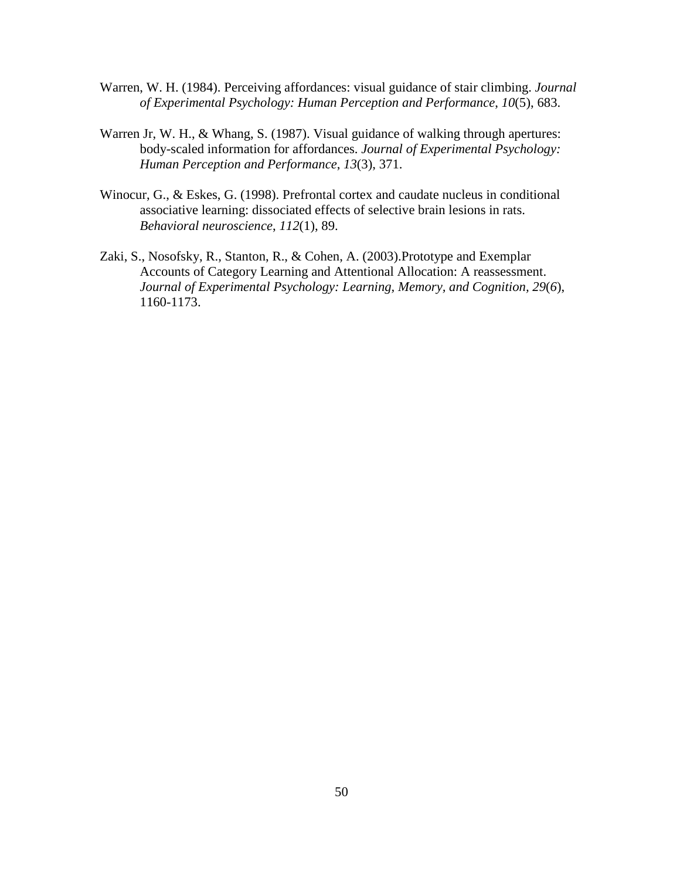Warren, W. H. (1984). Perceiving affordances: visual guidance of stair climbing. *Journal of Experimental Psychology: Human Perception and Performance*, *10*(5), 683.

Warren Jr, W. H., & Whang, S. (1987). Visual guidance of walking through apertures: body-scaled information for affordances. *Journal of Experimental Psychology: Human Perception and Performance*, *13*(3), 371.

Winocur, G., & Eskes, G. (1998). Prefrontal cortex and caudate nucleus in conditional associative learning: dissociated effects of selective brain lesions in rats. *Behavioral neuroscience*, *112*(1), 89.

Zaki, S., Nosofsky, R., Stanton, R., & Cohen, A. (2003).Prototype and Exemplar Accounts of Category Learning and Attentional Allocation: A reassessment. *Journal of Experimental Psychology: Learning, Memory, and Cognition, 29*(*6*), 1160-1173.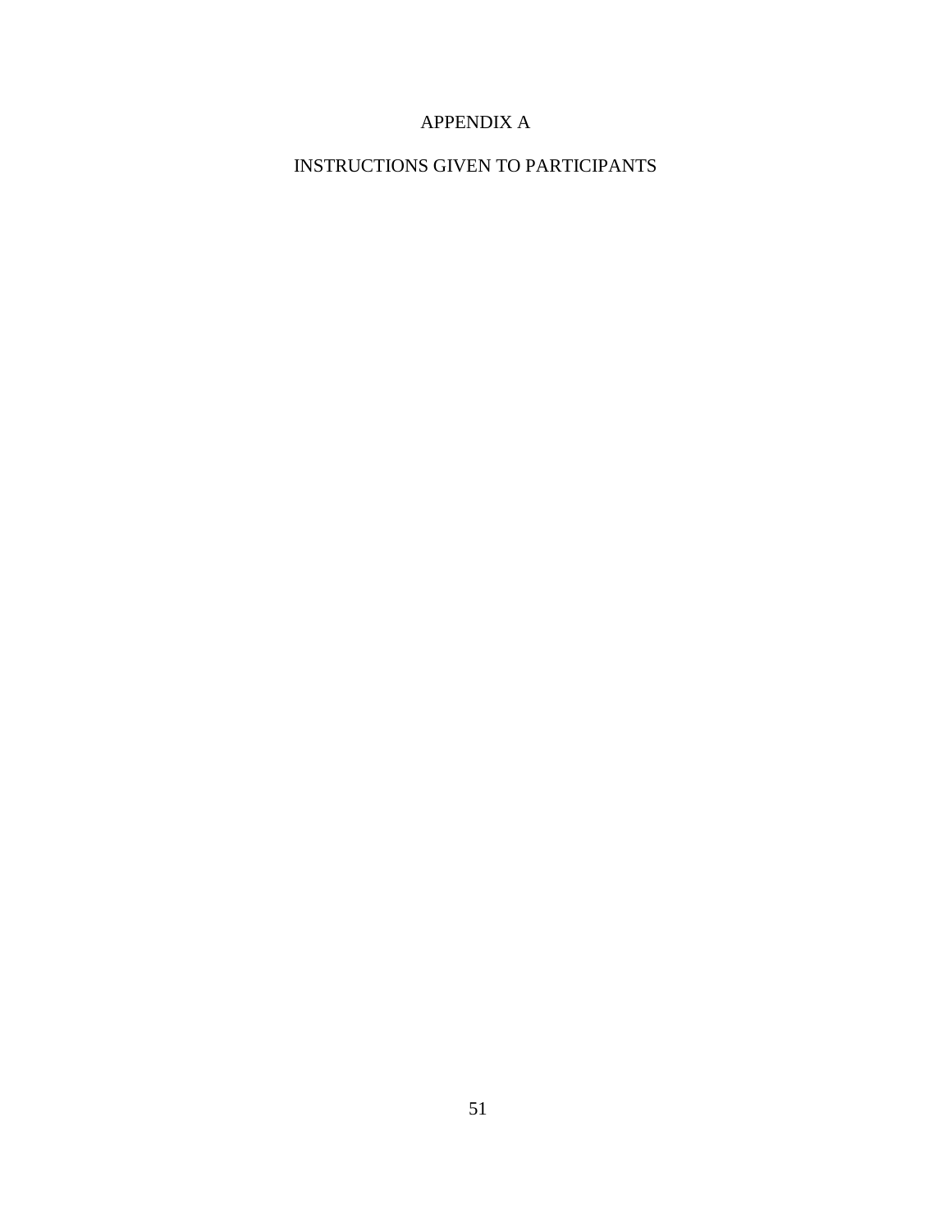# APPENDIX A

## INSTRUCTIONS GIVEN TO PARTICIPANTS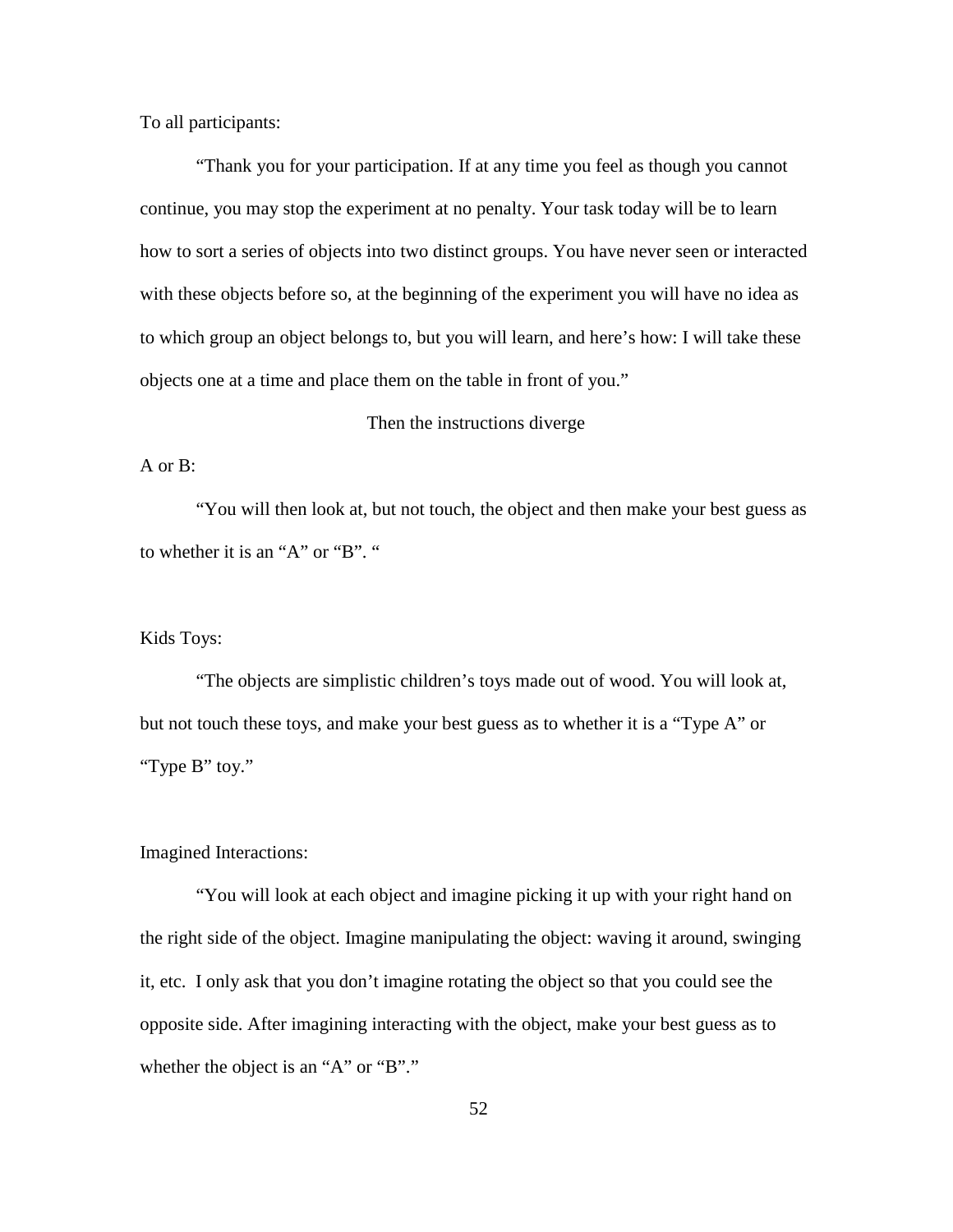To all participants:

"Thank you for your participation. If at any time you feel as though you cannot continue, you may stop the experiment at no penalty. Your task today will be to learn how to sort a series of objects into two distinct groups. You have never seen or interacted with these objects before so, at the beginning of the experiment you will have no idea as to which group an object belongs to, but you will learn, and here's how: I will take these objects one at a time and place them on the table in front of you."

Then the instructions diverge

A or B:

"You will then look at, but not touch, the object and then make your best guess as to whether it is an "A" or "B". "

Kids Toys:

"The objects are simplistic children's toys made out of wood. You will look at, but not touch these toys, and make your best guess as to whether it is a "Type A" or "Type B" toy."

Imagined Interactions:

"You will look at each object and imagine picking it up with your right hand on the right side of the object. Imagine manipulating the object: waving it around, swinging it, etc. I only ask that you don't imagine rotating the object so that you could see the opposite side. After imagining interacting with the object, make your best guess as to whether the object is an "A" or "B"."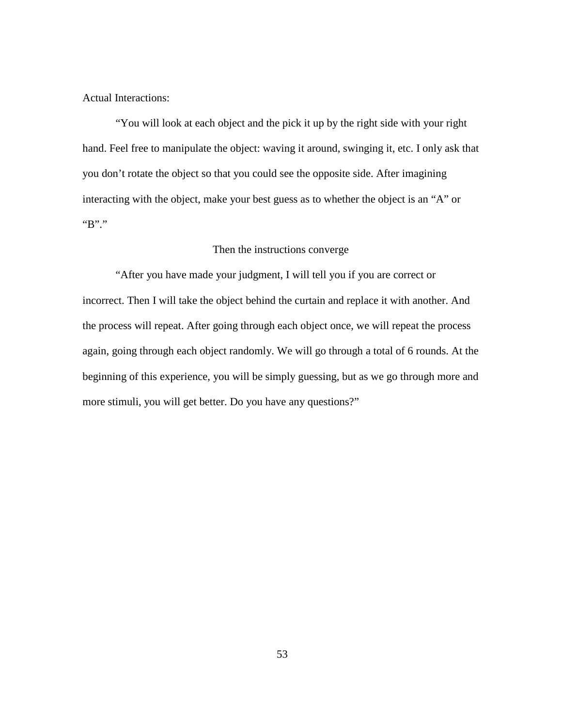Actual Interactions:

"You will look at each object and the pick it up by the right side with your right hand. Feel free to manipulate the object: waving it around, swinging it, etc. I only ask that you don't rotate the object so that you could see the opposite side. After imagining interacting with the object, make your best guess as to whether the object is an "A" or "B"."

Then the instructions converge

"After you have made your judgment, I will tell you if you are correct or incorrect. Then I will take the object behind the curtain and replace it with another. And the process will repeat. After going through each object once, we will repeat the process again, going through each object randomly. We will go through a total of 6 rounds. At the beginning of this experience, you will be simply guessing, but as we go through more and more stimuli, you will get better. Do you have any questions?"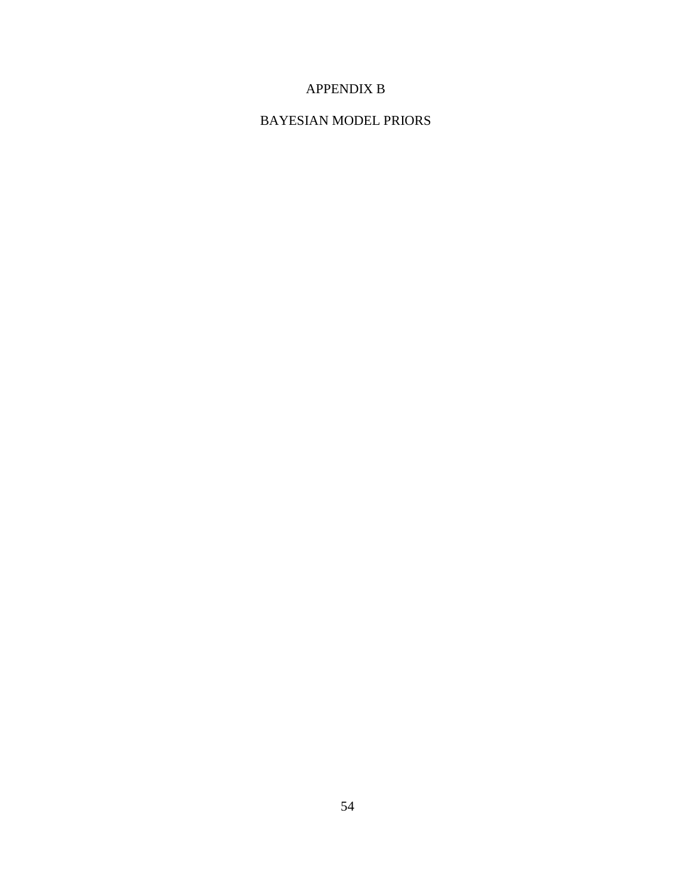# APPENDIX B

# BAYESIAN MODEL PRIORS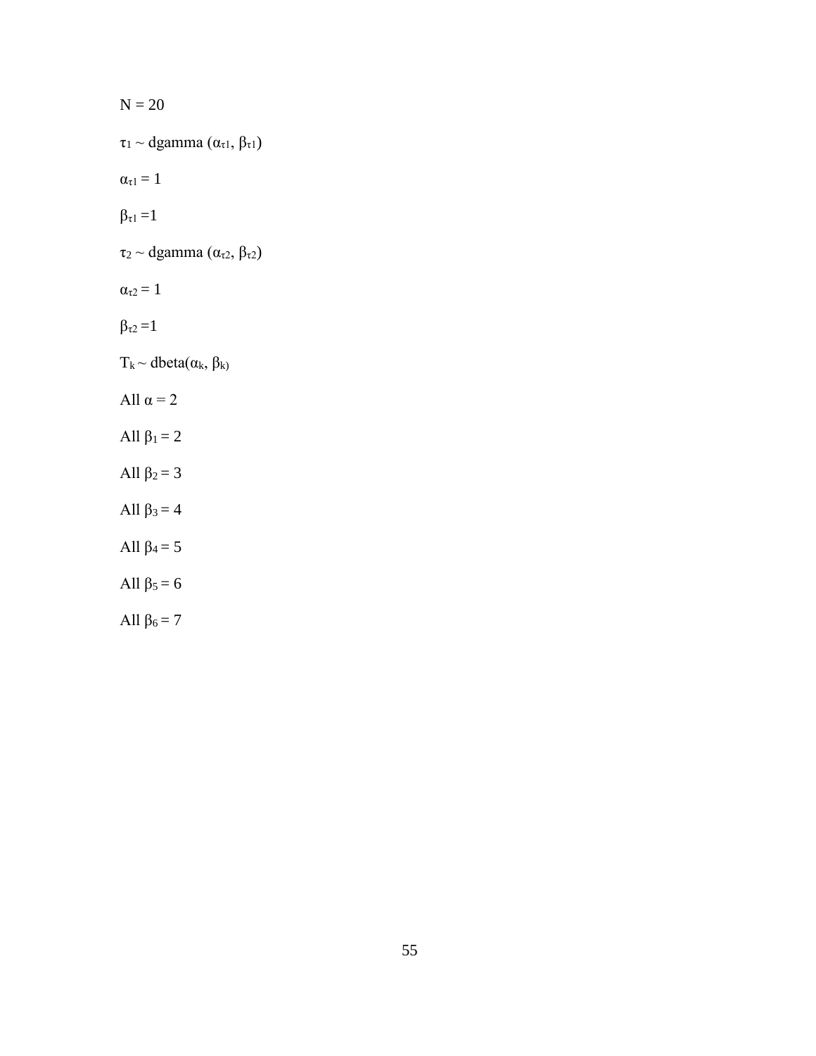$N = 20$

$\tau_1 \sim$ dgamma $(\alpha_{\tau 1}, \beta_{\tau 1})$

$\alpha_{\tau 1} = 1$

$\beta_{\tau 1} = 1$

$\tau_2 \sim$ dgamma $(\alpha_{\tau 2}, \beta_{\tau 2})$

$\alpha_{\tau 2} = 1$

$\beta_{\tau 2} = 1$

$T_k \sim$ dbeta$(\alpha_k, \beta_k)$

All $\alpha = 2$

All $\beta_1 = 2$

All $\beta_2 = 3$

All $\beta_3 = 4$

All $\beta_4 = 5$

All $\beta_5 = 6$

All $\beta_6 = 7$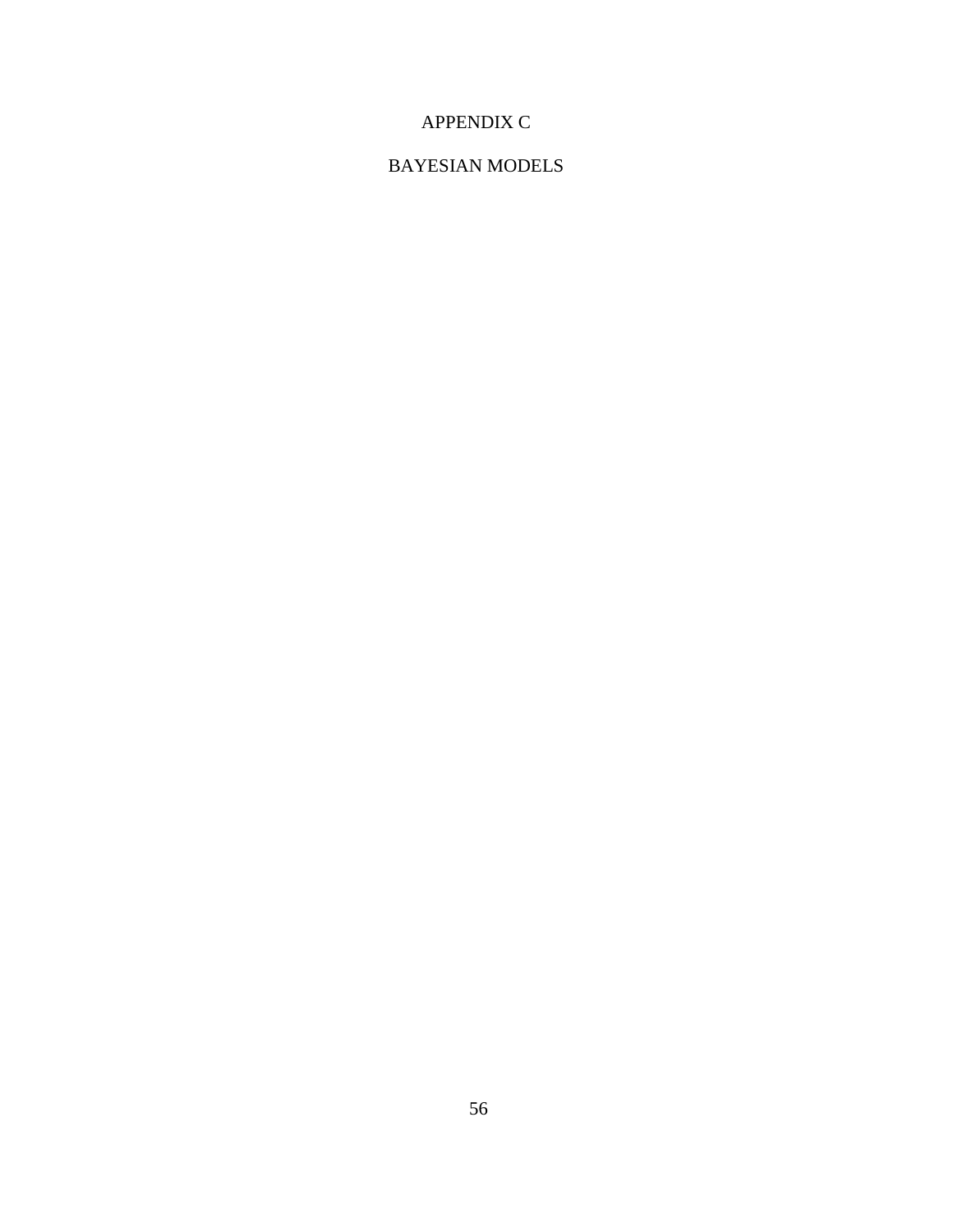# APPENDIX C

# BAYESIAN MODELS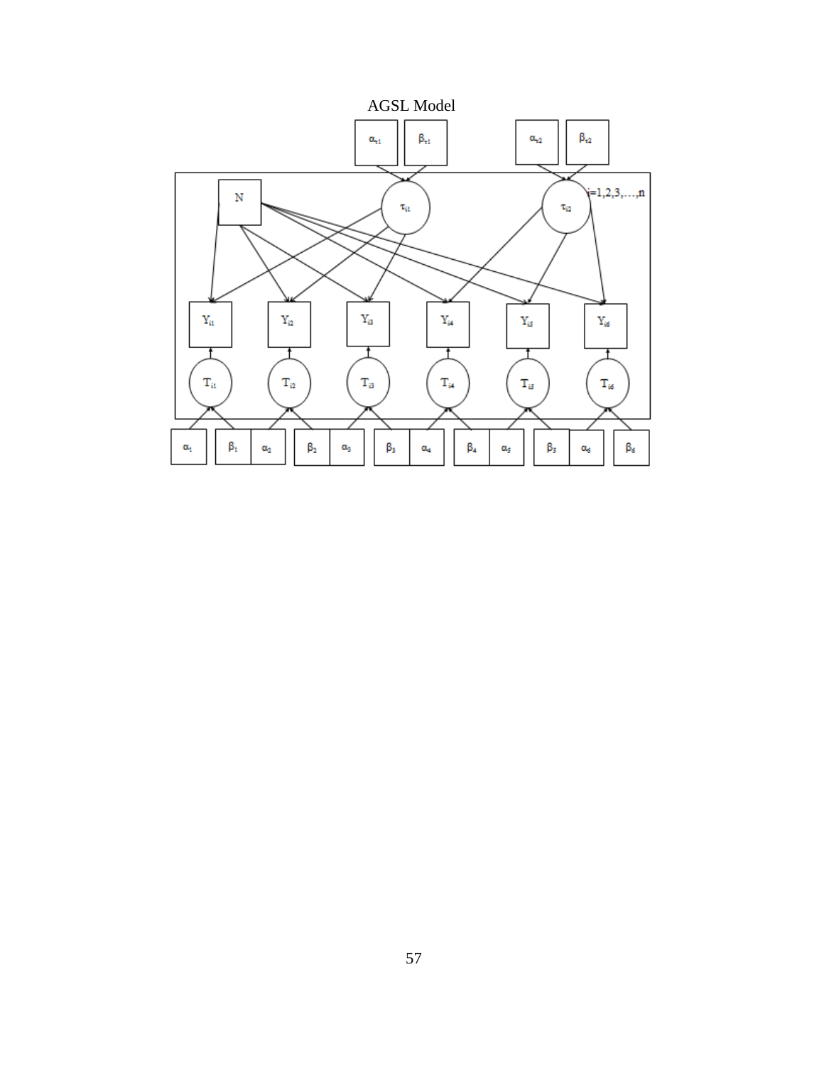AGSL Model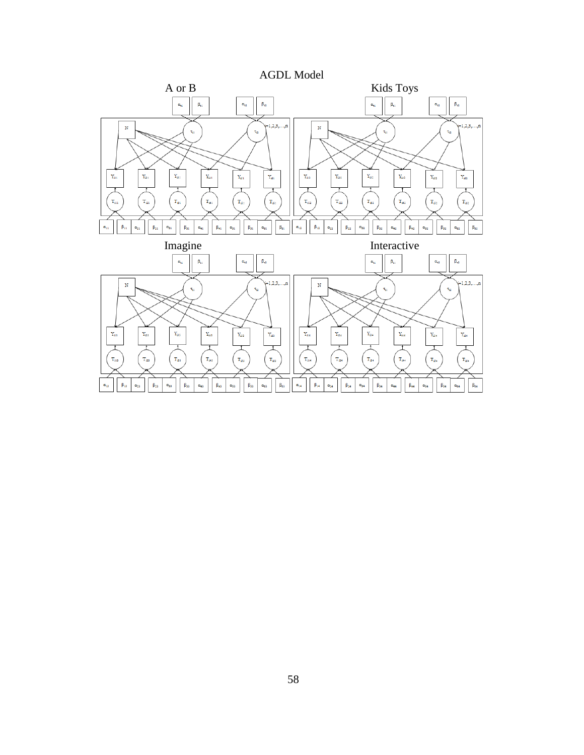# AGDL Model

A or B

Kids Toys

Imagine

Interactive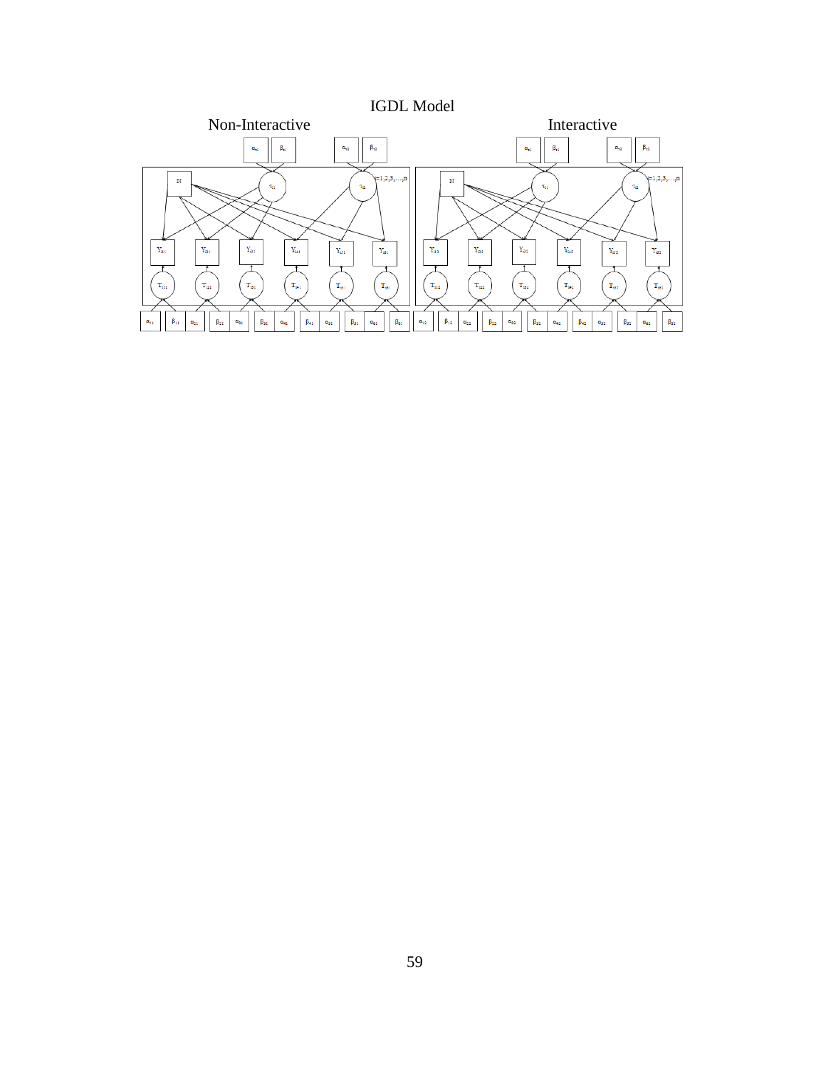IGDL Model

Non-Interactive

Interactive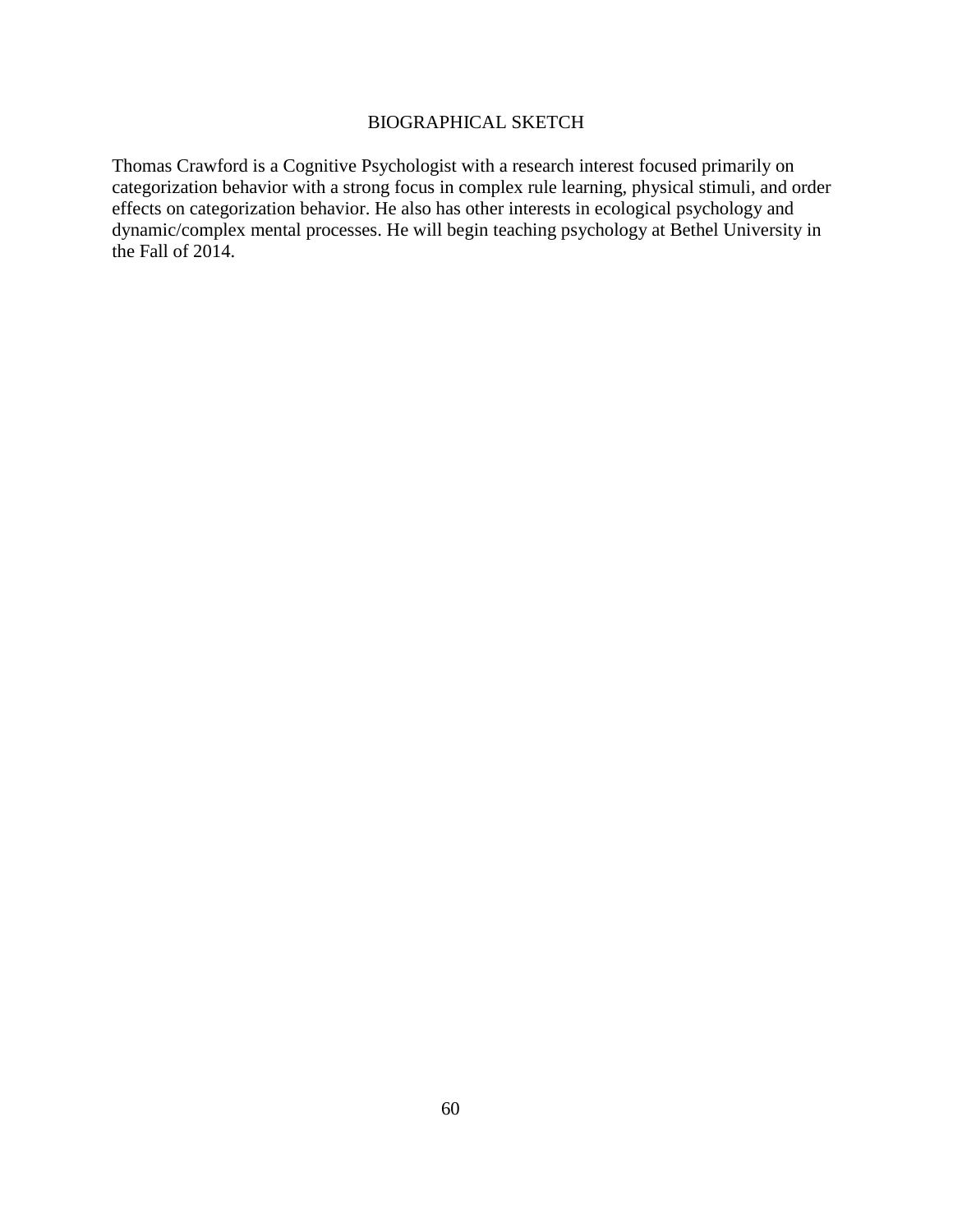# BIOGRAPHICAL SKETCH

Thomas Crawford is a Cognitive Psychologist with a research interest focused primarily on categorization behavior with a strong focus in complex rule learning, physical stimuli, and order effects on categorization behavior. He also has other interests in ecological psychology and dynamic/complex mental processes. He will begin teaching psychology at Bethel University in the Fall of 2014.